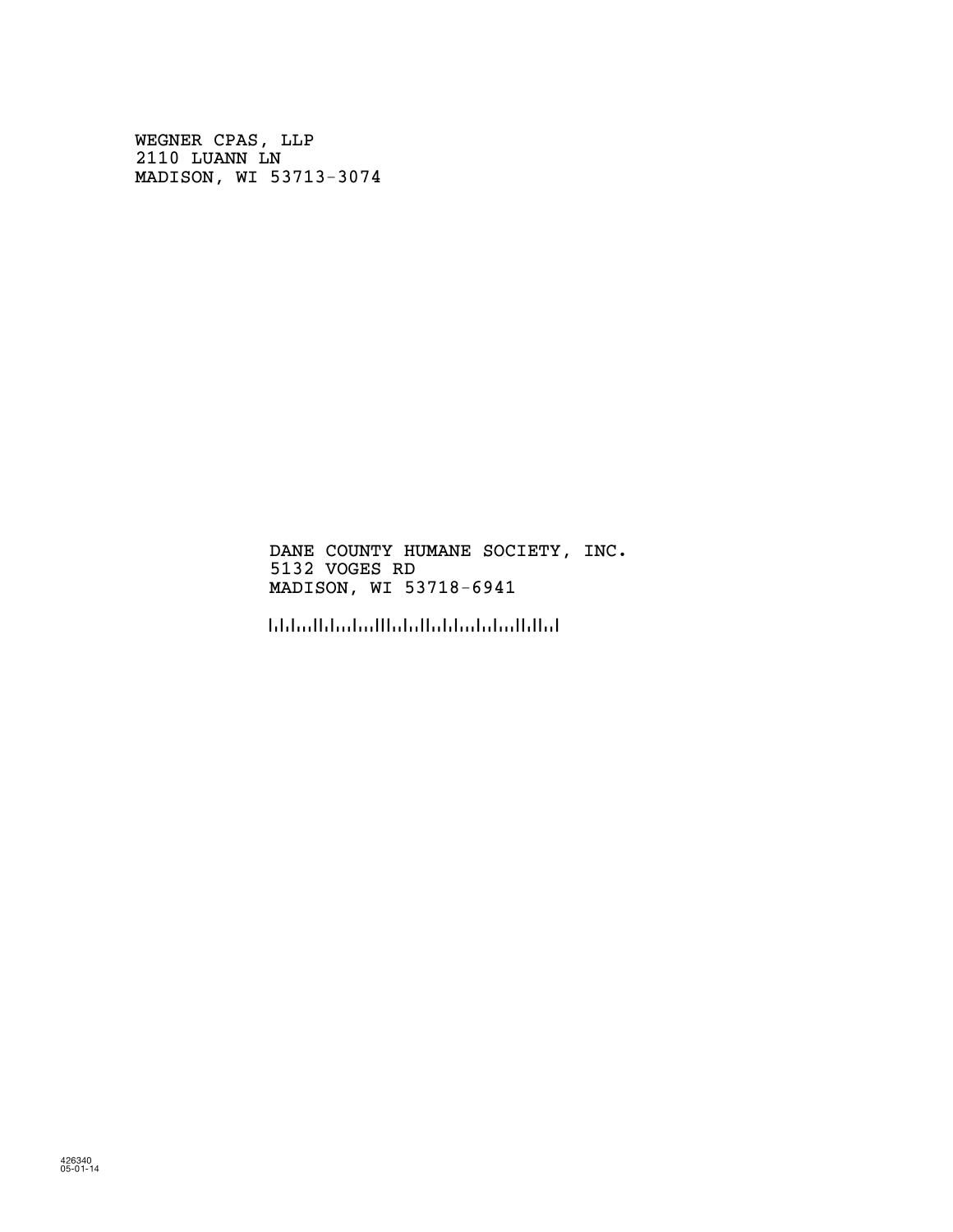WEGNER CPAS, LLP
2110 LUANN LN
MADISON, WI 53713-3074

DANE COUNTY HUMANE SOCIETY, INC.
5132 VOGES RD
MADISON, WI 53718-6941

426340
05-01-14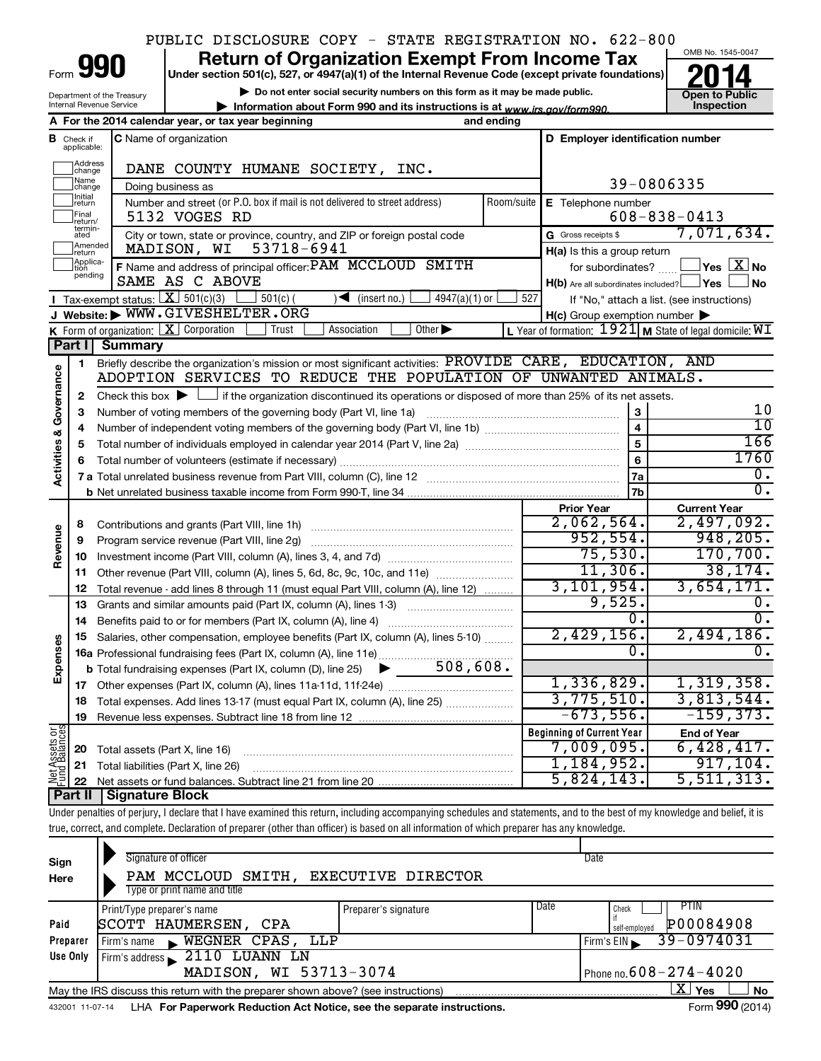PUBLIC DISCLOSURE COPY - STATE REGISTRATION NO. 622-800

# Form 990 — Return of Organization Exempt From Income Tax

Under section 501(c), 527, or 4947(a)(1) of the Internal Revenue Code (except private foundations)

▶ Do not enter social security numbers on this form as it may be made public.
▶ Information about Form 990 and its instructions is at www.irs.gov/form990.

Department of the Treasury
Internal Revenue Service

OMB No. 1545-0047

**2014**

Open to Public Inspection

**A** For the 2014 calendar year, or tax year beginning and ending

**B** Check if applicable: Address change; Name change; Initial return; Final return/terminated; Amended return; Application pending

**C** Name of organization: DANE COUNTY HUMANE SOCIETY, INC.

Doing business as

Number and street (or P.O. box if mail is not delivered to street address): 5132 VOGES RD — Room/suite

City or town, state or province, country, and ZIP or foreign postal code: MADISON, WI 53718-6941

**D** Employer identification number: 39-0806335

**E** Telephone number: 608-838-0413

**G** Gross receipts $ 7,071,634.

**F** Name and address of principal officer: PAM MCCLOUD SMITH, SAME AS C ABOVE

**H(a)** Is this a group return for subordinates? ☐ Yes ☒ No

**H(b)** Are all subordinates included? ☐ Yes ☐ No — If "No," attach a list. (see instructions)

**H(c)** Group exemption number ▶

**I** Tax-exempt status: ☒ 501(c)(3) ☐ 501(c) ( ) ◀ (insert no.) ☐ 4947(a)(1) or ☐ 527

**J** Website: ▶ WWW.GIVESHELTER.ORG

**K** Form of organization: ☒ Corporation ☐ Trust ☐ Association ☐ Other ▶

**L** Year of formation: 1921 **M** State of legal domicile: WI

## Part I Summary

**Activities & Governance**

1. Briefly describe the organization's mission or most significant activities: PROVIDE CARE, EDUCATION, AND ADOPTION SERVICES TO REDUCE THE POPULATION OF UNWANTED ANIMALS.
2. Check this box ▶ ☐ if the organization discontinued its operations or disposed of more than 25% of its net assets.

| Line | Description | Box | Value |
|---|---|---|---|
| 3 | Number of voting members of the governing body (Part VI, line 1a) | 3 | 10 |
| 4 | Number of independent voting members of the governing body (Part VI, line 1b) | 4 | 10 |
| 5 | Total number of individuals employed in calendar year 2014 (Part V, line 2a) | 5 | 166 |
| 6 | Total number of volunteers (estimate if necessary) | 6 | 1760 |
| 7a | Total unrelated business revenue from Part VIII, column (C), line 12 | 7a | 0. |
| 7b | Net unrelated business taxable income from Form 990-T, line 34 | 7b | 0. |

| | Line | Description | Prior Year | Current Year |
|---|---|---|---|---|
| Revenue | 8 | Contributions and grants (Part VIII, line 1h) | 2,062,564. | 2,497,092. |
| | 9 | Program service revenue (Part VIII, line 2g) | 952,554. | 948,205. |
| | 10 | Investment income (Part VIII, column (A), lines 3, 4, and 7d) | 75,530. | 170,700. |
| | 11 | Other revenue (Part VIII, column (A), lines 5, 6d, 8c, 9c, 10c, and 11e) | 11,306. | 38,174. |
| | 12 | Total revenue - add lines 8 through 11 (must equal Part VIII, column (A), line 12) | 3,101,954. | 3,654,171. |
| Expenses | 13 | Grants and similar amounts paid (Part IX, column (A), lines 1-3) | 9,525. | 0. |
| | 14 | Benefits paid to or for members (Part IX, column (A), line 4) | 0. | 0. |
| | 15 | Salaries, other compensation, employee benefits (Part IX, column (A), lines 5-10) | 2,429,156. | 2,494,186. |
| | 16a | Professional fundraising fees (Part IX, column (A), line 11e) | 0. | 0. |
| | b | Total fundraising expenses (Part IX, column (D), line 25) ▶ 508,608. | | |
| | 17 | Other expenses (Part IX, column (A), lines 11a-11d, 11f-24e) | 1,336,829. | 1,319,358. |
| | 18 | Total expenses. Add lines 13-17 (must equal Part IX, column (A), line 25) | 3,775,510. | 3,813,544. |
| | 19 | Revenue less expenses. Subtract line 18 from line 12 | -673,556. | -159,373. |

| | Line | Description | Beginning of Current Year | End of Year |
|---|---|---|---|---|
| Net Assets or Fund Balances | 20 | Total assets (Part X, line 16) | 7,009,095. | 6,428,417. |
| | 21 | Total liabilities (Part X, line 26) | 1,184,952. | 917,104. |
| | 22 | Net assets or fund balances. Subtract line 21 from line 20 | 5,824,143. | 5,511,313. |

## Part II Signature Block

Under penalties of perjury, I declare that I have examined this return, including accompanying schedules and statements, and to the best of my knowledge and belief, it is true, correct, and complete. Declaration of preparer (other than officer) is based on all information of which preparer has any knowledge.

**Sign Here**

Signature of officer — Date

PAM MCCLOUD SMITH, EXECUTIVE DIRECTOR
Type or print name and title

**Paid Preparer Use Only**

| Print/Type preparer's name | Preparer's signature | Date | Check if self-employed | PTIN |
|---|---|---|---|---|
| SCOTT HAUMERSEN, CPA | | | ☐ | P00084908 |

Firm's name ▶ WEGNER CPAS, LLP — Firm's EIN ▶ 39-0974031

Firm's address ▶ 2110 LUANN LN, MADISON, WI 53713-3074 — Phone no. 608-274-4020

May the IRS discuss this return with the preparer shown above? (see instructions) ☒ Yes ☐ No

432001 11-07-14 LHA For Paperwork Reduction Act Notice, see the separate instructions. Form **990** (2014)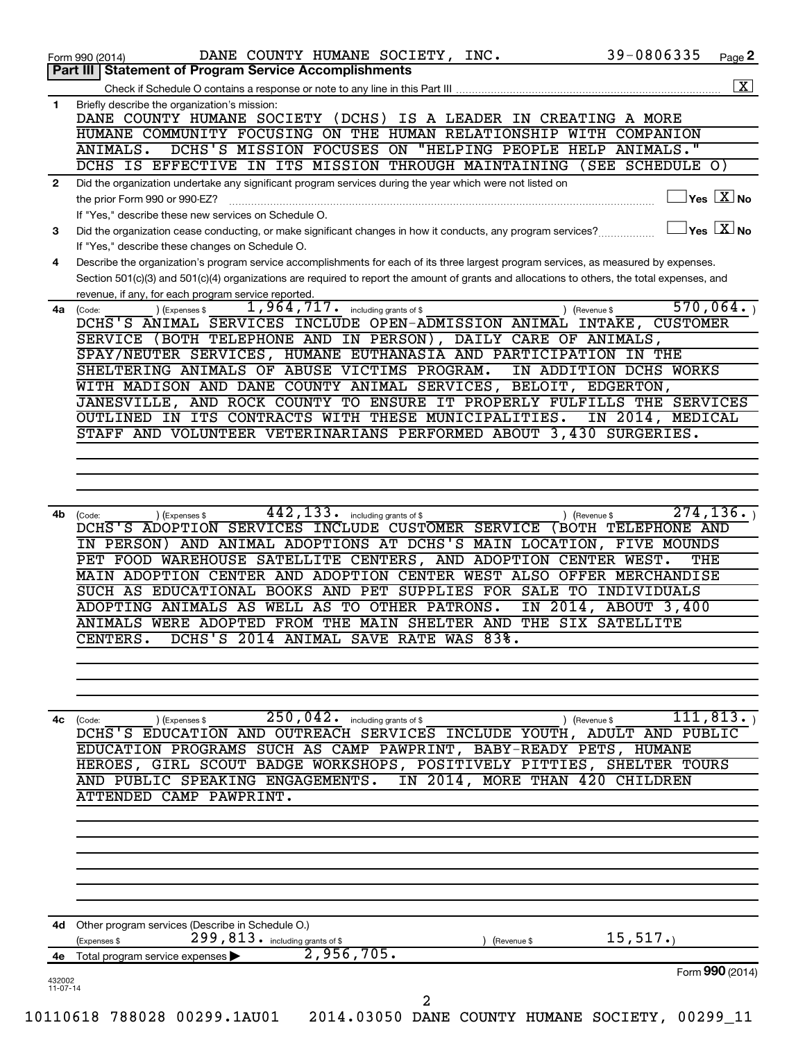Form 990 (2014) DANE COUNTY HUMANE SOCIETY, INC. 39-0806335 Page **2**

## Part III | Statement of Program Service Accomplishments

Check if Schedule O contains a response or note to any line in this Part III ..... [X]

**1** Briefly describe the organization's mission:

DANE COUNTY HUMANE SOCIETY (DCHS) IS A LEADER IN CREATING A MORE HUMANE COMMUNITY FOCUSING ON THE HUMAN RELATIONSHIP WITH COMPANION ANIMALS. DCHS'S MISSION FOCUSES ON "HELPING PEOPLE HELP ANIMALS." DCHS IS EFFECTIVE IN ITS MISSION THROUGH MAINTAINING (SEE SCHEDULE O)

**2** Did the organization undertake any significant program services during the year which were not listed on the prior Form 990 or 990-EZ? ..... [ ] Yes [X] No

If "Yes," describe these new services on Schedule O.

**3** Did the organization cease conducting, or make significant changes in how it conducts, any program services? ..... [ ] Yes [X] No

If "Yes," describe these changes on Schedule O.

**4** Describe the organization's program service accomplishments for each of its three largest program services, as measured by expenses. Section 501(c)(3) and 501(c)(4) organizations are required to report the amount of grants and allocations to others, the total expenses, and revenue, if any, for each program service reported.

**4a** (Code: ) (Expenses $ 1,964,717. including grants of $ ) (Revenue $ 570,064. )

DCHS'S ANIMAL SERVICES INCLUDE OPEN-ADMISSION ANIMAL INTAKE, CUSTOMER SERVICE (BOTH TELEPHONE AND IN PERSON), DAILY CARE OF ANIMALS, SPAY/NEUTER SERVICES, HUMANE EUTHANASIA AND PARTICIPATION IN THE SHELTERING ANIMALS OF ABUSE VICTIMS PROGRAM. IN ADDITION DCHS WORKS WITH MADISON AND DANE COUNTY ANIMAL SERVICES, BELOIT, EDGERTON, JANESVILLE, AND ROCK COUNTY TO ENSURE IT PROPERLY FULFILLS THE SERVICES OUTLINED IN ITS CONTRACTS WITH THESE MUNICIPALITIES. IN 2014, MEDICAL STAFF AND VOLUNTEER VETERINARIANS PERFORMED ABOUT 3,430 SURGERIES.

**4b** (Code: ) (Expenses $ 442,133. including grants of $ ) (Revenue $ 274,136. )

DCHS'S ADOPTION SERVICES INCLUDE CUSTOMER SERVICE (BOTH TELEPHONE AND IN PERSON) AND ANIMAL ADOPTIONS AT DCHS'S MAIN LOCATION, FIVE MOUNDS PET FOOD WAREHOUSE SATELLITE CENTERS, AND ADOPTION CENTER WEST. THE MAIN ADOPTION CENTER AND ADOPTION CENTER WEST ALSO OFFER MERCHANDISE SUCH AS EDUCATIONAL BOOKS AND PET SUPPLIES FOR SALE TO INDIVIDUALS ADOPTING ANIMALS AS WELL AS TO OTHER PATRONS. IN 2014, ABOUT 3,400 ANIMALS WERE ADOPTED FROM THE MAIN SHELTER AND THE SIX SATELLITE CENTERS. DCHS'S 2014 ANIMAL SAVE RATE WAS 83%.

**4c** (Code: ) (Expenses $ 250,042. including grants of $ ) (Revenue $ 111,813. )

DCHS'S EDUCATION AND OUTREACH SERVICES INCLUDE YOUTH, ADULT AND PUBLIC EDUCATION PROGRAMS SUCH AS CAMP PAWPRINT, BABY-READY PETS, HUMANE HEROES, GIRL SCOUT BADGE WORKSHOPS, POSITIVELY PITTIES, SHELTER TOURS AND PUBLIC SPEAKING ENGAGEMENTS. IN 2014, MORE THAN 420 CHILDREN ATTENDED CAMP PAWPRINT.

**4d** Other program services (Describe in Schedule O.)

(Expenses $ 299,813. including grants of $ ) (Revenue $ 15,517.)

**4e** Total program service expenses ▶ 2,956,705.

Form **990** (2014)

432002 11-07-14

10110618 788028 00299.1AU01 2014.03050 DANE COUNTY HUMANE SOCIETY, 00299_11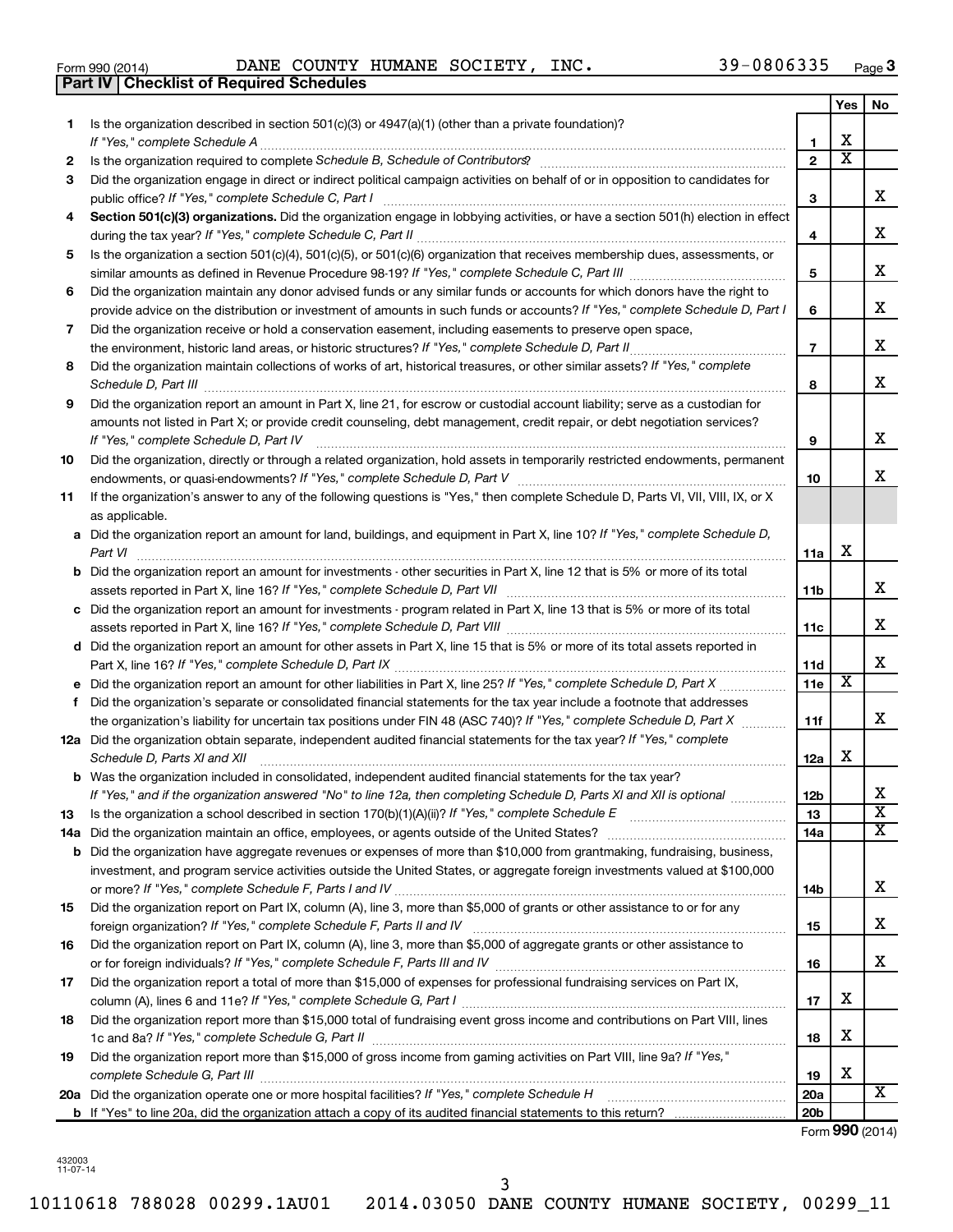Form 990 (2014) DANE COUNTY HUMANE SOCIETY, INC. 39-0806335 Page 3

**Part IV | Checklist of Required Schedules**

| | | | Yes | No |
|---|---|---|---|---|
| 1 | Is the organization described in section 501(c)(3) or 4947(a)(1) (other than a private foundation)? *If "Yes," complete Schedule A* | 1 | X | |
| 2 | Is the organization required to complete *Schedule B, Schedule of Contributors*? | 2 | X | |
| 3 | Did the organization engage in direct or indirect political campaign activities on behalf of or in opposition to candidates for public office? *If "Yes," complete Schedule C, Part I* | 3 | | X |
| 4 | **Section 501(c)(3) organizations.** Did the organization engage in lobbying activities, or have a section 501(h) election in effect during the tax year? *If "Yes," complete Schedule C, Part II* | 4 | | X |
| 5 | Is the organization a section 501(c)(4), 501(c)(5), or 501(c)(6) organization that receives membership dues, assessments, or similar amounts as defined in Revenue Procedure 98-19? *If "Yes," complete Schedule C, Part III* | 5 | | X |
| 6 | Did the organization maintain any donor advised funds or any similar funds or accounts for which donors have the right to provide advice on the distribution or investment of amounts in such funds or accounts? *If "Yes," complete Schedule D, Part I* | 6 | | X |
| 7 | Did the organization receive or hold a conservation easement, including easements to preserve open space, the environment, historic land areas, or historic structures? *If "Yes," complete Schedule D, Part II* | 7 | | X |
| 8 | Did the organization maintain collections of works of art, historical treasures, or other similar assets? *If "Yes," complete Schedule D, Part III* | 8 | | X |
| 9 | Did the organization report an amount in Part X, line 21, for escrow or custodial account liability; serve as a custodian for amounts not listed in Part X; or provide credit counseling, debt management, credit repair, or debt negotiation services? *If "Yes," complete Schedule D, Part IV* | 9 | | X |
| 10 | Did the organization, directly or through a related organization, hold assets in temporarily restricted endowments, permanent endowments, or quasi-endowments? *If "Yes," complete Schedule D, Part V* | 10 | | X |
| 11 | If the organization's answer to any of the following questions is "Yes," then complete Schedule D, Parts VI, VII, VIII, IX, or X as applicable. | | | |
| a | Did the organization report an amount for land, buildings, and equipment in Part X, line 10? *If "Yes," complete Schedule D, Part VI* | 11a | X | |
| b | Did the organization report an amount for investments - other securities in Part X, line 12 that is 5% or more of its total assets reported in Part X, line 16? *If "Yes," complete Schedule D, Part VII* | 11b | | X |
| c | Did the organization report an amount for investments - program related in Part X, line 13 that is 5% or more of its total assets reported in Part X, line 16? *If "Yes," complete Schedule D, Part VIII* | 11c | | X |
| d | Did the organization report an amount for other assets in Part X, line 15 that is 5% or more of its total assets reported in Part X, line 16? *If "Yes," complete Schedule D, Part IX* | 11d | | X |
| e | Did the organization report an amount for other liabilities in Part X, line 25? *If "Yes," complete Schedule D, Part X* | 11e | X | |
| f | Did the organization's separate or consolidated financial statements for the tax year include a footnote that addresses the organization's liability for uncertain tax positions under FIN 48 (ASC 740)? *If "Yes," complete Schedule D, Part X* | 11f | | X |
| 12a | Did the organization obtain separate, independent audited financial statements for the tax year? *If "Yes," complete Schedule D, Parts XI and XII* | 12a | X | |
| b | Was the organization included in consolidated, independent audited financial statements for the tax year? *If "Yes," and if the organization answered "No" to line 12a, then completing Schedule D, Parts XI and XII is optional* | 12b | | X |
| 13 | Is the organization a school described in section 170(b)(1)(A)(ii)? *If "Yes," complete Schedule E* | 13 | | X |
| 14a | Did the organization maintain an office, employees, or agents outside of the United States? | 14a | | X |
| b | Did the organization have aggregate revenues or expenses of more than $10,000 from grantmaking, fundraising, business, investment, and program service activities outside the United States, or aggregate foreign investments valued at $100,000 or more? *If "Yes," complete Schedule F, Parts I and IV* | 14b | | X |
| 15 | Did the organization report on Part IX, column (A), line 3, more than $5,000 of grants or other assistance to or for any foreign organization? *If "Yes," complete Schedule F, Parts II and IV* | 15 | | X |
| 16 | Did the organization report on Part IX, column (A), line 3, more than $5,000 of aggregate grants or other assistance to or for foreign individuals? *If "Yes," complete Schedule F, Parts III and IV* | 16 | | X |
| 17 | Did the organization report a total of more than $15,000 of expenses for professional fundraising services on Part IX, column (A), lines 6 and 11e? *If "Yes," complete Schedule G, Part I* | 17 | X | |
| 18 | Did the organization report more than $15,000 total of fundraising event gross income and contributions on Part VIII, lines 1c and 8a? *If "Yes," complete Schedule G, Part II* | 18 | X | |
| 19 | Did the organization report more than $15,000 of gross income from gaming activities on Part VIII, line 9a? *If "Yes," complete Schedule G, Part III* | 19 | X | |
| 20a | Did the organization operate one or more hospital facilities? *If "Yes," complete Schedule H* | 20a | | X |
| b | If "Yes" to line 20a, did the organization attach a copy of its audited financial statements to this return? | 20b | | |

Form **990** (2014)

432003 11-07-14

10110618 788028 00299.1AU01 2014.03050 DANE COUNTY HUMANE SOCIETY, 00299_11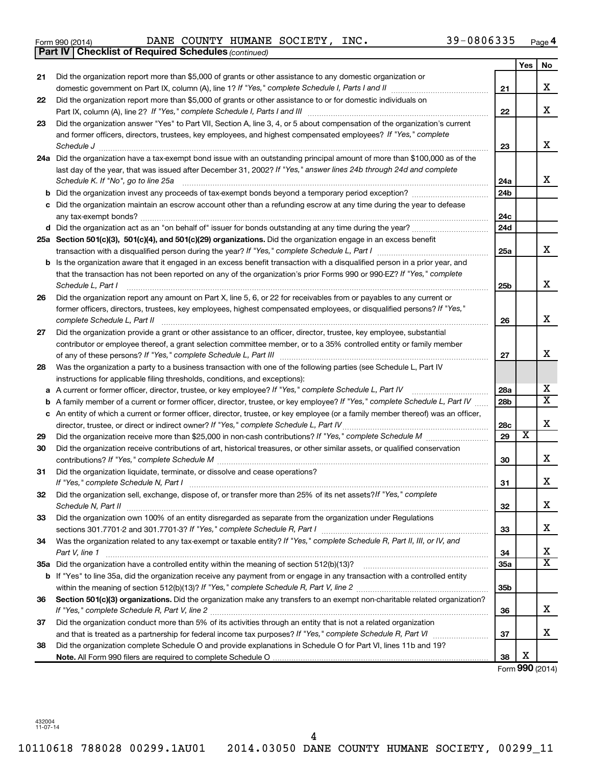Form 990 (2014) DANE COUNTY HUMANE SOCIETY, INC. 39-0806335 Page 4

**Part IV | Checklist of Required Schedules** *(continued)*

| | | | Yes | No |
|---|---|---|---|---|
| 21 | Did the organization report more than $5,000 of grants or other assistance to any domestic organization or domestic government on Part IX, column (A), line 1? *If "Yes," complete Schedule I, Parts I and II* | 21 | | X |
| 22 | Did the organization report more than $5,000 of grants or other assistance to or for domestic individuals on Part IX, column (A), line 2? *If "Yes," complete Schedule I, Parts I and III* | 22 | | X |
| 23 | Did the organization answer "Yes" to Part VII, Section A, line 3, 4, or 5 about compensation of the organization's current and former officers, directors, trustees, key employees, and highest compensated employees? *If "Yes," complete Schedule J* | 23 | | X |
| 24a | Did the organization have a tax-exempt bond issue with an outstanding principal amount of more than $100,000 as of the last day of the year, that was issued after December 31, 2002? *If "Yes," answer lines 24b through 24d and complete Schedule K. If "No", go to line 25a* | 24a | | X |
| b | Did the organization invest any proceeds of tax-exempt bonds beyond a temporary period exception? | 24b | | |
| c | Did the organization maintain an escrow account other than a refunding escrow at any time during the year to defease any tax-exempt bonds? | 24c | | |
| d | Did the organization act as an "on behalf of" issuer for bonds outstanding at any time during the year? | 24d | | |
| 25a | **Section 501(c)(3), 501(c)(4), and 501(c)(29) organizations.** Did the organization engage in an excess benefit transaction with a disqualified person during the year? *If "Yes," complete Schedule L, Part I* | 25a | | X |
| b | Is the organization aware that it engaged in an excess benefit transaction with a disqualified person in a prior year, and that the transaction has not been reported on any of the organization's prior Forms 990 or 990-EZ? *If "Yes," complete Schedule L, Part I* | 25b | | X |
| 26 | Did the organization report any amount on Part X, line 5, 6, or 22 for receivables from or payables to any current or former officers, directors, trustees, key employees, highest compensated employees, or disqualified persons? *If "Yes," complete Schedule L, Part II* | 26 | | X |
| 27 | Did the organization provide a grant or other assistance to an officer, director, trustee, key employee, substantial contributor or employee thereof, a grant selection committee member, or to a 35% controlled entity or family member of any of these persons? *If "Yes," complete Schedule L, Part III* | 27 | | X |
| 28 | Was the organization a party to a business transaction with one of the following parties (see Schedule L, Part IV instructions for applicable filing thresholds, conditions, and exceptions): | | | |
| a | A current or former officer, director, trustee, or key employee? *If "Yes," complete Schedule L, Part IV* | 28a | | X |
| b | A family member of a current or former officer, director, trustee, or key employee? *If "Yes," complete Schedule L, Part IV* | 28b | | X |
| c | An entity of which a current or former officer, director, trustee, or key employee (or a family member thereof) was an officer, director, trustee, or direct or indirect owner? *If "Yes," complete Schedule L, Part IV* | 28c | | X |
| 29 | Did the organization receive more than $25,000 in non-cash contributions? *If "Yes," complete Schedule M* | 29 | X | |
| 30 | Did the organization receive contributions of art, historical treasures, or other similar assets, or qualified conservation contributions? *If "Yes," complete Schedule M* | 30 | | X |
| 31 | Did the organization liquidate, terminate, or dissolve and cease operations? *If "Yes," complete Schedule N, Part I* | 31 | | X |
| 32 | Did the organization sell, exchange, dispose of, or transfer more than 25% of its net assets? *If "Yes," complete Schedule N, Part II* | 32 | | X |
| 33 | Did the organization own 100% of an entity disregarded as separate from the organization under Regulations sections 301.7701-2 and 301.7701-3? *If "Yes," complete Schedule R, Part I* | 33 | | X |
| 34 | Was the organization related to any tax-exempt or taxable entity? *If "Yes," complete Schedule R, Part II, III, or IV, and Part V, line 1* | 34 | | X |
| 35a | Did the organization have a controlled entity within the meaning of section 512(b)(13)? | 35a | | X |
| b | If "Yes" to line 35a, did the organization receive any payment from or engage in any transaction with a controlled entity within the meaning of section 512(b)(13)? *If "Yes," complete Schedule R, Part V, line 2* | 35b | | |
| 36 | **Section 501(c)(3) organizations.** Did the organization make any transfers to an exempt non-charitable related organization? *If "Yes," complete Schedule R, Part V, line 2* | 36 | | X |
| 37 | Did the organization conduct more than 5% of its activities through an entity that is not a related organization and that is treated as a partnership for federal income tax purposes? *If "Yes," complete Schedule R, Part VI* | 37 | | X |
| 38 | Did the organization complete Schedule O and provide explanations in Schedule O for Part VI, lines 11b and 19? **Note.** All Form 990 filers are required to complete Schedule O | 38 | X | |

Form **990** (2014)

432004 11-07-14

10110618 788028 00299.1AU01 2014.03050 DANE COUNTY HUMANE SOCIETY, 00299_11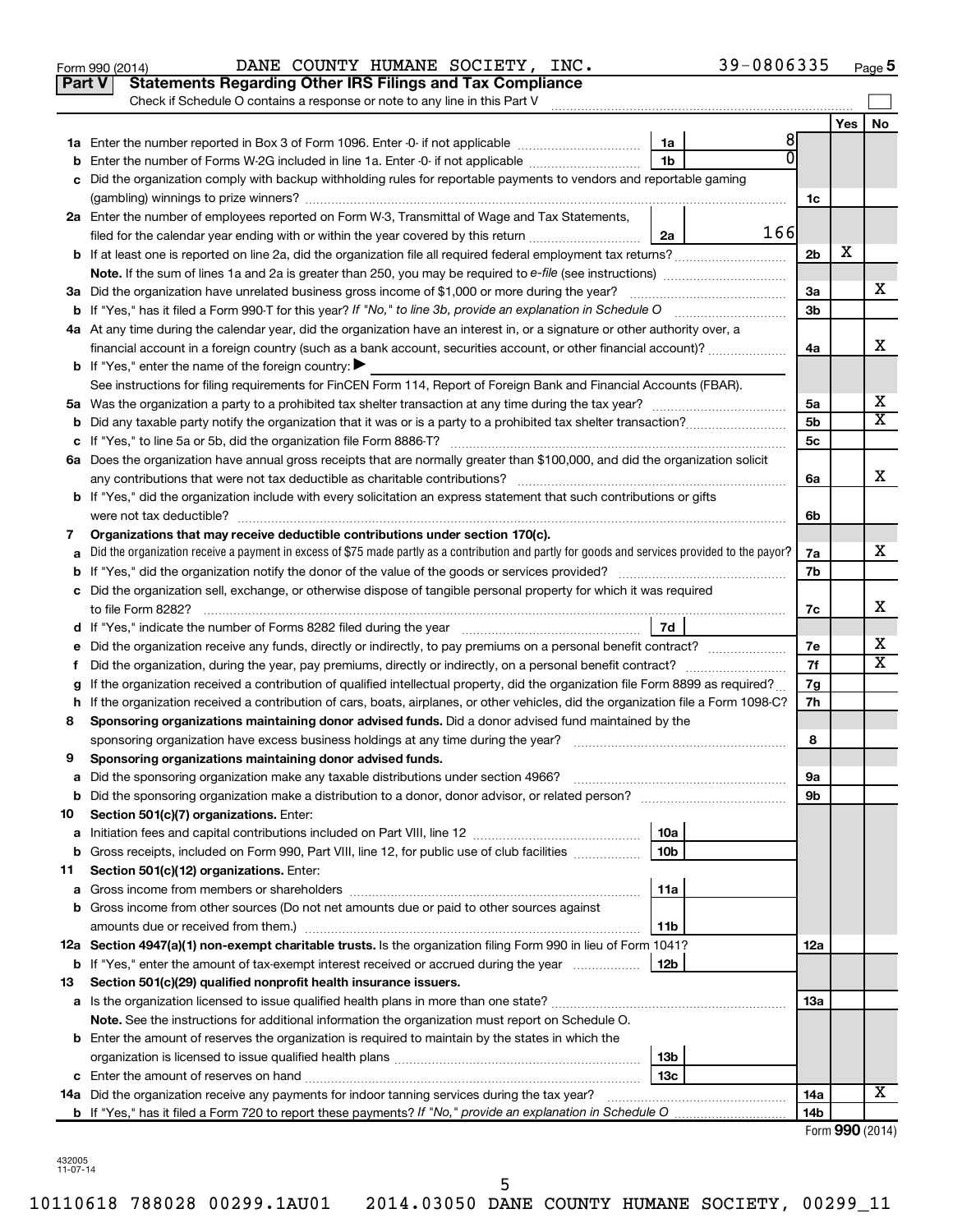Form 990 (2014) DANE COUNTY HUMANE SOCIETY, INC. 39-0806335 Page 5

**Part V Statements Regarding Other IRS Filings and Tax Compliance**

Check if Schedule O contains a response or note to any line in this Part V ☐

| | | | | | Yes | No |
|---|---|---|---|---|---|---|
| 1a | Enter the number reported in Box 3 of Form 1096. Enter -0- if not applicable | 1a | 8 | | | |
| b | Enter the number of Forms W-2G included in line 1a. Enter -0- if not applicable | 1b | 0 | | | |
| c | Did the organization comply with backup withholding rules for reportable payments to vendors and reportable gaming (gambling) winnings to prize winners? | | | 1c | | |
| 2a | Enter the number of employees reported on Form W-3, Transmittal of Wage and Tax Statements, filed for the calendar year ending with or within the year covered by this return | 2a | 166 | | | |
| b | If at least one is reported on line 2a, did the organization file all required federal employment tax returns? | | | 2b | X | |
| | **Note.** If the sum of lines 1a and 2a is greater than 250, you may be required to *e-file* (see instructions) | | | | | |
| 3a | Did the organization have unrelated business gross income of $1,000 or more during the year? | | | 3a | | X |
| b | If "Yes," has it filed a Form 990-T for this year? *If "No," to line 3b, provide an explanation in Schedule O* | | | 3b | | |
| 4a | At any time during the calendar year, did the organization have an interest in, or a signature or other authority over, a financial account in a foreign country (such as a bank account, securities account, or other financial account)? | | | 4a | | X |
| b | If "Yes," enter the name of the foreign country: ▶ | | | | | |
| | See instructions for filing requirements for FinCEN Form 114, Report of Foreign Bank and Financial Accounts (FBAR). | | | | | |
| 5a | Was the organization a party to a prohibited tax shelter transaction at any time during the tax year? | | | 5a | | X |
| b | Did any taxable party notify the organization that it was or is a party to a prohibited tax shelter transaction? | | | 5b | | X |
| c | If "Yes," to line 5a or 5b, did the organization file Form 8886-T? | | | 5c | | |
| 6a | Does the organization have annual gross receipts that are normally greater than $100,000, and did the organization solicit any contributions that were not tax deductible as charitable contributions? | | | 6a | | X |
| b | If "Yes," did the organization include with every solicitation an express statement that such contributions or gifts were not tax deductible? | | | 6b | | |
| 7 | **Organizations that may receive deductible contributions under section 170(c).** | | | | | |
| a | Did the organization receive a payment in excess of $75 made partly as a contribution and partly for goods and services provided to the payor? | | | 7a | | X |
| b | If "Yes," did the organization notify the donor of the value of the goods or services provided? | | | 7b | | |
| c | Did the organization sell, exchange, or otherwise dispose of tangible personal property for which it was required to file Form 8282? | | | 7c | | X |
| d | If "Yes," indicate the number of Forms 8282 filed during the year | 7d | | | | |
| e | Did the organization receive any funds, directly or indirectly, to pay premiums on a personal benefit contract? | | | 7e | | X |
| f | Did the organization, during the year, pay premiums, directly or indirectly, on a personal benefit contract? | | | 7f | | X |
| g | If the organization received a contribution of qualified intellectual property, did the organization file Form 8899 as required? | | | 7g | | |
| h | If the organization received a contribution of cars, boats, airplanes, or other vehicles, did the organization file a Form 1098-C? | | | 7h | | |
| 8 | **Sponsoring organizations maintaining donor advised funds.** Did a donor advised fund maintained by the sponsoring organization have excess business holdings at any time during the year? | | | 8 | | |
| 9 | **Sponsoring organizations maintaining donor advised funds.** | | | | | |
| a | Did the sponsoring organization make any taxable distributions under section 4966? | | | 9a | | |
| b | Did the sponsoring organization make a distribution to a donor, donor advisor, or related person? | | | 9b | | |
| 10 | **Section 501(c)(7) organizations.** Enter: | | | | | |
| a | Initiation fees and capital contributions included on Part VIII, line 12 | 10a | | | | |
| b | Gross receipts, included on Form 990, Part VIII, line 12, for public use of club facilities | 10b | | | | |
| 11 | **Section 501(c)(12) organizations.** Enter: | | | | | |
| a | Gross income from members or shareholders | 11a | | | | |
| b | Gross income from other sources (Do not net amounts due or paid to other sources against amounts due or received from them.) | 11b | | | | |
| 12a | **Section 4947(a)(1) non-exempt charitable trusts.** Is the organization filing Form 990 in lieu of Form 1041? | | | 12a | | |
| b | If "Yes," enter the amount of tax-exempt interest received or accrued during the year | 12b | | | | |
| 13 | **Section 501(c)(29) qualified nonprofit health insurance issuers.** | | | | | |
| a | Is the organization licensed to issue qualified health plans in more than one state? | | | 13a | | |
| | **Note.** See the instructions for additional information the organization must report on Schedule O. | | | | | |
| b | Enter the amount of reserves the organization is required to maintain by the states in which the organization is licensed to issue qualified health plans | 13b | | | | |
| c | Enter the amount of reserves on hand | 13c | | | | |
| 14a | Did the organization receive any payments for indoor tanning services during the tax year? | | | 14a | | X |
| b | If "Yes," has it filed a Form 720 to report these payments? *If "No," provide an explanation in Schedule O* | | | 14b | | |

Form **990** (2014)

432005
11-07-14

10110618 788028 00299.1AU01 2014.03050 DANE COUNTY HUMANE SOCIETY, 00299_11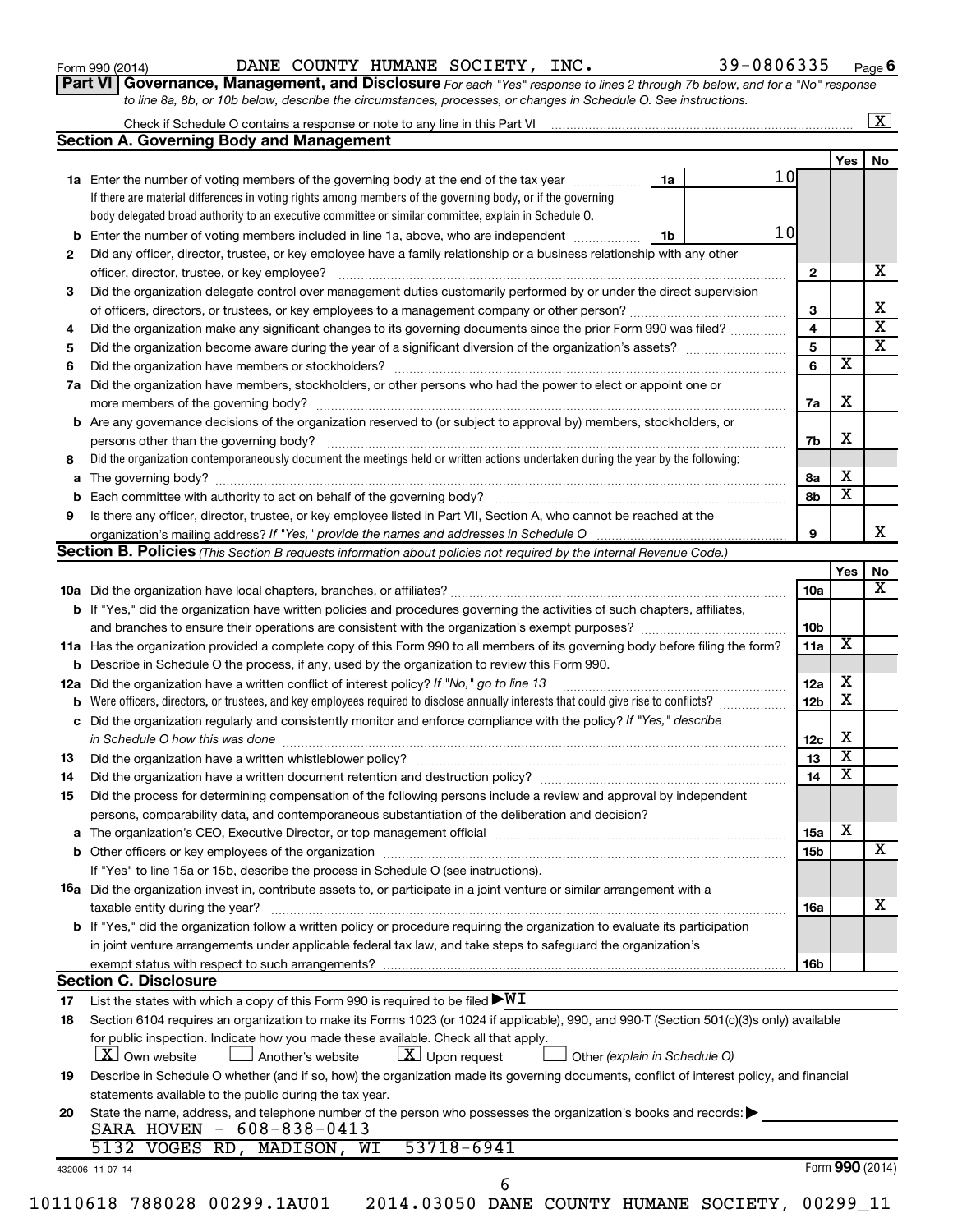Form 990 (2014) DANE COUNTY HUMANE SOCIETY, INC. 39-0806335 Page 6

**Part VI Governance, Management, and Disclosure** *For each "Yes" response to lines 2 through 7b below, and for a "No" response to line 8a, 8b, or 10b below, describe the circumstances, processes, or changes in Schedule O. See instructions.*

Check if Schedule O contains a response or note to any line in this Part VI ... [X]

## Section A. Governing Body and Management

| | | | Yes | No |
|---|---|---|---|---|
| **1a** | Enter the number of voting members of the governing body at the end of the tax year ... **1a** 10<br>If there are material differences in voting rights among members of the governing body, or if the governing body delegated broad authority to an executive committee or similar committee, explain in Schedule O. | | | |
| **b** | Enter the number of voting members included in line 1a, above, who are independent ... **1b** 10 | | | |
| **2** | Did any officer, director, trustee, or key employee have a family relationship or a business relationship with any other officer, director, trustee, or key employee? | 2 | | X |
| **3** | Did the organization delegate control over management duties customarily performed by or under the direct supervision of officers, directors, or trustees, or key employees to a management company or other person? | 3 | | X |
| **4** | Did the organization make any significant changes to its governing documents since the prior Form 990 was filed? | 4 | | X |
| **5** | Did the organization become aware during the year of a significant diversion of the organization's assets? | 5 | | X |
| **6** | Did the organization have members or stockholders? | 6 | X | |
| **7a** | Did the organization have members, stockholders, or other persons who had the power to elect or appoint one or more members of the governing body? | 7a | X | |
| **b** | Are any governance decisions of the organization reserved to (or subject to approval by) members, stockholders, or persons other than the governing body? | 7b | X | |
| **8** | Did the organization contemporaneously document the meetings held or written actions undertaken during the year by the following: | | | |
| **a** | The governing body? | 8a | X | |
| **b** | Each committee with authority to act on behalf of the governing body? | 8b | X | |
| **9** | Is there any officer, director, trustee, or key employee listed in Part VII, Section A, who cannot be reached at the organization's mailing address? *If "Yes," provide the names and addresses in Schedule O* | 9 | | X |

## Section B. Policies *(This Section B requests information about policies not required by the Internal Revenue Code.)*

| | | | Yes | No |
|---|---|---|---|---|
| **10a** | Did the organization have local chapters, branches, or affiliates? | 10a | | X |
| **b** | If "Yes," did the organization have written policies and procedures governing the activities of such chapters, affiliates, and branches to ensure their operations are consistent with the organization's exempt purposes? | 10b | | |
| **11a** | Has the organization provided a complete copy of this Form 990 to all members of its governing body before filing the form? | 11a | X | |
| **b** | Describe in Schedule O the process, if any, used by the organization to review this Form 990. | | | |
| **12a** | Did the organization have a written conflict of interest policy? *If "No," go to line 13* | 12a | X | |
| **b** | Were officers, directors, or trustees, and key employees required to disclose annually interests that could give rise to conflicts? | 12b | X | |
| **c** | Did the organization regularly and consistently monitor and enforce compliance with the policy? *If "Yes," describe in Schedule O how this was done* | 12c | X | |
| **13** | Did the organization have a written whistleblower policy? | 13 | X | |
| **14** | Did the organization have a written document retention and destruction policy? | 14 | X | |
| **15** | Did the process for determining compensation of the following persons include a review and approval by independent persons, comparability data, and contemporaneous substantiation of the deliberation and decision? | | | |
| **a** | The organization's CEO, Executive Director, or top management official | 15a | X | |
| **b** | Other officers or key employees of the organization | 15b | | X |
| | If "Yes" to line 15a or 15b, describe the process in Schedule O (see instructions). | | | |
| **16a** | Did the organization invest in, contribute assets to, or participate in a joint venture or similar arrangement with a taxable entity during the year? | 16a | | X |
| **b** | If "Yes," did the organization follow a written policy or procedure requiring the organization to evaluate its participation in joint venture arrangements under applicable federal tax law, and take steps to safeguard the organization's exempt status with respect to such arrangements? | 16b | | |

## Section C. Disclosure

**17** List the states with which a copy of this Form 990 is required to be filed ▶ WI

**18** Section 6104 requires an organization to make its Forms 1023 (or 1024 if applicable), 990, and 990-T (Section 501(c)(3)s only) available for public inspection. Indicate how you made these available. Check all that apply.

[X] Own website [ ] Another's website [X] Upon request [ ] Other *(explain in Schedule O)*

**19** Describe in Schedule O whether (and if so, how) the organization made its governing documents, conflict of interest policy, and financial statements available to the public during the tax year.

**20** State the name, address, and telephone number of the person who possesses the organization's books and records: ▶

SARA HOVEN - 608-838-0413
5132 VOGES RD, MADISON, WI 53718-6941

432006 11-07-14 Form **990** (2014)

10110618 788028 00299.1AU01 2014.03050 DANE COUNTY HUMANE SOCIETY, 00299_11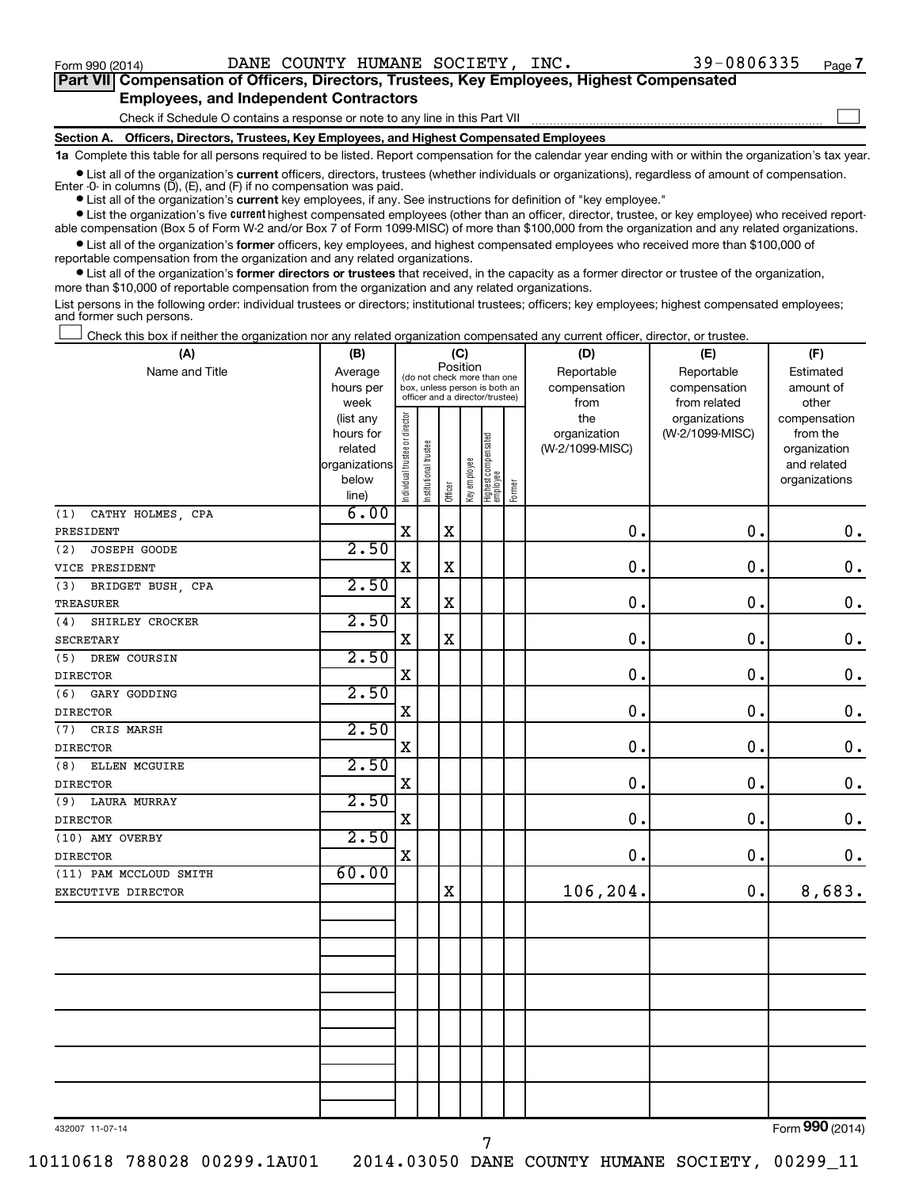Form 990 (2014) DANE COUNTY HUMANE SOCIETY, INC. 39-0806335 Page 7

**Part VII Compensation of Officers, Directors, Trustees, Key Employees, Highest Compensated Employees, and Independent Contractors**

Check if Schedule O contains a response or note to any line in this Part VII ☐

**Section A. Officers, Directors, Trustees, Key Employees, and Highest Compensated Employees**

**1a** Complete this table for all persons required to be listed. Report compensation for the calendar year ending with or within the organization's tax year.

- List all of the organization's **current** officers, directors, trustees (whether individuals or organizations), regardless of amount of compensation. Enter -0- in columns (D), (E), and (F) if no compensation was paid.
- List all of the organization's **current** key employees, if any. See instructions for definition of "key employee."
- List the organization's five **current** highest compensated employees (other than an officer, director, trustee, or key employee) who received reportable compensation (Box 5 of Form W-2 and/or Box 7 of Form 1099-MISC) of more than $100,000 from the organization and any related organizations.
- List all of the organization's **former** officers, key employees, and highest compensated employees who received more than $100,000 of reportable compensation from the organization and any related organizations.
- List all of the organization's **former directors or trustees** that received, in the capacity as a former director or trustee of the organization, more than $10,000 of reportable compensation from the organization and any related organizations.

List persons in the following order: individual trustees or directors; institutional trustees; officers; key employees; highest compensated employees; and former such persons.

☐ Check this box if neither the organization nor any related organization compensated any current officer, director, or trustee.

| (A) Name and Title | (B) Average hours per week (list any hours for related organizations below line) | (C) Position: Individual trustee or director | Institutional trustee | Officer | Key employee | Highest compensated employee | Former | (D) Reportable compensation from the organization (W-2/1099-MISC) | (E) Reportable compensation from related organizations (W-2/1099-MISC) | (F) Estimated amount of other compensation from the organization and related organizations |
|---|---|---|---|---|---|---|---|---|---|---|
| (1) CATHY HOLMES, CPA<br>PRESIDENT | 6.00 | X | | X | | | | 0. | 0. | 0. |
| (2) JOSEPH GOODE<br>VICE PRESIDENT | 2.50 | X | | X | | | | 0. | 0. | 0. |
| (3) BRIDGET BUSH, CPA<br>TREASURER | 2.50 | X | | X | | | | 0. | 0. | 0. |
| (4) SHIRLEY CROCKER<br>SECRETARY | 2.50 | X | | X | | | | 0. | 0. | 0. |
| (5) DREW COURSIN<br>DIRECTOR | 2.50 | X | | | | | | 0. | 0. | 0. |
| (6) GARY GODDING<br>DIRECTOR | 2.50 | X | | | | | | 0. | 0. | 0. |
| (7) CRIS MARSH<br>DIRECTOR | 2.50 | X | | | | | | 0. | 0. | 0. |
| (8) ELLEN MCGUIRE<br>DIRECTOR | 2.50 | X | | | | | | 0. | 0. | 0. |
| (9) LAURA MURRAY<br>DIRECTOR | 2.50 | X | | | | | | 0. | 0. | 0. |
| (10) AMY OVERBY<br>DIRECTOR | 2.50 | X | | | | | | 0. | 0. | 0. |
| (11) PAM MCCLOUD SMITH<br>EXECUTIVE DIRECTOR | 60.00 | | | X | | | | 106,204. | 0. | 8,683. |
| | | | | | | | | | | |
| | | | | | | | | | | |
| | | | | | | | | | | |
| | | | | | | | | | | |
| | | | | | | | | | | |
| | | | | | | | | | | |

432007 11-07-14 Form 990 (2014)

10110618 788028 00299.1AU01 2014.03050 DANE COUNTY HUMANE SOCIETY, 00299_11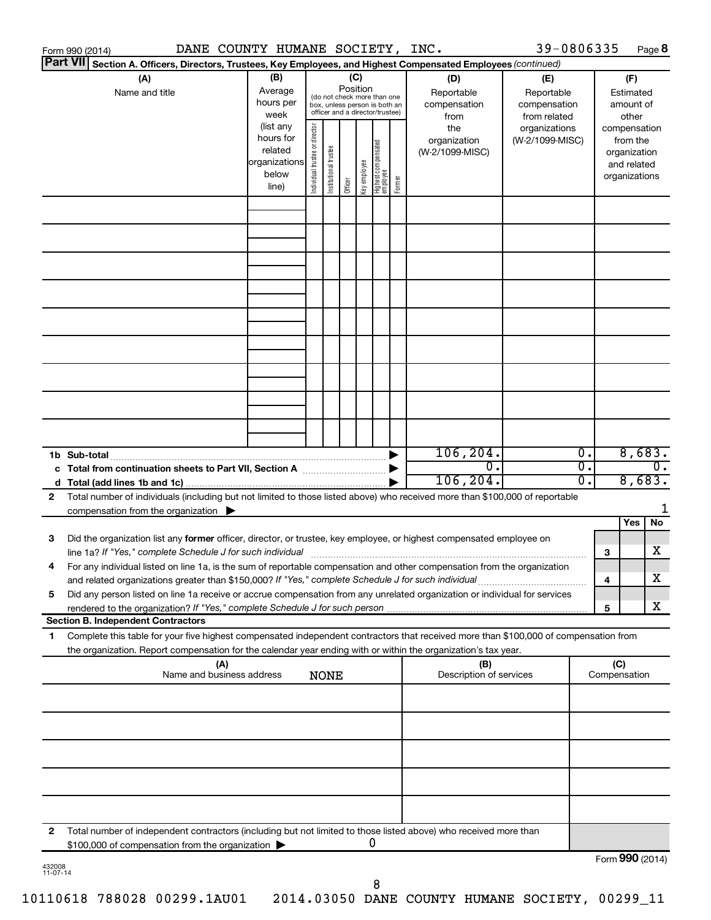Form 990 (2014) DANE COUNTY HUMANE SOCIETY, INC. 39-0806335 Page **8**

**Part VII** **Section A. Officers, Directors, Trustees, Key Employees, and Highest Compensated Employees** *(continued)*

| (A) Name and title | (B) Average hours per week (list any hours for related organizations below line) | (C) Position (do not check more than one box, unless person is both an officer and a director/trustee): Individual trustee or director | Institutional trustee | Officer | Key employee | Highest compensated employee | Former | (D) Reportable compensation from the organization (W-2/1099-MISC) | (E) Reportable compensation from related organizations (W-2/1099-MISC) | (F) Estimated amount of other compensation from the organization and related organizations |
|---|---|---|---|---|---|---|---|---|---|---|
| | | | | | | | | | | |
| | | | | | | | | | | |
| | | | | | | | | | | |
| | | | | | | | | | | |
| | | | | | | | | | | |
| | | | | | | | | | | |
| | | | | | | | | | | |
| | | | | | | | | | | |
| | | | | | | | | | | |
| **1b Sub-total** | | | | | | | ▶ | 106,204. | 0. | 8,683. |
| **c Total from continuation sheets to Part VII, Section A** | | | | | | | ▶ | 0. | 0. | 0. |
| **d Total (add lines 1b and 1c)** | | | | | | | ▶ | 106,204. | 0. | 8,683. |

**2** Total number of individuals (including but not limited to those listed above) who received more than $100,000 of reportable compensation from the organization ▶ 1

| | | | Yes | No |
|---|---|---|---|---|
| **3** | Did the organization list any **former** officer, director, or trustee, key employee, or highest compensated employee on line 1a? *If "Yes," complete Schedule J for such individual* | **3** | | X |
| **4** | For any individual listed on line 1a, is the sum of reportable compensation and other compensation from the organization and related organizations greater than $150,000? *If "Yes," complete Schedule J for such individual* | **4** | | X |
| **5** | Did any person listed on line 1a receive or accrue compensation from any unrelated organization or individual for services rendered to the organization? *If "Yes," complete Schedule J for such person* | **5** | | X |

**Section B. Independent Contractors**

**1** Complete this table for your five highest compensated independent contractors that received more than $100,000 of compensation from the organization. Report compensation for the calendar year ending with or within the organization's tax year.

| (A) Name and business address | (B) Description of services | (C) Compensation |
|---|---|---|
| NONE | | |
| | | |
| | | |
| | | |
| | | |

**2** Total number of independent contractors (including but not limited to those listed above) who received more than $100,000 of compensation from the organization ▶ 0

Form **990** (2014)

432008 11-07-14

10110618 788028 00299.1AU01 2014.03050 DANE COUNTY HUMANE SOCIETY, 00299_11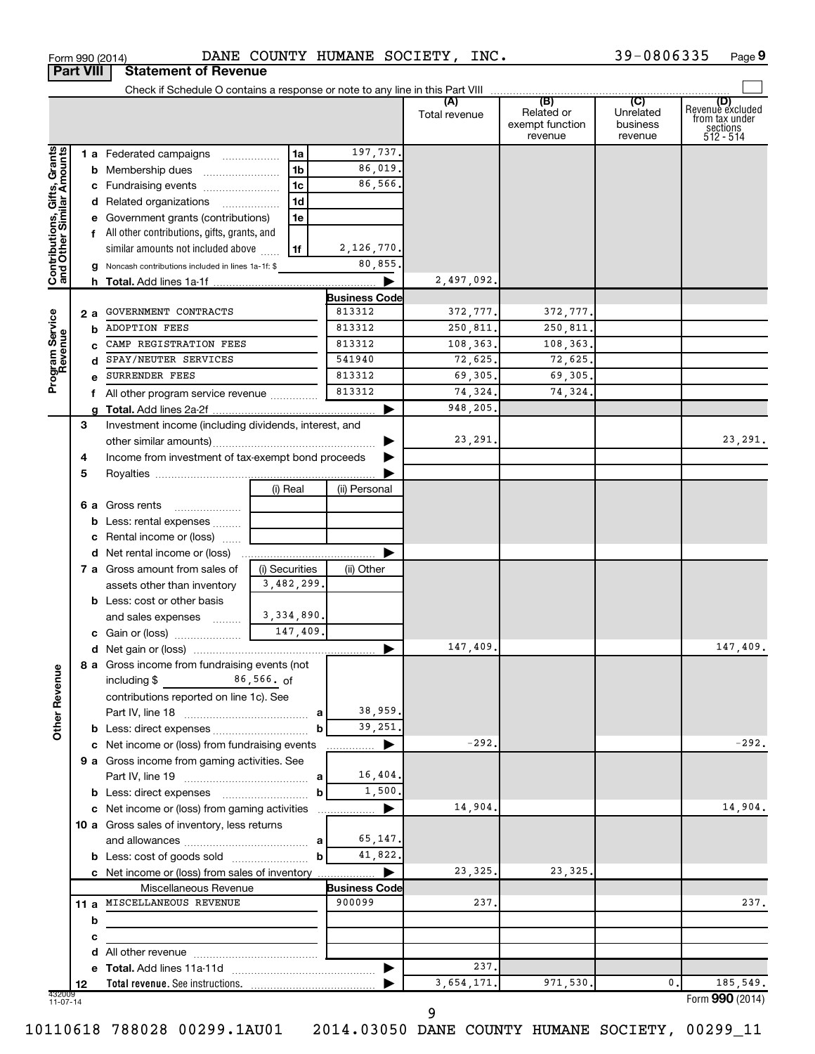Form 990 (2014) DANE COUNTY HUMANE SOCIETY, INC. 39-0806335 Page 9

## Part VIII Statement of Revenue

Check if Schedule O contains a response or note to any line in this Part VIII ☐

| | | | (A) Total revenue | (B) Related or exempt function revenue | (C) Unrelated business revenue | (D) Revenue excluded from tax under sections 512 - 514 |
|---|---|---|---|---|---|---|
| **Contributions, Gifts, Grants and Other Similar Amounts** | | | | | | |
| 1 a | Federated campaigns (1a) | 197,737. | | | | |
| b | Membership dues (1b) | 86,019. | | | | |
| c | Fundraising events (1c) | 86,566. | | | | |
| d | Related organizations (1d) | | | | | |
| e | Government grants (contributions) (1e) | | | | | |
| f | All other contributions, gifts, grants, and similar amounts not included above (1f) | 2,126,770. | | | | |
| g | Noncash contributions included in lines 1a-1f: $ | 80,855. | | | | |
| h | **Total.** Add lines 1a-1f | | 2,497,092. | | | |
| **Program Service Revenue** | | **Business Code** | | | | |
| 2 a | GOVERNMENT CONTRACTS | 813312 | 372,777. | 372,777. | | |
| b | ADOPTION FEES | 813312 | 250,811. | 250,811. | | |
| c | CAMP REGISTRATION FEES | 813312 | 108,363. | 108,363. | | |
| d | SPAY/NEUTER SERVICES | 541940 | 72,625. | 72,625. | | |
| e | SURRENDER FEES | 813312 | 69,305. | 69,305. | | |
| f | All other program service revenue | 813312 | 74,324. | 74,324. | | |
| g | **Total.** Add lines 2a-2f | | 948,205. | | | |
| **Other Revenue** | | | | | | |
| 3 | Investment income (including dividends, interest, and other similar amounts) | | 23,291. | | | 23,291. |
| 4 | Income from investment of tax-exempt bond proceeds | | | | | |
| 5 | Royalties | | | | | |
| | | (i) Real / (ii) Personal | | | | |
| 6 a | Gross rents | | | | | |
| b | Less: rental expenses | | | | | |
| c | Rental income or (loss) | | | | | |
| d | Net rental income or (loss) | | | | | |
| | | (i) Securities / (ii) Other | | | | |
| 7 a | Gross amount from sales of assets other than inventory | (i) 3,482,299. | | | | |
| b | Less: cost or other basis and sales expenses | (i) 3,334,890. | | | | |
| c | Gain or (loss) | (i) 147,409. | | | | |
| d | Net gain or (loss) | | 147,409. | | | 147,409. |
| 8 a | Gross income from fundraising events (not including $ 86,566. of contributions reported on line 1c). See Part IV, line 18 (a) | 38,959. | | | | |
| b | Less: direct expenses (b) | 39,251. | | | | |
| c | Net income or (loss) from fundraising events | | -292. | | | -292. |
| 9 a | Gross income from gaming activities. See Part IV, line 19 (a) | 16,404. | | | | |
| b | Less: direct expenses (b) | 1,500. | | | | |
| c | Net income or (loss) from gaming activities | | 14,904. | | | 14,904. |
| 10 a | Gross sales of inventory, less returns and allowances (a) | 65,147. | | | | |
| b | Less: cost of goods sold (b) | 41,822. | | | | |
| c | Net income or (loss) from sales of inventory | | 23,325. | 23,325. | | |
| | Miscellaneous Revenue | **Business Code** | | | | |
| 11 a | MISCELLANEOUS REVENUE | 900099 | 237. | | | 237. |
| b | | | | | | |
| c | | | | | | |
| d | All other revenue | | | | | |
| e | **Total.** Add lines 11a-11d | | 237. | | | |
| 12 | **Total revenue.** See instructions. | | 3,654,171. | 971,530. | 0. | 185,549. |

Form **990** (2014)

10110618 788028 00299.1AU01 2014.03050 DANE COUNTY HUMANE SOCIETY, 00299_11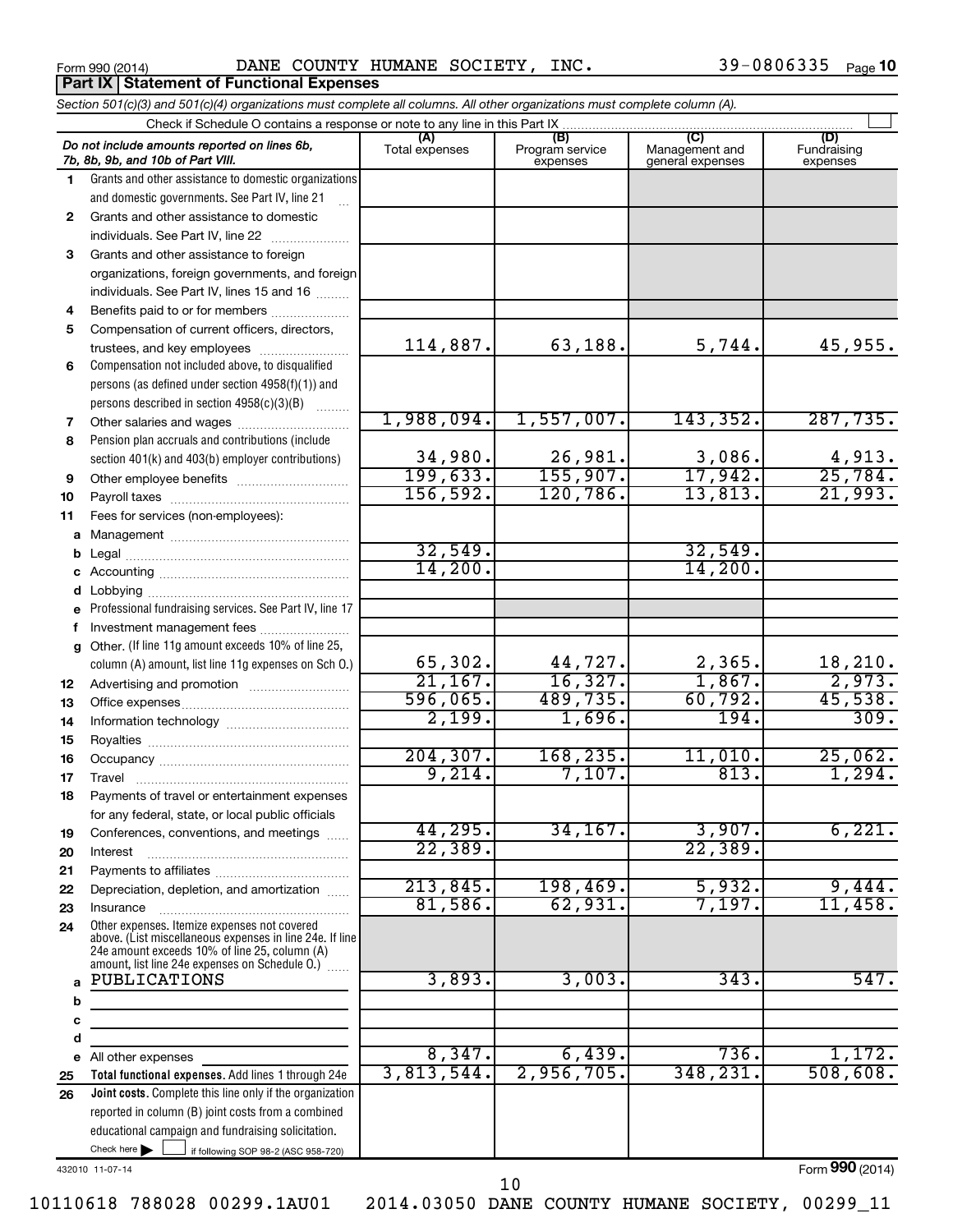Form 990 (2014) DANE COUNTY HUMANE SOCIETY, INC. 39-0806335 Page 10

## Part IX Statement of Functional Expenses

*Section 501(c)(3) and 501(c)(4) organizations must complete all columns. All other organizations must complete column (A).*

Check if Schedule O contains a response or note to any line in this Part IX

| *Do not include amounts reported on lines 6b, 7b, 8b, 9b, and 10b of Part VIII.* | (A) Total expenses | (B) Program service expenses | (C) Management and general expenses | (D) Fundraising expenses |
|---|---|---|---|---|
| 1 Grants and other assistance to domestic organizations and domestic governments. See Part IV, line 21 | | | | |
| 2 Grants and other assistance to domestic individuals. See Part IV, line 22 | | | | |
| 3 Grants and other assistance to foreign organizations, foreign governments, and foreign individuals. See Part IV, lines 15 and 16 | | | | |
| 4 Benefits paid to or for members | | | | |
| 5 Compensation of current officers, directors, trustees, and key employees | 114,887. | 63,188. | 5,744. | 45,955. |
| 6 Compensation not included above, to disqualified persons (as defined under section 4958(f)(1)) and persons described in section 4958(c)(3)(B) | | | | |
| 7 Other salaries and wages | 1,988,094. | 1,557,007. | 143,352. | 287,735. |
| 8 Pension plan accruals and contributions (include section 401(k) and 403(b) employer contributions) | 34,980. | 26,981. | 3,086. | 4,913. |
| 9 Other employee benefits | 199,633. | 155,907. | 17,942. | 25,784. |
| 10 Payroll taxes | 156,592. | 120,786. | 13,813. | 21,993. |
| 11 Fees for services (non-employees): | | | | |
| a Management | | | | |
| b Legal | 32,549. | | 32,549. | |
| c Accounting | 14,200. | | 14,200. | |
| d Lobbying | | | | |
| e Professional fundraising services. See Part IV, line 17 | | | | |
| f Investment management fees | | | | |
| g Other. (If line 11g amount exceeds 10% of line 25, column (A) amount, list line 11g expenses on Sch O.) | 65,302. | 44,727. | 2,365. | 18,210. |
| 12 Advertising and promotion | 21,167. | 16,327. | 1,867. | 2,973. |
| 13 Office expenses | 596,065. | 489,735. | 60,792. | 45,538. |
| 14 Information technology | 2,199. | 1,696. | 194. | 309. |
| 15 Royalties | | | | |
| 16 Occupancy | 204,307. | 168,235. | 11,010. | 25,062. |
| 17 Travel | 9,214. | 7,107. | 813. | 1,294. |
| 18 Payments of travel or entertainment expenses for any federal, state, or local public officials | | | | |
| 19 Conferences, conventions, and meetings | 44,295. | 34,167. | 3,907. | 6,221. |
| 20 Interest | 22,389. | | 22,389. | |
| 21 Payments to affiliates | | | | |
| 22 Depreciation, depletion, and amortization | 213,845. | 198,469. | 5,932. | 9,444. |
| 23 Insurance | 81,586. | 62,931. | 7,197. | 11,458. |
| 24 Other expenses. Itemize expenses not covered above. (List miscellaneous expenses in line 24e. If line 24e amount exceeds 10% of line 25, column (A) amount, list line 24e expenses on Schedule O.) | | | | |
| a PUBLICATIONS | 3,893. | 3,003. | 343. | 547. |
| b | | | | |
| c | | | | |
| d | | | | |
| e All other expenses | 8,347. | 6,439. | 736. | 1,172. |
| 25 **Total functional expenses.** Add lines 1 through 24e | 3,813,544. | 2,956,705. | 348,231. | 508,608. |
| 26 **Joint costs.** Complete this line only if the organization reported in column (B) joint costs from a combined educational campaign and fundraising solicitation. Check here ☐ if following SOP 98-2 (ASC 958-720) | | | | |

432010 11-07-14

Form **990** (2014)

10110618 788028 00299.1AU01 2014.03050 DANE COUNTY HUMANE SOCIETY, 00299_11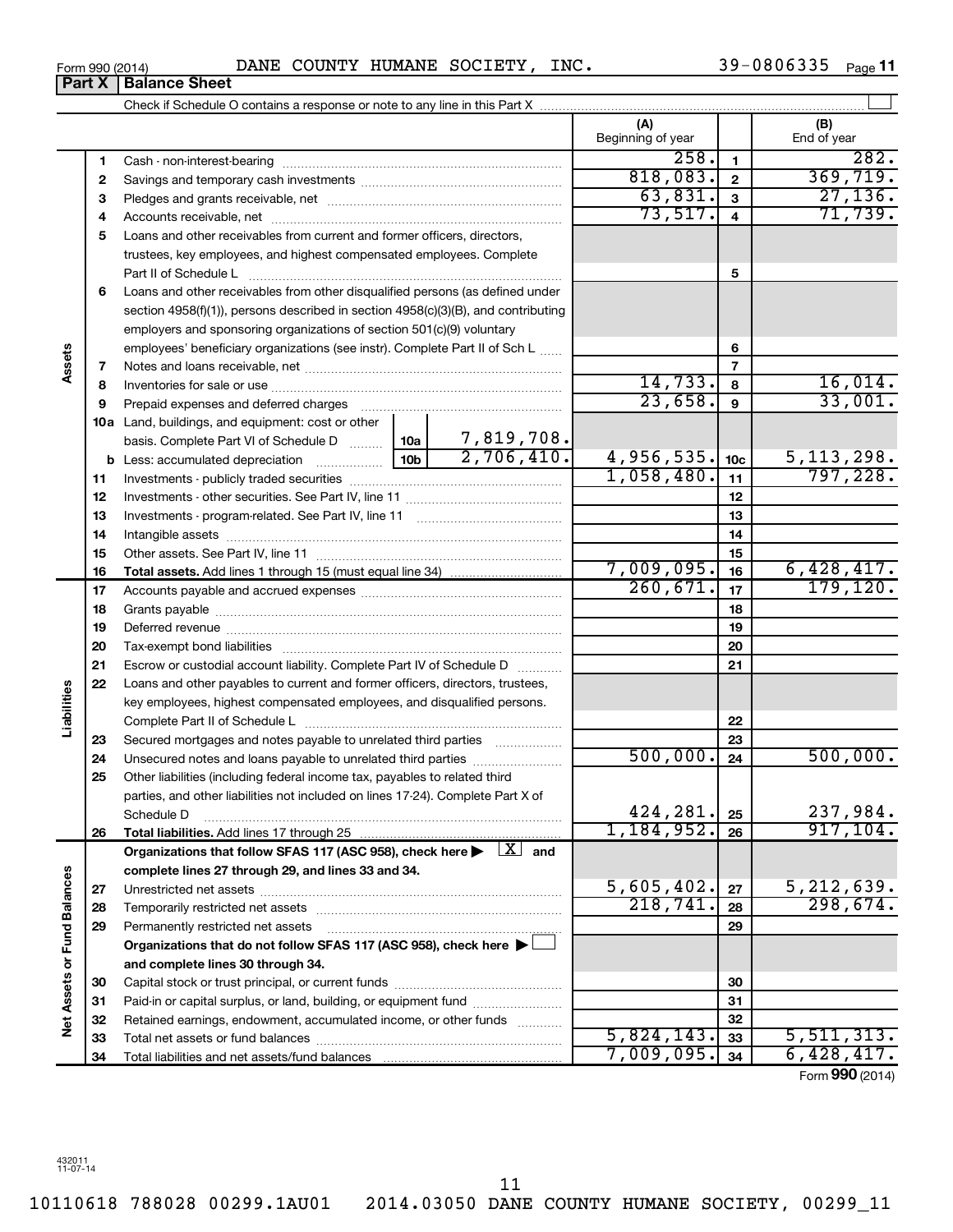Form 990 (2014) DANE COUNTY HUMANE SOCIETY, INC. 39-0806335

## Part X | Balance Sheet

Check if Schedule O contains a response or note to any line in this Part X ☐

| | | | | | (A) Beginning of year | | (B) End of year |
|---|---|---|---|---|---|---|---|
| **Assets** | 1 | Cash - non-interest-bearing | | | 258. | 1 | 282. |
| | 2 | Savings and temporary cash investments | | | 818,083. | 2 | 369,719. |
| | 3 | Pledges and grants receivable, net | | | 63,831. | 3 | 27,136. |
| | 4 | Accounts receivable, net | | | 73,517. | 4 | 71,739. |
| | 5 | Loans and other receivables from current and former officers, directors, trustees, key employees, and highest compensated employees. Complete Part II of Schedule L | | | | 5 | |
| | 6 | Loans and other receivables from other disqualified persons (as defined under section 4958(f)(1)), persons described in section 4958(c)(3)(B), and contributing employers and sponsoring organizations of section 501(c)(9) voluntary employees' beneficiary organizations (see instr). Complete Part II of Sch L | | | | 6 | |
| | 7 | Notes and loans receivable, net | | | | 7 | |
| | 8 | Inventories for sale or use | | | 14,733. | 8 | 16,014. |
| | 9 | Prepaid expenses and deferred charges | | | 23,658. | 9 | 33,001. |
| | 10a | Land, buildings, and equipment: cost or other basis. Complete Part VI of Schedule D | 10a | 7,819,708. | | | |
| | b | Less: accumulated depreciation | 10b | 2,706,410. | 4,956,535. | 10c | 5,113,298. |
| | 11 | Investments - publicly traded securities | | | 1,058,480. | 11 | 797,228. |
| | 12 | Investments - other securities. See Part IV, line 11 | | | | 12 | |
| | 13 | Investments - program-related. See Part IV, line 11 | | | | 13 | |
| | 14 | Intangible assets | | | | 14 | |
| | 15 | Other assets. See Part IV, line 11 | | | | 15 | |
| | 16 | **Total assets.** Add lines 1 through 15 (must equal line 34) | | | 7,009,095. | 16 | 6,428,417. |
| **Liabilities** | 17 | Accounts payable and accrued expenses | | | 260,671. | 17 | 179,120. |
| | 18 | Grants payable | | | | 18 | |
| | 19 | Deferred revenue | | | | 19 | |
| | 20 | Tax-exempt bond liabilities | | | | 20 | |
| | 21 | Escrow or custodial account liability. Complete Part IV of Schedule D | | | | 21 | |
| | 22 | Loans and other payables to current and former officers, directors, trustees, key employees, highest compensated employees, and disqualified persons. Complete Part II of Schedule L | | | | 22 | |
| | 23 | Secured mortgages and notes payable to unrelated third parties | | | | 23 | |
| | 24 | Unsecured notes and loans payable to unrelated third parties | | | 500,000. | 24 | 500,000. |
| | 25 | Other liabilities (including federal income tax, payables to related third parties, and other liabilities not included on lines 17-24). Complete Part X of Schedule D | | | 424,281. | 25 | 237,984. |
| | 26 | **Total liabilities.** Add lines 17 through 25 | | | 1,184,952. | 26 | 917,104. |
| **Net Assets or Fund Balances** | | **Organizations that follow SFAS 117 (ASC 958), check here ▶ ☒ and complete lines 27 through 29, and lines 33 and 34.** | | | | | |
| | 27 | Unrestricted net assets | | | 5,605,402. | 27 | 5,212,639. |
| | 28 | Temporarily restricted net assets | | | 218,741. | 28 | 298,674. |
| | 29 | Permanently restricted net assets | | | | 29 | |
| | | **Organizations that do not follow SFAS 117 (ASC 958), check here ▶ ☐ and complete lines 30 through 34.** | | | | | |
| | 30 | Capital stock or trust principal, or current funds | | | | 30 | |
| | 31 | Paid-in or capital surplus, or land, building, or equipment fund | | | | 31 | |
| | 32 | Retained earnings, endowment, accumulated income, or other funds | | | | 32 | |
| | 33 | Total net assets or fund balances | | | 5,824,143. | 33 | 5,511,313. |
| | 34 | Total liabilities and net assets/fund balances | | | 7,009,095. | 34 | 6,428,417. |

Form **990** (2014)

432011 11-07-14

10110618 788028 00299.1AU01 2014.03050 DANE COUNTY HUMANE SOCIETY, 00299_11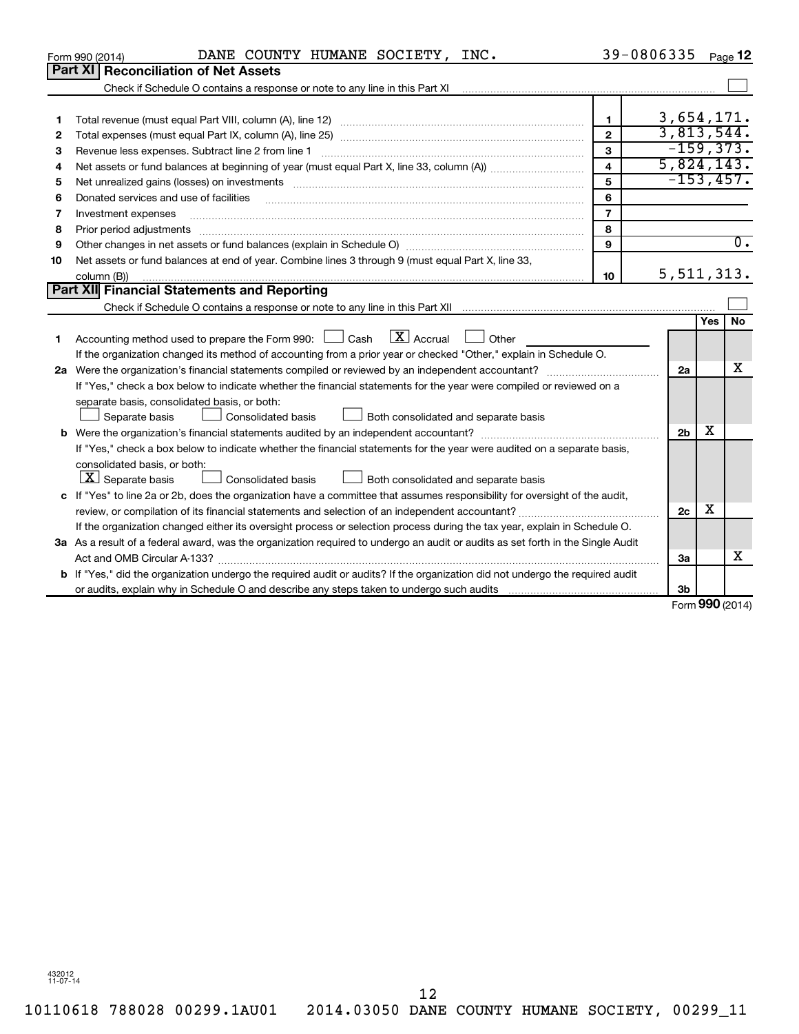Form 990 (2014) DANE COUNTY HUMANE SOCIETY, INC. 39-0806335 Page 12

## Part XI Reconciliation of Net Assets

Check if Schedule O contains a response or note to any line in this Part XI ☐

| | | | |
|---|---|---|---|
| 1 | Total revenue (must equal Part VIII, column (A), line 12) | 1 | 3,654,171. |
| 2 | Total expenses (must equal Part IX, column (A), line 25) | 2 | 3,813,544. |
| 3 | Revenue less expenses. Subtract line 2 from line 1 | 3 | -159,373. |
| 4 | Net assets or fund balances at beginning of year (must equal Part X, line 33, column (A)) | 4 | 5,824,143. |
| 5 | Net unrealized gains (losses) on investments | 5 | -153,457. |
| 6 | Donated services and use of facilities | 6 | |
| 7 | Investment expenses | 7 | |
| 8 | Prior period adjustments | 8 | |
| 9 | Other changes in net assets or fund balances (explain in Schedule O) | 9 | 0. |
| 10 | Net assets or fund balances at end of year. Combine lines 3 through 9 (must equal Part X, line 33, column (B)) | 10 | 5,511,313. |

## Part XII Financial Statements and Reporting

Check if Schedule O contains a response or note to any line in this Part XII ☐

| | | | Yes | No |
|---|---|---|---|---|
| 1 | Accounting method used to prepare the Form 990: ☐ Cash ☒ Accrual ☐ Other | | | |
| | If the organization changed its method of accounting from a prior year or checked "Other," explain in Schedule O. | | | |
| 2a | Were the organization's financial statements compiled or reviewed by an independent accountant? | 2a | | X |
| | If "Yes," check a box below to indicate whether the financial statements for the year were compiled or reviewed on a separate basis, consolidated basis, or both: ☐ Separate basis ☐ Consolidated basis ☐ Both consolidated and separate basis | | | |
| b | Were the organization's financial statements audited by an independent accountant? | 2b | X | |
| | If "Yes," check a box below to indicate whether the financial statements for the year were audited on a separate basis, consolidated basis, or both: ☒ Separate basis ☐ Consolidated basis ☐ Both consolidated and separate basis | | | |
| c | If "Yes" to line 2a or 2b, does the organization have a committee that assumes responsibility for oversight of the audit, review, or compilation of its financial statements and selection of an independent accountant? | 2c | X | |
| | If the organization changed either its oversight process or selection process during the tax year, explain in Schedule O. | | | |
| 3a | As a result of a federal award, was the organization required to undergo an audit or audits as set forth in the Single Audit Act and OMB Circular A-133? | 3a | | X |
| b | If "Yes," did the organization undergo the required audit or audits? If the organization did not undergo the required audit or audits, explain why in Schedule O and describe any steps taken to undergo such audits | 3b | | |

Form 990 (2014)

432012 11-07-14

10110618 788028 00299.1AU01 2014.03050 DANE COUNTY HUMANE SOCIETY, 00299_11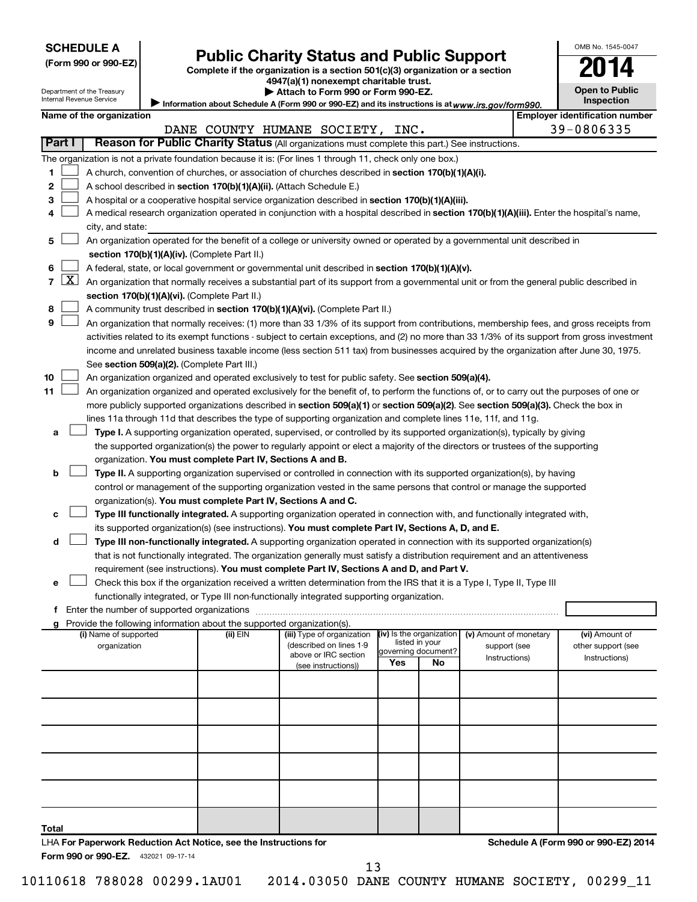**SCHEDULE A**
**(Form 990 or 990-EZ)**

Department of the Treasury
Internal Revenue Service

# Public Charity Status and Public Support

**Complete if the organization is a section 501(c)(3) organization or a section 4947(a)(1) nonexempt charitable trust.**
**▶ Attach to Form 990 or Form 990-EZ.**
▶ Information about Schedule A (Form 990 or 990-EZ) and its instructions is at *www.irs.gov/form990.*

OMB No. 1545-0047
**2014**
**Open to Public Inspection**

**Name of the organization:** DANE COUNTY HUMANE SOCIETY, INC.
**Employer identification number:** 39-0806335

## Part I — Reason for Public Charity Status (All organizations must complete this part.) See instructions.

The organization is not a private foundation because it is: (For lines 1 through 11, check only one box.)

1. [ ] A church, convention of churches, or association of churches described in **section 170(b)(1)(A)(i).**
2. [ ] A school described in **section 170(b)(1)(A)(ii).** (Attach Schedule E.)
3. [ ] A hospital or a cooperative hospital service organization described in **section 170(b)(1)(A)(iii).**
4. [ ] A medical research organization operated in conjunction with a hospital described in **section 170(b)(1)(A)(iii).** Enter the hospital's name, city, and state: ______
5. [ ] An organization operated for the benefit of a college or university owned or operated by a governmental unit described in **section 170(b)(1)(A)(iv).** (Complete Part II.)
6. [ ] A federal, state, or local government or governmental unit described in **section 170(b)(1)(A)(v).**
7. [X] An organization that normally receives a substantial part of its support from a governmental unit or from the general public described in **section 170(b)(1)(A)(vi).** (Complete Part II.)
8. [ ] A community trust described in **section 170(b)(1)(A)(vi).** (Complete Part II.)
9. [ ] An organization that normally receives: (1) more than 33 1/3% of its support from contributions, membership fees, and gross receipts from activities related to its exempt functions - subject to certain exceptions, and (2) no more than 33 1/3% of its support from gross investment income and unrelated business taxable income (less section 511 tax) from businesses acquired by the organization after June 30, 1975. See **section 509(a)(2).** (Complete Part III.)
10. [ ] An organization organized and operated exclusively to test for public safety. See **section 509(a)(4).**
11. [ ] An organization organized and operated exclusively for the benefit of, to perform the functions of, or to carry out the purposes of one or more publicly supported organizations described in **section 509(a)(1)** or **section 509(a)(2).** See **section 509(a)(3).** Check the box in lines 11a through 11d that describes the type of supporting organization and complete lines 11e, 11f, and 11g.
   - **a** [ ] **Type I.** A supporting organization operated, supervised, or controlled by its supported organization(s), typically by giving the supported organization(s) the power to regularly appoint or elect a majority of the directors or trustees of the supporting organization. **You must complete Part IV, Sections A and B.**
   - **b** [ ] **Type II.** A supporting organization supervised or controlled in connection with its supported organization(s), by having control or management of the supporting organization vested in the same persons that control or manage the supported organization(s). **You must complete Part IV, Sections A and C.**
   - **c** [ ] **Type III functionally integrated.** A supporting organization operated in connection with, and functionally integrated with, its supported organization(s) (see instructions). **You must complete Part IV, Sections A, D, and E.**
   - **d** [ ] **Type III non-functionally integrated.** A supporting organization operated in connection with its supported organization(s) that is not functionally integrated. The organization generally must satisfy a distribution requirement and an attentiveness requirement (see instructions). **You must complete Part IV, Sections A and D, and Part V.**
   - **e** [ ] Check this box if the organization received a written determination from the IRS that it is a Type I, Type II, Type III functionally integrated, or Type III non-functionally integrated supporting organization.
   - **f** Enter the number of supported organizations ______
   - **g** Provide the following information about the supported organization(s).

| (i) Name of supported organization | (ii) EIN | (iii) Type of organization (described on lines 1-9 above or IRC section (see instructions)) | (iv) Is the organization listed in your governing document? Yes | No | (v) Amount of monetary support (see Instructions) | (vi) Amount of other support (see Instructions) |
|---|---|---|---|---|---|---|
| | | | | | | |
| | | | | | | |
| | | | | | | |
| | | | | | | |
| | | | | | | |
| **Total** | | | | | | |

LHA **For Paperwork Reduction Act Notice, see the Instructions for Form 990 or 990-EZ.** 432021 09-17-14

**Schedule A (Form 990 or 990-EZ) 2014**

10110618 788028 00299.1AU01 2014.03050 DANE COUNTY HUMANE SOCIETY, 00299_11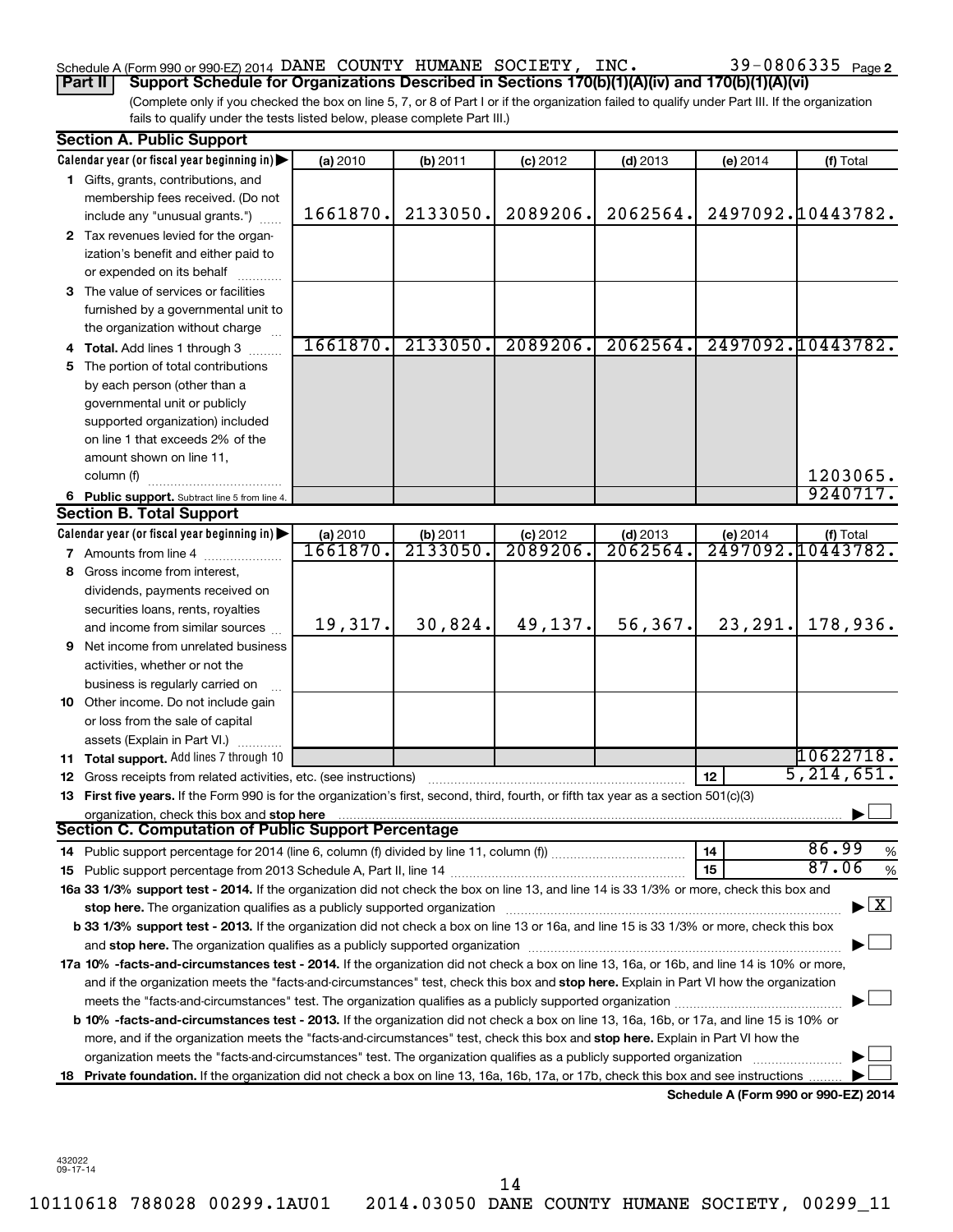Schedule A (Form 990 or 990-EZ) 2014 DANE COUNTY HUMANE SOCIETY, INC. 39-0806335 Page 2

**Part II** **Support Schedule for Organizations Described in Sections 170(b)(1)(A)(iv) and 170(b)(1)(A)(vi)**

(Complete only if you checked the box on line 5, 7, or 8 of Part I or if the organization failed to qualify under Part III. If the organization fails to qualify under the tests listed below, please complete Part III.)

**Section A. Public Support**

| Calendar year (or fiscal year beginning in) | (a) 2010 | (b) 2011 | (c) 2012 | (d) 2013 | (e) 2014 | (f) Total |
|---|---|---|---|---|---|---|
| 1 Gifts, grants, contributions, and membership fees received. (Do not include any "unusual grants.") | 1661870. | 2133050. | 2089206. | 2062564. | 2497092. | 10443782. |
| 2 Tax revenues levied for the organization's benefit and either paid to or expended on its behalf | | | | | | |
| 3 The value of services or facilities furnished by a governmental unit to the organization without charge | | | | | | |
| 4 **Total.** Add lines 1 through 3 | 1661870. | 2133050. | 2089206. | 2062564. | 2497092. | 10443782. |
| 5 The portion of total contributions by each person (other than a governmental unit or publicly supported organization) included on line 1 that exceeds 2% of the amount shown on line 11, column (f) | | | | | | 1203065. |
| 6 **Public support.** Subtract line 5 from line 4. | | | | | | 9240717. |

**Section B. Total Support**

| Calendar year (or fiscal year beginning in) | (a) 2010 | (b) 2011 | (c) 2012 | (d) 2013 | (e) 2014 | (f) Total |
|---|---|---|---|---|---|---|
| 7 Amounts from line 4 | 1661870. | 2133050. | 2089206. | 2062564. | 2497092. | 10443782. |
| 8 Gross income from interest, dividends, payments received on securities loans, rents, royalties and income from similar sources | 19,317. | 30,824. | 49,137. | 56,367. | 23,291. | 178,936. |
| 9 Net income from unrelated business activities, whether or not the business is regularly carried on | | | | | | |
| 10 Other income. Do not include gain or loss from the sale of capital assets (Explain in Part VI.) | | | | | | |
| 11 **Total support.** Add lines 7 through 10 | | | | | | 10622718. |

12 Gross receipts from related activities, etc. (see instructions) | 12 | 5,214,651.

13 **First five years.** If the Form 990 is for the organization's first, second, third, fourth, or fifth tax year as a section 501(c)(3) organization, check this box and **stop here** ☐

**Section C. Computation of Public Support Percentage**

14 Public support percentage for 2014 (line 6, column (f) divided by line 11, column (f)) | 14 | 86.99 %

15 Public support percentage from 2013 Schedule A, Part II, line 14 | 15 | 87.06 %

**16a 33 1/3% support test - 2014.** If the organization did not check the box on line 13, and line 14 is 33 1/3% or more, check this box and **stop here.** The organization qualifies as a publicly supported organization ☒

**b 33 1/3% support test - 2013.** If the organization did not check a box on line 13 or 16a, and line 15 is 33 1/3% or more, check this box and **stop here.** The organization qualifies as a publicly supported organization ☐

**17a 10% -facts-and-circumstances test - 2014.** If the organization did not check a box on line 13, 16a, or 16b, and line 14 is 10% or more, and if the organization meets the "facts-and-circumstances" test, check this box and **stop here.** Explain in Part VI how the organization meets the "facts-and-circumstances" test. The organization qualifies as a publicly supported organization ☐

**b 10% -facts-and-circumstances test - 2013.** If the organization did not check a box on line 13, 16a, 16b, or 17a, and line 15 is 10% or more, and if the organization meets the "facts-and-circumstances" test, check this box and **stop here.** Explain in Part VI how the organization meets the "facts-and-circumstances" test. The organization qualifies as a publicly supported organization ☐

**18 Private foundation.** If the organization did not check a box on line 13, 16a, 16b, 17a, or 17b, check this box and see instructions ☐

**Schedule A (Form 990 or 990-EZ) 2014**

432022 09-17-14

10110618 788028 00299.1AU01 2014.03050 DANE COUNTY HUMANE SOCIETY, 00299_11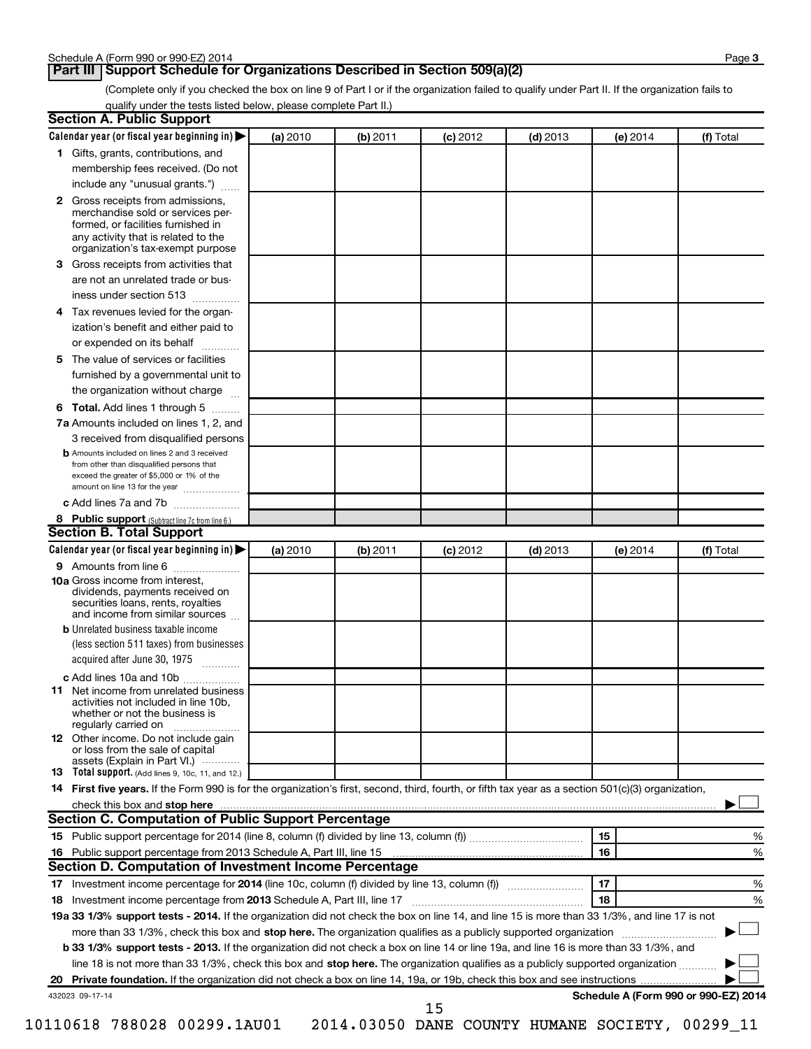## Part III Support Schedule for Organizations Described in Section 509(a)(2)

(Complete only if you checked the box on line 9 of Part I or if the organization failed to qualify under Part II. If the organization fails to qualify under the tests listed below, please complete Part II.)

### Section A. Public Support

| Calendar year (or fiscal year beginning in) ▶ | (a) 2010 | (b) 2011 | (c) 2012 | (d) 2013 | (e) 2014 | (f) Total |
|---|---|---|---|---|---|---|
| **1** Gifts, grants, contributions, and membership fees received. (Do not include any "unusual grants.") | | | | | | |
| **2** Gross receipts from admissions, merchandise sold or services performed, or facilities furnished in any activity that is related to the organization's tax-exempt purpose | | | | | | |
| **3** Gross receipts from activities that are not an unrelated trade or business under section 513 | | | | | | |
| **4** Tax revenues levied for the organization's benefit and either paid to or expended on its behalf | | | | | | |
| **5** The value of services or facilities furnished by a governmental unit to the organization without charge | | | | | | |
| **6 Total.** Add lines 1 through 5 | | | | | | |
| **7a** Amounts included on lines 1, 2, and 3 received from disqualified persons | | | | | | |
| **b** Amounts included on lines 2 and 3 received from other than disqualified persons that exceed the greater of $5,000 or 1% of the amount on line 13 for the year | | | | | | |
| **c** Add lines 7a and 7b | | | | | | |
| **8 Public support** (Subtract line 7c from line 6.) | | | | | | |

### Section B. Total Support

| Calendar year (or fiscal year beginning in) ▶ | (a) 2010 | (b) 2011 | (c) 2012 | (d) 2013 | (e) 2014 | (f) Total |
|---|---|---|---|---|---|---|
| **9** Amounts from line 6 | | | | | | |
| **10a** Gross income from interest, dividends, payments received on securities loans, rents, royalties and income from similar sources | | | | | | |
| **b** Unrelated business taxable income (less section 511 taxes) from businesses acquired after June 30, 1975 | | | | | | |
| **c** Add lines 10a and 10b | | | | | | |
| **11** Net income from unrelated business activities not included in line 10b, whether or not the business is regularly carried on | | | | | | |
| **12** Other income. Do not include gain or loss from the sale of capital assets (Explain in Part VI.) | | | | | | |
| **13 Total support.** (Add lines 9, 10c, 11, and 12.) | | | | | | |

**14 First five years.** If the Form 990 is for the organization's first, second, third, fourth, or fifth tax year as a section 501(c)(3) organization, check this box and **stop here** ▶ ☐

### Section C. Computation of Public Support Percentage

| | | | |
|---|---|---|---|
| **15** | Public support percentage for 2014 (line 8, column (f) divided by line 13, column (f)) | 15 | % |
| **16** | Public support percentage from 2013 Schedule A, Part III, line 15 | 16 | % |

### Section D. Computation of Investment Income Percentage

| | | | |
|---|---|---|---|
| **17** | Investment income percentage for **2014** (line 10c, column (f) divided by line 13, column (f)) | 17 | % |
| **18** | Investment income percentage from **2013** Schedule A, Part III, line 17 | 18 | % |

**19a 33 1/3% support tests - 2014.** If the organization did not check the box on line 14, and line 15 is more than 33 1/3%, and line 17 is not more than 33 1/3%, check this box and **stop here.** The organization qualifies as a publicly supported organization ▶ ☐

**b 33 1/3% support tests - 2013.** If the organization did not check a box on line 14 or line 19a, and line 16 is more than 33 1/3%, and line 18 is not more than 33 1/3%, check this box and **stop here.** The organization qualifies as a publicly supported organization ▶ ☐

**20 Private foundation.** If the organization did not check a box on line 14, 19a, or 19b, check this box and see instructions ▶ ☐

432023 09-17-14

**Schedule A (Form 990 or 990-EZ) 2014**

10110618 788028 00299.1AU01 2014.03050 DANE COUNTY HUMANE SOCIETY, 00299_11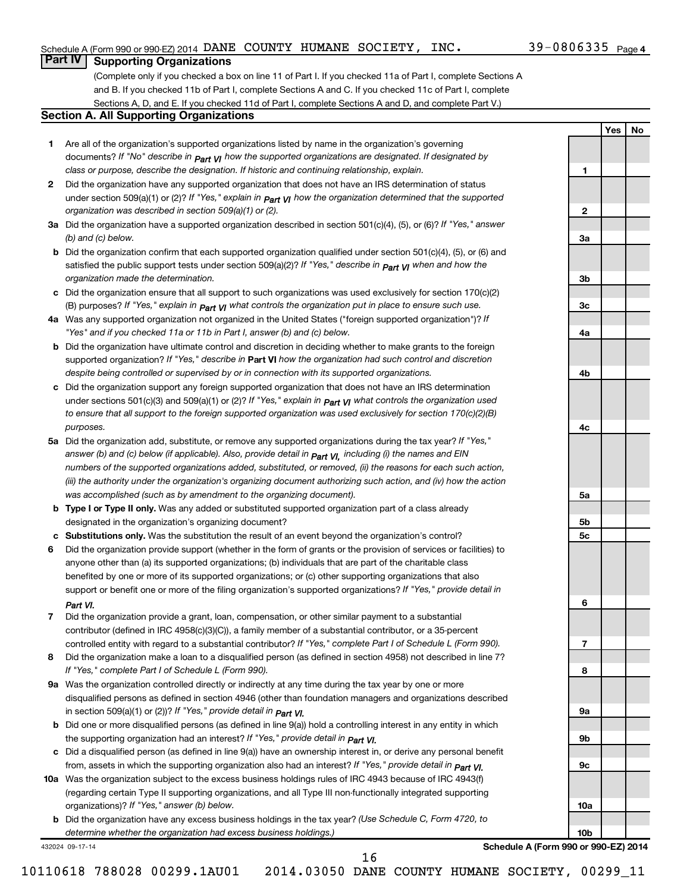Schedule A (Form 990 or 990-EZ) 2014 DANE COUNTY HUMANE SOCIETY, INC. 39-0806335 Page 4

## Part IV Supporting Organizations

(Complete only if you checked a box on line 11 of Part I. If you checked 11a of Part I, complete Sections A and B. If you checked 11b of Part I, complete Sections A and C. If you checked 11c of Part I, complete Sections A, D, and E. If you checked 11d of Part I, complete Sections A and D, and complete Part V.)

### Section A. All Supporting Organizations

| | | | Yes | No |
|---|---|---|---|---|
| **1** | Are all of the organization's supported organizations listed by name in the organization's governing documents? *If "No" describe in Part VI how the supported organizations are designated. If designated by class or purpose, describe the designation. If historic and continuing relationship, explain.* | 1 | | |
| **2** | Did the organization have any supported organization that does not have an IRS determination of status under section 509(a)(1) or (2)? *If "Yes," explain in Part VI how the organization determined that the supported organization was described in section 509(a)(1) or (2).* | 2 | | |
| **3a** | Did the organization have a supported organization described in section 501(c)(4), (5), or (6)? *If "Yes," answer (b) and (c) below.* | 3a | | |
| **b** | Did the organization confirm that each supported organization qualified under section 501(c)(4), (5), or (6) and satisfied the public support tests under section 509(a)(2)? *If "Yes," describe in Part VI when and how the organization made the determination.* | 3b | | |
| **c** | Did the organization ensure that all support to such organizations was used exclusively for section 170(c)(2)(B) purposes? *If "Yes," explain in Part VI what controls the organization put in place to ensure such use.* | 3c | | |
| **4a** | Was any supported organization not organized in the United States ("foreign supported organization")? *If "Yes" and if you checked 11a or 11b in Part I, answer (b) and (c) below.* | 4a | | |
| **b** | Did the organization have ultimate control and discretion in deciding whether to make grants to the foreign supported organization? *If "Yes," describe in* **Part VI** *how the organization had such control and discretion despite being controlled or supervised by or in connection with its supported organizations.* | 4b | | |
| **c** | Did the organization support any foreign supported organization that does not have an IRS determination under sections 501(c)(3) and 509(a)(1) or (2)? *If "Yes," explain in Part VI what controls the organization used to ensure that all support to the foreign supported organization was used exclusively for section 170(c)(2)(B) purposes.* | 4c | | |
| **5a** | Did the organization add, substitute, or remove any supported organizations during the tax year? *If "Yes," answer (b) and (c) below (if applicable). Also, provide detail in Part VI, including (i) the names and EIN numbers of the supported organizations added, substituted, or removed, (ii) the reasons for each such action, (iii) the authority under the organization's organizing document authorizing such action, and (iv) how the action was accomplished (such as by amendment to the organizing document).* | 5a | | |
| **b** | **Type I or Type II only.** Was any added or substituted supported organization part of a class already designated in the organization's organizing document? | 5b | | |
| **c** | **Substitutions only.** Was the substitution the result of an event beyond the organization's control? | 5c | | |
| **6** | Did the organization provide support (whether in the form of grants or the provision of services or facilities) to anyone other than (a) its supported organizations; (b) individuals that are part of the charitable class benefited by one or more of its supported organizations; or (c) other supporting organizations that also support or benefit one or more of the filing organization's supported organizations? *If "Yes," provide detail in Part VI.* | 6 | | |
| **7** | Did the organization provide a grant, loan, compensation, or other similar payment to a substantial contributor (defined in IRC 4958(c)(3)(C)), a family member of a substantial contributor, or a 35-percent controlled entity with regard to a substantial contributor? *If "Yes," complete Part I of Schedule L (Form 990).* | 7 | | |
| **8** | Did the organization make a loan to a disqualified person (as defined in section 4958) not described in line 7? *If "Yes," complete Part I of Schedule L (Form 990).* | 8 | | |
| **9a** | Was the organization controlled directly or indirectly at any time during the tax year by one or more disqualified persons as defined in section 4946 (other than foundation managers and organizations described in section 509(a)(1) or (2))? *If "Yes," provide detail in Part VI.* | 9a | | |
| **b** | Did one or more disqualified persons (as defined in line 9(a)) hold a controlling interest in any entity in which the supporting organization had an interest? *If "Yes," provide detail in Part VI.* | 9b | | |
| **c** | Did a disqualified person (as defined in line 9(a)) have an ownership interest in, or derive any personal benefit from, assets in which the supporting organization also had an interest? *If "Yes," provide detail in Part VI.* | 9c | | |
| **10a** | Was the organization subject to the excess business holdings rules of IRC 4943 because of IRC 4943(f) (regarding certain Type II supporting organizations, and all Type III non-functionally integrated supporting organizations)? *If "Yes," answer (b) below.* | 10a | | |
| **b** | Did the organization have any excess business holdings in the tax year? *(Use Schedule C, Form 4720, to determine whether the organization had excess business holdings.)* | 10b | | |

432024 09-17-14 **Schedule A (Form 990 or 990-EZ) 2014**

10110618 788028 00299.1AU01 2014.03050 DANE COUNTY HUMANE SOCIETY, 00299_11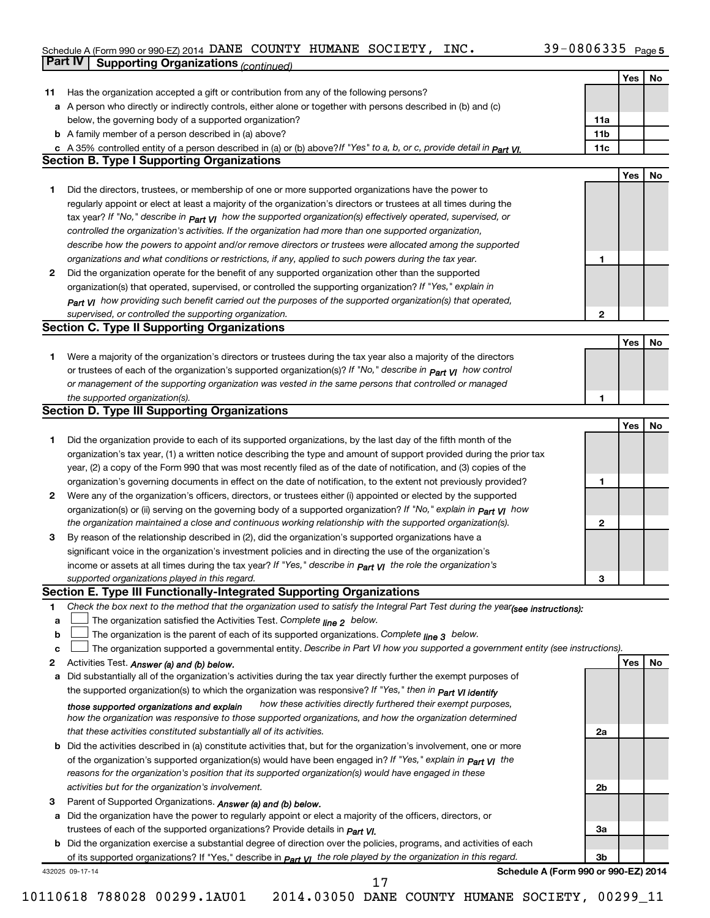Schedule A (Form 990 or 990-EZ) 2014 DANE COUNTY HUMANE SOCIETY, INC. 39-0806335 Page 5

**Part IV | Supporting Organizations** *(continued)*

| | | | Yes | No |
|---|---|---|---|---|
| **11** | Has the organization accepted a gift or contribution from any of the following persons? | | | |
| **a** | A person who directly or indirectly controls, either alone or together with persons described in (b) and (c) below, the governing body of a supported organization? | **11a** | | |
| **b** | A family member of a person described in (a) above? | **11b** | | |
| **c** | A 35% controlled entity of a person described in (a) or (b) above? *If "Yes" to a, b, or c, provide detail in Part VI.* | **11c** | | |

## Section B. Type I Supporting Organizations

| | | | Yes | No |
|---|---|---|---|---|
| **1** | Did the directors, trustees, or membership of one or more supported organizations have the power to regularly appoint or elect at least a majority of the organization's directors or trustees at all times during the tax year? *If "No," describe in Part VI how the supported organization(s) effectively operated, supervised, or controlled the organization's activities. If the organization had more than one supported organization, describe how the powers to appoint and/or remove directors or trustees were allocated among the supported organizations and what conditions or restrictions, if any, applied to such powers during the tax year.* | **1** | | |
| **2** | Did the organization operate for the benefit of any supported organization other than the supported organization(s) that operated, supervised, or controlled the supporting organization? *If "Yes," explain in Part VI how providing such benefit carried out the purposes of the supported organization(s) that operated, supervised, or controlled the supporting organization.* | **2** | | |

## Section C. Type II Supporting Organizations

| | | | Yes | No |
|---|---|---|---|---|
| **1** | Were a majority of the organization's directors or trustees during the tax year also a majority of the directors or trustees of each of the organization's supported organization(s)? *If "No," describe in Part VI how control or management of the supporting organization was vested in the same persons that controlled or managed the supported organization(s).* | **1** | | |

## Section D. Type III Supporting Organizations

| | | | Yes | No |
|---|---|---|---|---|
| **1** | Did the organization provide to each of its supported organizations, by the last day of the fifth month of the organization's tax year, (1) a written notice describing the type and amount of support provided during the prior tax year, (2) a copy of the Form 990 that was most recently filed as of the date of notification, and (3) copies of the organization's governing documents in effect on the date of notification, to the extent not previously provided? | **1** | | |
| **2** | Were any of the organization's officers, directors, or trustees either (i) appointed or elected by the supported organization(s) or (ii) serving on the governing body of a supported organization? *If "No," explain in Part VI how the organization maintained a close and continuous working relationship with the supported organization(s).* | **2** | | |
| **3** | By reason of the relationship described in (2), did the organization's supported organizations have a significant voice in the organization's investment policies and in directing the use of the organization's income or assets at all times during the tax year? *If "Yes," describe in Part VI the role the organization's supported organizations played in this regard.* | **3** | | |

## Section E. Type III Functionally-Integrated Supporting Organizations

**1** *Check the box next to the method that the organization used to satisfy the Integral Part Test during the year (see instructions):*

- **a** ☐ The organization satisfied the Activities Test. *Complete line 2 below.*
- **b** ☐ The organization is the parent of each of its supported organizations. *Complete line 3 below.*
- **c** ☐ The organization supported a governmental entity. *Describe in Part VI how you supported a government entity (see instructions).*

| | | | Yes | No |
|---|---|---|---|---|
| **2** | Activities Test. *Answer (a) and (b) below.* | | | |
| **a** | Did substantially all of the organization's activities during the tax year directly further the exempt purposes of the supported organization(s) to which the organization was responsive? *If "Yes," then in Part VI identify those supported organizations and explain how these activities directly furthered their exempt purposes, how the organization was responsive to those supported organizations, and how the organization determined that these activities constituted substantially all of its activities.* | **2a** | | |
| **b** | Did the activities described in (a) constitute activities that, but for the organization's involvement, one or more of the organization's supported organization(s) would have been engaged in? *If "Yes," explain in Part VI the reasons for the organization's position that its supported organization(s) would have engaged in these activities but for the organization's involvement.* | **2b** | | |
| **3** | Parent of Supported Organizations. *Answer (a) and (b) below.* | | | |
| **a** | Did the organization have the power to regularly appoint or elect a majority of the officers, directors, or trustees of each of the supported organizations? Provide details in *Part VI.* | **3a** | | |
| **b** | Did the organization exercise a substantial degree of direction over the policies, programs, and activities of each of its supported organizations? If "Yes," describe in *Part VI the role played by the organization in this regard.* | **3b** | | |

432025 09-17-14 **Schedule A (Form 990 or 990-EZ) 2014**

10110618 788028 00299.1AU01 2014.03050 DANE COUNTY HUMANE SOCIETY, 00299_11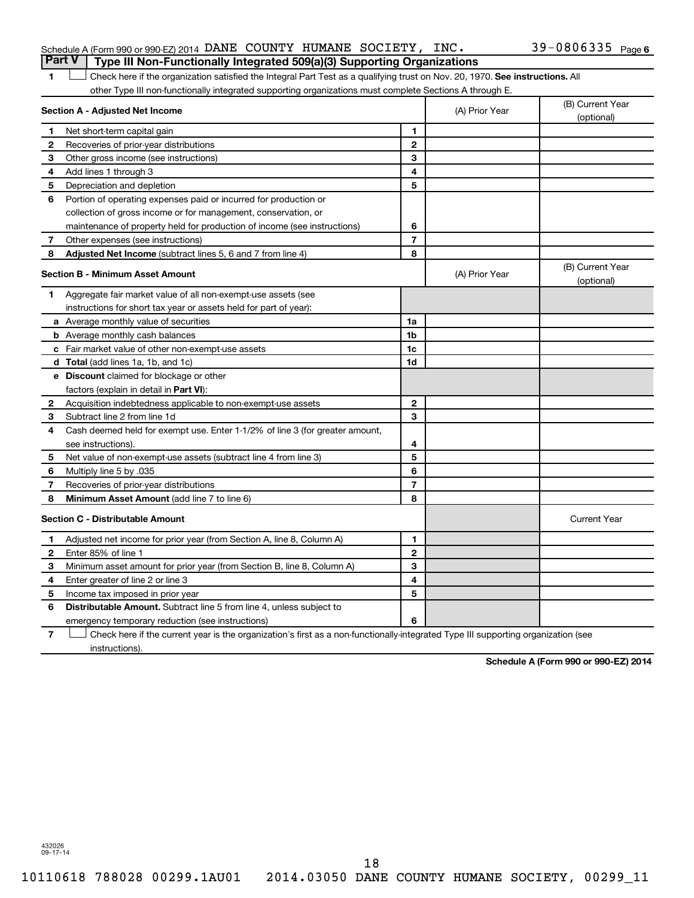Schedule A (Form 990 or 990-EZ) 2014 DANE COUNTY HUMANE SOCIETY, INC. 39-0806335 Page 6

## Part V Type III Non-Functionally Integrated 509(a)(3) Supporting Organizations

1 ☐ Check here if the organization satisfied the Integral Part Test as a qualifying trust on Nov. 20, 1970. **See instructions.** All other Type III non-functionally integrated supporting organizations must complete Sections A through E.

| **Section A - Adjusted Net Income** | | | (A) Prior Year | (B) Current Year (optional) |
|---|---|---|---|---|
| 1 | Net short-term capital gain | 1 | | |
| 2 | Recoveries of prior-year distributions | 2 | | |
| 3 | Other gross income (see instructions) | 3 | | |
| 4 | Add lines 1 through 3 | 4 | | |
| 5 | Depreciation and depletion | 5 | | |
| 6 | Portion of operating expenses paid or incurred for production or collection of gross income or for management, conservation, or maintenance of property held for production of income (see instructions) | 6 | | |
| 7 | Other expenses (see instructions) | 7 | | |
| 8 | **Adjusted Net Income** (subtract lines 5, 6 and 7 from line 4) | 8 | | |

| **Section B - Minimum Asset Amount** | | | (A) Prior Year | (B) Current Year (optional) |
|---|---|---|---|---|
| 1 | Aggregate fair market value of all non-exempt-use assets (see instructions for short tax year or assets held for part of year): | | | |
| a | Average monthly value of securities | 1a | | |
| b | Average monthly cash balances | 1b | | |
| c | Fair market value of other non-exempt-use assets | 1c | | |
| d | **Total** (add lines 1a, 1b, and 1c) | 1d | | |
| e | **Discount** claimed for blockage or other factors (explain in detail in **Part VI**): | | | |
| 2 | Acquisition indebtedness applicable to non-exempt-use assets | 2 | | |
| 3 | Subtract line 2 from line 1d | 3 | | |
| 4 | Cash deemed held for exempt use. Enter 1-1/2% of line 3 (for greater amount, see instructions). | 4 | | |
| 5 | Net value of non-exempt-use assets (subtract line 4 from line 3) | 5 | | |
| 6 | Multiply line 5 by .035 | 6 | | |
| 7 | Recoveries of prior-year distributions | 7 | | |
| 8 | **Minimum Asset Amount** (add line 7 to line 6) | 8 | | |

| **Section C - Distributable Amount** | | | | Current Year |
|---|---|---|---|---|
| 1 | Adjusted net income for prior year (from Section A, line 8, Column A) | 1 | | |
| 2 | Enter 85% of line 1 | 2 | | |
| 3 | Minimum asset amount for prior year (from Section B, line 8, Column A) | 3 | | |
| 4 | Enter greater of line 2 or line 3 | 4 | | |
| 5 | Income tax imposed in prior year | 5 | | |
| 6 | **Distributable Amount.** Subtract line 5 from line 4, unless subject to emergency temporary reduction (see instructions) | 6 | | |

7 ☐ Check here if the current year is the organization's first as a non-functionally-integrated Type III supporting organization (see instructions).

**Schedule A (Form 990 or 990-EZ) 2014**

432026 09-17-14

10110618 788028 00299.1AU01 2014.03050 DANE COUNTY HUMANE SOCIETY, 00299_11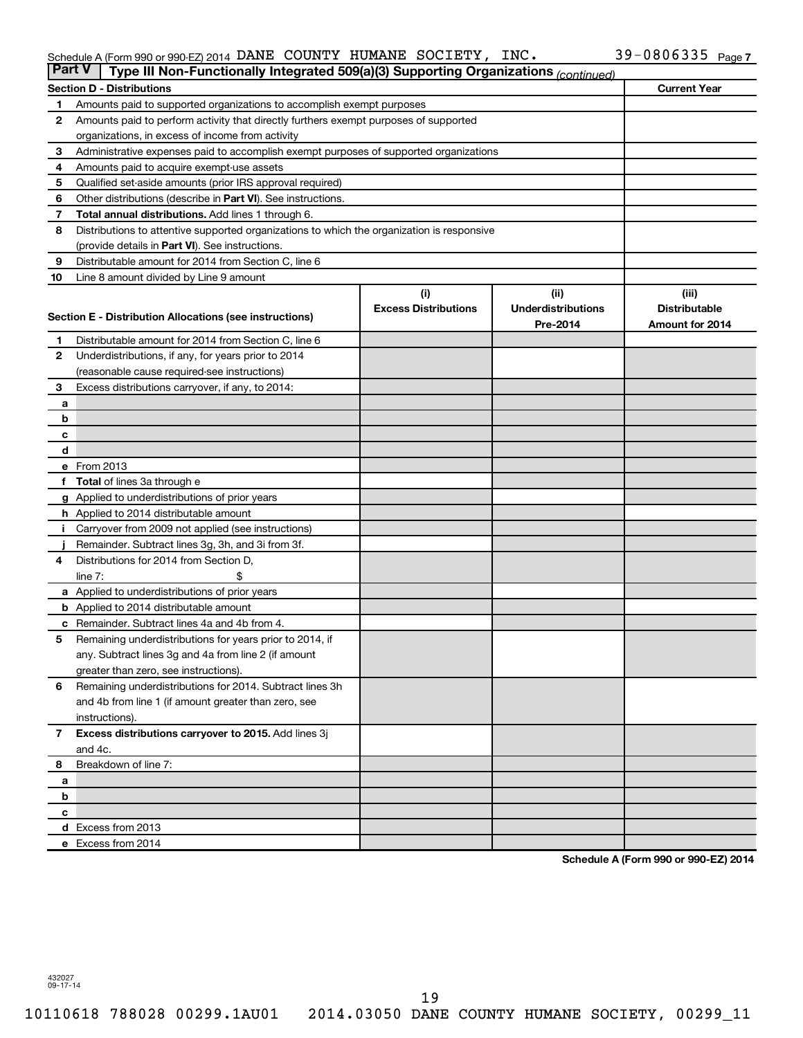Schedule A (Form 990 or 990-EZ) 2014 DANE COUNTY HUMANE SOCIETY, INC. 39-0806335

## Part V | Type III Non-Functionally Integrated 509(a)(3) Supporting Organizations *(continued)*

| Section D - Distributions | | Current Year |
|---|---|---|
| 1 | Amounts paid to supported organizations to accomplish exempt purposes | |
| 2 | Amounts paid to perform activity that directly furthers exempt purposes of supported organizations, in excess of income from activity | |
| 3 | Administrative expenses paid to accomplish exempt purposes of supported organizations | |
| 4 | Amounts paid to acquire exempt-use assets | |
| 5 | Qualified set-aside amounts (prior IRS approval required) | |
| 6 | Other distributions (describe in **Part VI**). See instructions. | |
| 7 | **Total annual distributions.** Add lines 1 through 6. | |
| 8 | Distributions to attentive supported organizations to which the organization is responsive (provide details in **Part VI**). See instructions. | |
| 9 | Distributable amount for 2014 from Section C, line 6 | |
| 10 | Line 8 amount divided by Line 9 amount | |

| | Section E - Distribution Allocations (see instructions) | (i) Excess Distributions | (ii) Underdistributions Pre-2014 | (iii) Distributable Amount for 2014 |
|---|---|---|---|---|
| 1 | Distributable amount for 2014 from Section C, line 6 | | | |
| 2 | Underdistributions, if any, for years prior to 2014 (reasonable cause required-see instructions) | | | |
| 3 | Excess distributions carryover, if any, to 2014: | | | |
| a | | | | |
| b | | | | |
| c | | | | |
| d | | | | |
| e | From 2013 | | | |
| f | **Total** of lines 3a through e | | | |
| g | Applied to underdistributions of prior years | | | |
| h | Applied to 2014 distributable amount | | | |
| i | Carryover from 2009 not applied (see instructions) | | | |
| j | Remainder. Subtract lines 3g, 3h, and 3i from 3f. | | | |
| 4 | Distributions for 2014 from Section D, line 7: $ | | | |
| a | Applied to underdistributions of prior years | | | |
| b | Applied to 2014 distributable amount | | | |
| c | Remainder. Subtract lines 4a and 4b from 4. | | | |
| 5 | Remaining underdistributions for years prior to 2014, if any. Subtract lines 3g and 4a from line 2 (if amount greater than zero, see instructions). | | | |
| 6 | Remaining underdistributions for 2014. Subtract lines 3h and 4b from line 1 (if amount greater than zero, see instructions). | | | |
| 7 | **Excess distributions carryover to 2015.** Add lines 3j and 4c. | | | |
| 8 | Breakdown of line 7: | | | |
| a | | | | |
| b | | | | |
| c | | | | |
| d | Excess from 2013 | | | |
| e | Excess from 2014 | | | |

Schedule A (Form 990 or 990-EZ) 2014

432027
09-17-14

10110618 788028 00299.1AU01 2014.03050 DANE COUNTY HUMANE SOCIETY, 00299_11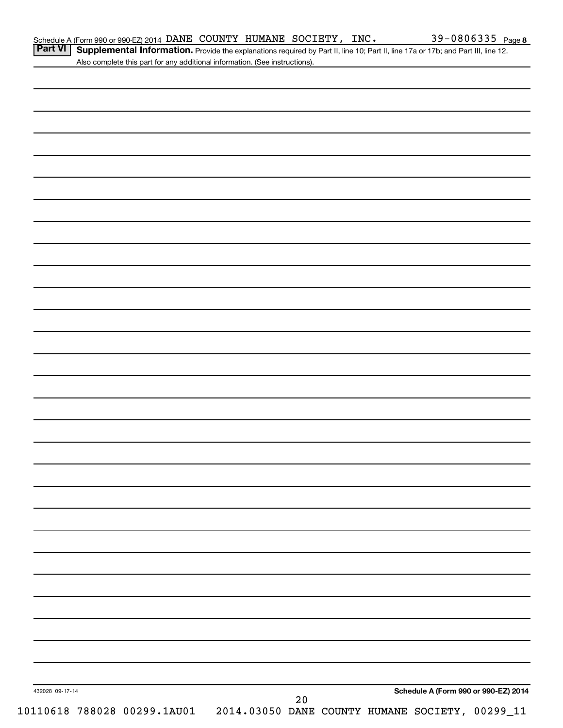Schedule A (Form 990 or 990-EZ) 2014 DANE COUNTY HUMANE SOCIETY, INC. 39-0806335 Page 8

**Part VI** **Supplemental Information.** Provide the explanations required by Part II, line 10; Part II, line 17a or 17b; and Part III, line 12. Also complete this part for any additional information. (See instructions).

432028 09-17-14

**Schedule A (Form 990 or 990-EZ) 2014**

10110618 788028 00299.1AU01 2014.03050 DANE COUNTY HUMANE SOCIETY, 00299_11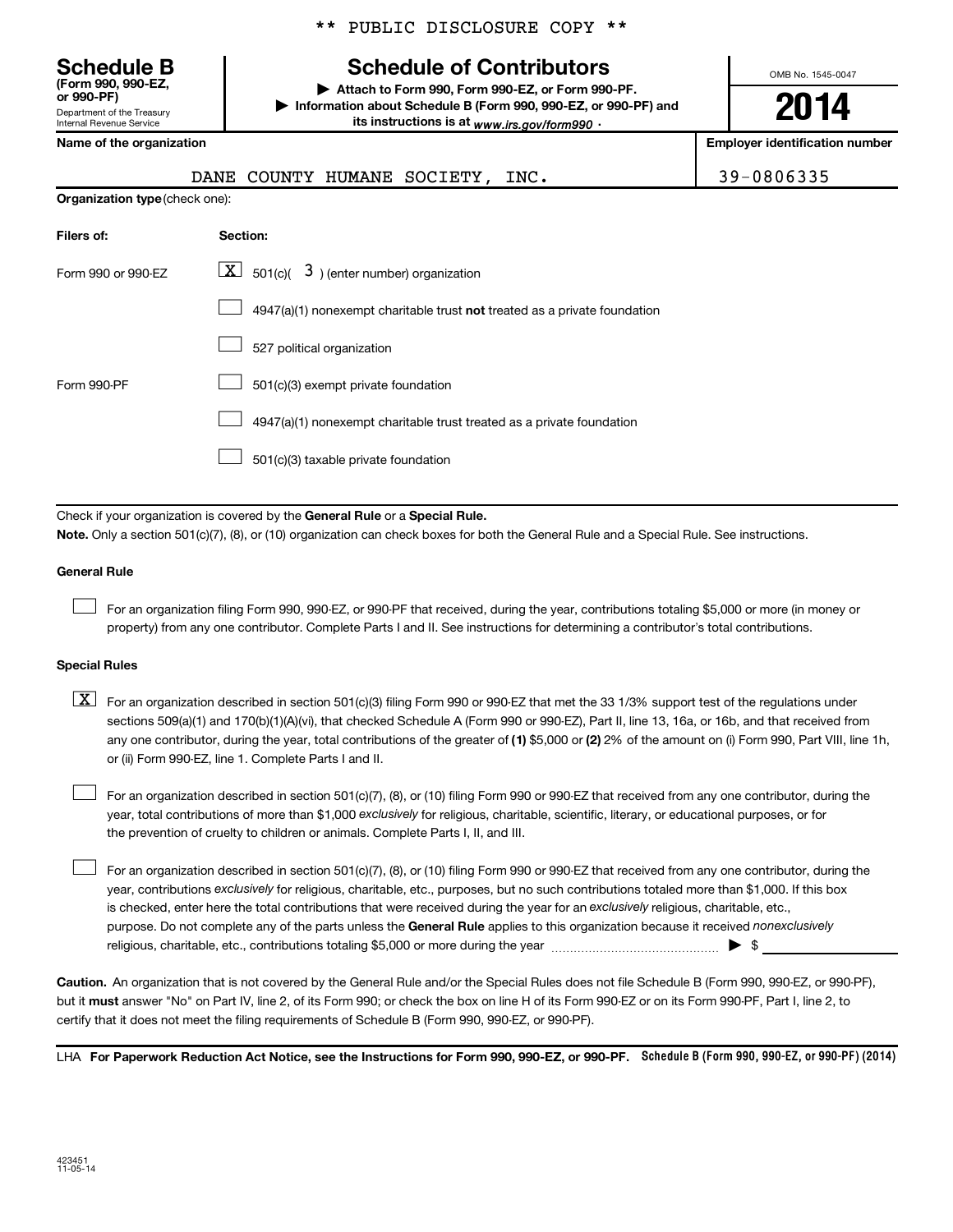** PUBLIC DISCLOSURE COPY **

**Schedule B**
**(Form 990, 990-EZ, or 990-PF)**
Department of the Treasury
Internal Revenue Service

# Schedule of Contributors

▶ **Attach to Form 990, Form 990-EZ, or Form 990-PF.**
▶ **Information about Schedule B (Form 990, 990-EZ, or 990-PF) and its instructions is at** *www.irs.gov/form990* .

OMB No. 1545-0047

**2014**

| **Name of the organization** | **Employer identification number** |
|---|---|
| DANE COUNTY HUMANE SOCIETY, INC. | 39-0806335 |

**Organization type** (check one):

| **Filers of:** | **Section:** |
|---|---|
| Form 990 or 990-EZ | [X] 501(c)( 3 ) (enter number) organization |
| | [ ] 4947(a)(1) nonexempt charitable trust **not** treated as a private foundation |
| | [ ] 527 political organization |
| Form 990-PF | [ ] 501(c)(3) exempt private foundation |
| | [ ] 4947(a)(1) nonexempt charitable trust treated as a private foundation |
| | [ ] 501(c)(3) taxable private foundation |

Check if your organization is covered by the **General Rule** or a **Special Rule.**

**Note.** Only a section 501(c)(7), (8), or (10) organization can check boxes for both the General Rule and a Special Rule. See instructions.

**General Rule**

[ ] For an organization filing Form 990, 990-EZ, or 990-PF that received, during the year, contributions totaling $5,000 or more (in money or property) from any one contributor. Complete Parts I and II. See instructions for determining a contributor's total contributions.

**Special Rules**

[X] For an organization described in section 501(c)(3) filing Form 990 or 990-EZ that met the 33 1/3% support test of the regulations under sections 509(a)(1) and 170(b)(1)(A)(vi), that checked Schedule A (Form 990 or 990-EZ), Part II, line 13, 16a, or 16b, and that received from any one contributor, during the year, total contributions of the greater of **(1)** $5,000 or **(2)** 2% of the amount on (i) Form 990, Part VIII, line 1h, or (ii) Form 990-EZ, line 1. Complete Parts I and II.

[ ] For an organization described in section 501(c)(7), (8), or (10) filing Form 990 or 990-EZ that received from any one contributor, during the year, total contributions of more than $1,000 *exclusively* for religious, charitable, scientific, literary, or educational purposes, or for the prevention of cruelty to children or animals. Complete Parts I, II, and III.

[ ] For an organization described in section 501(c)(7), (8), or (10) filing Form 990 or 990-EZ that received from any one contributor, during the year, contributions *exclusively* for religious, charitable, etc., purposes, but no such contributions totaled more than $1,000. If this box is checked, enter here the total contributions that were received during the year for an *exclusively* religious, charitable, etc., purpose. Do not complete any of the parts unless the **General Rule** applies to this organization because it received *nonexclusively* religious, charitable, etc., contributions totaling $5,000 or more during the year .......... ▶ $ ____________

**Caution.** An organization that is not covered by the General Rule and/or the Special Rules does not file Schedule B (Form 990, 990-EZ, or 990-PF), but it **must** answer "No" on Part IV, line 2, of its Form 990; or check the box on line H of its Form 990-EZ or on its Form 990-PF, Part I, line 2, to certify that it does not meet the filing requirements of Schedule B (Form 990, 990-EZ, or 990-PF).

LHA **For Paperwork Reduction Act Notice, see the Instructions for Form 990, 990-EZ, or 990-PF.** **Schedule B (Form 990, 990-EZ, or 990-PF) (2014)**

423451
11-05-14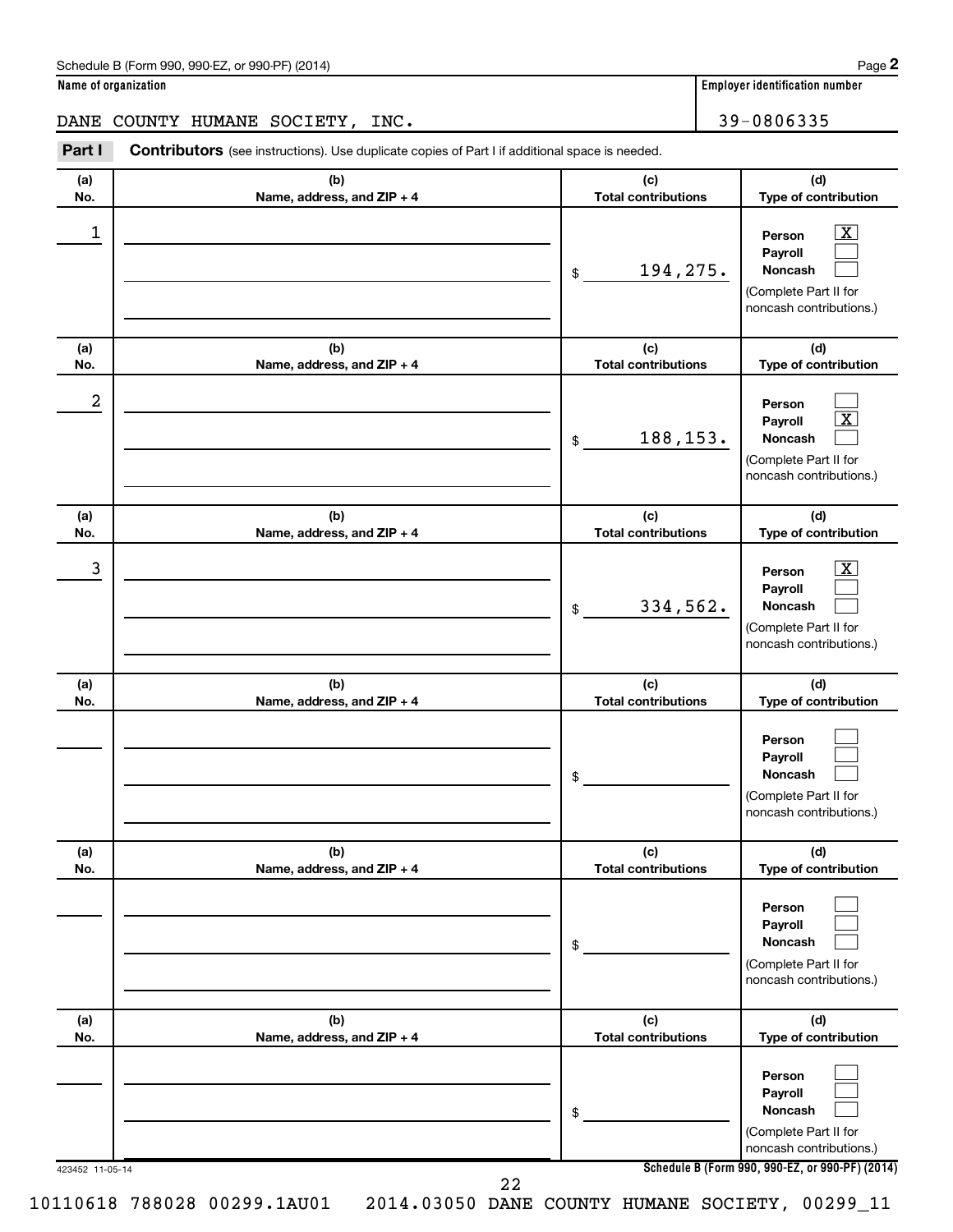Schedule B (Form 990, 990-EZ, or 990-PF) (2014)

**Name of organization**

DANE COUNTY HUMANE SOCIETY, INC.

**Employer identification number**

39-0806335

**Part I** **Contributors** (see instructions). Use duplicate copies of Part I if additional space is needed.

| (a) No. | (b) Name, address, and ZIP + 4 | (c) Total contributions | (d) Type of contribution |
|---|---|---|---|
| 1 | | $ 194,275. | Person [X] Payroll [ ] Noncash [ ] (Complete Part II for noncash contributions.) |
| 2 | | $ 188,153. | Person [ ] Payroll [X] Noncash [ ] (Complete Part II for noncash contributions.) |
| 3 | | $ 334,562. | Person [X] Payroll [ ] Noncash [ ] (Complete Part II for noncash contributions.) |
| | | $ | Person [ ] Payroll [ ] Noncash [ ] (Complete Part II for noncash contributions.) |
| | | $ | Person [ ] Payroll [ ] Noncash [ ] (Complete Part II for noncash contributions.) |
| | | $ | Person [ ] Payroll [ ] Noncash [ ] (Complete Part II for noncash contributions.) |

423452 11-05-14

**Schedule B (Form 990, 990-EZ, or 990-PF) (2014)**

10110618 788028 00299.1AU01 2014.03050 DANE COUNTY HUMANE SOCIETY, 00299_11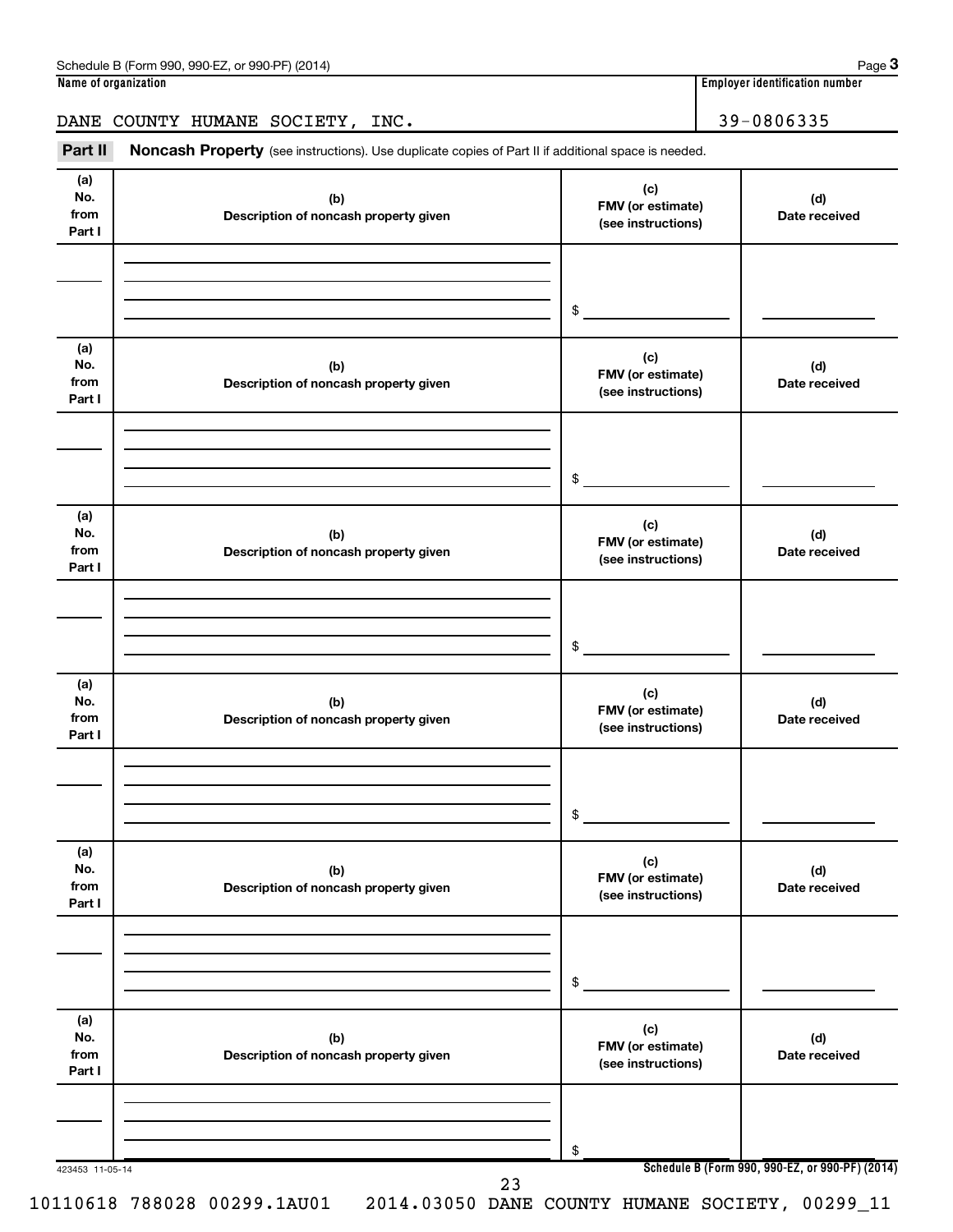Schedule B (Form 990, 990-EZ, or 990-PF) (2014)

**Name of organization**

DANE COUNTY HUMANE SOCIETY, INC.

**Employer identification number**

39-0806335

**Part II** **Noncash Property** (see instructions). Use duplicate copies of Part II if additional space is needed.

| (a) No. from Part I | (b) Description of noncash property given | (c) FMV (or estimate) (see instructions) | (d) Date received |
|---|---|---|---|
| | | $ | |

| (a) No. from Part I | (b) Description of noncash property given | (c) FMV (or estimate) (see instructions) | (d) Date received |
|---|---|---|---|
| | | $ | |

| (a) No. from Part I | (b) Description of noncash property given | (c) FMV (or estimate) (see instructions) | (d) Date received |
|---|---|---|---|
| | | $ | |

| (a) No. from Part I | (b) Description of noncash property given | (c) FMV (or estimate) (see instructions) | (d) Date received |
|---|---|---|---|
| | | $ | |

| (a) No. from Part I | (b) Description of noncash property given | (c) FMV (or estimate) (see instructions) | (d) Date received |
|---|---|---|---|
| | | $ | |

| (a) No. from Part I | (b) Description of noncash property given | (c) FMV (or estimate) (see instructions) | (d) Date received |
|---|---|---|---|
| | | $ | |

423453 11-05-14

**Schedule B (Form 990, 990-EZ, or 990-PF) (2014)**

10110618 788028 00299.1AU01 2014.03050 DANE COUNTY HUMANE SOCIETY, 00299_11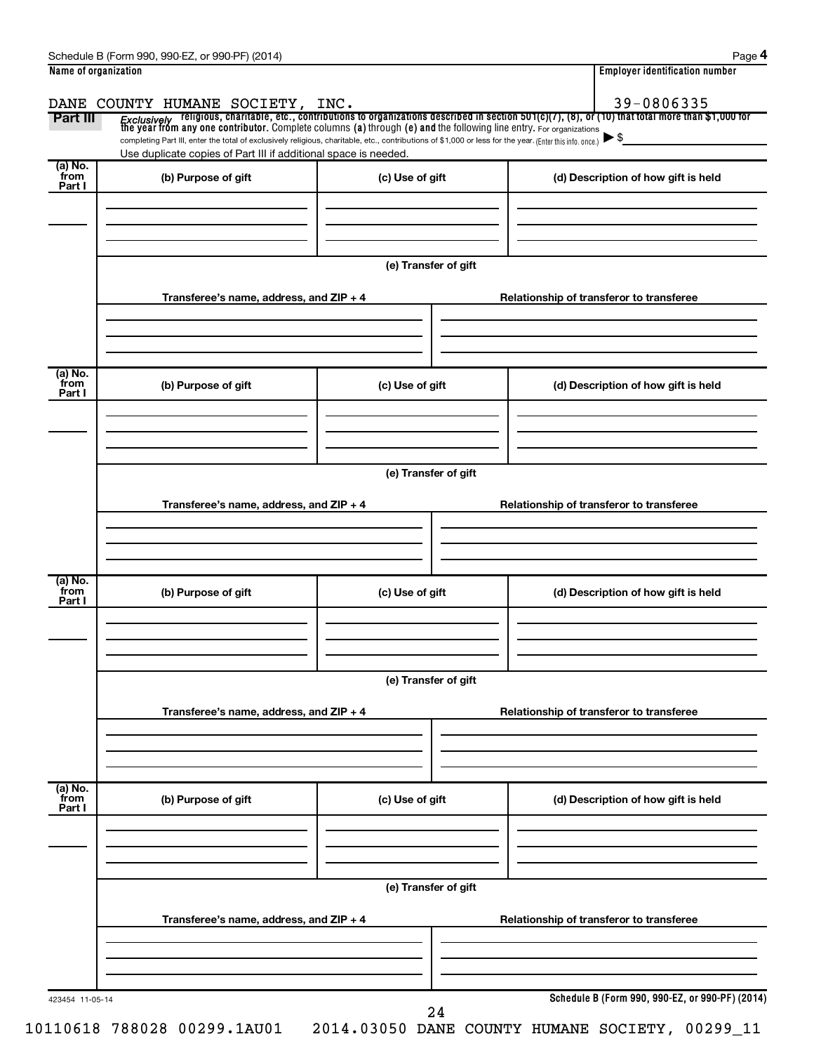**Name of organization**

DANE COUNTY HUMANE SOCIETY, INC.

**Employer identification number**

39-0806335

**Part III** *Exclusively* religious, charitable, etc., contributions to organizations described in section 501(c)(7), (8), or (10) that total more than $1,000 for the year from any one contributor. Complete columns **(a)** through **(e)** and the following line entry. For organizations completing Part III, enter the total of exclusively religious, charitable, etc., contributions of $1,000 or less for the year. (Enter this info. once.) ▶ $

Use duplicate copies of Part III if additional space is needed.

| (a) No. from Part I | (b) Purpose of gift | (c) Use of gift | (d) Description of how gift is held |
|---|---|---|---|
| | | | |

**(e) Transfer of gift**

| Transferee's name, address, and ZIP + 4 | Relationship of transferor to transferee |
|---|---|
| | |

| (a) No. from Part I | (b) Purpose of gift | (c) Use of gift | (d) Description of how gift is held |
|---|---|---|---|
| | | | |

**(e) Transfer of gift**

| Transferee's name, address, and ZIP + 4 | Relationship of transferor to transferee |
|---|---|
| | |

| (a) No. from Part I | (b) Purpose of gift | (c) Use of gift | (d) Description of how gift is held |
|---|---|---|---|
| | | | |

**(e) Transfer of gift**

| Transferee's name, address, and ZIP + 4 | Relationship of transferor to transferee |
|---|---|
| | |

| (a) No. from Part I | (b) Purpose of gift | (c) Use of gift | (d) Description of how gift is held |
|---|---|---|---|
| | | | |

**(e) Transfer of gift**

| Transferee's name, address, and ZIP + 4 | Relationship of transferor to transferee |
|---|---|
| | |

423454 11-05-14

**Schedule B (Form 990, 990-EZ, or 990-PF) (2014)**

10110618 788028 00299.1AU01 2014.03050 DANE COUNTY HUMANE SOCIETY, 00299_11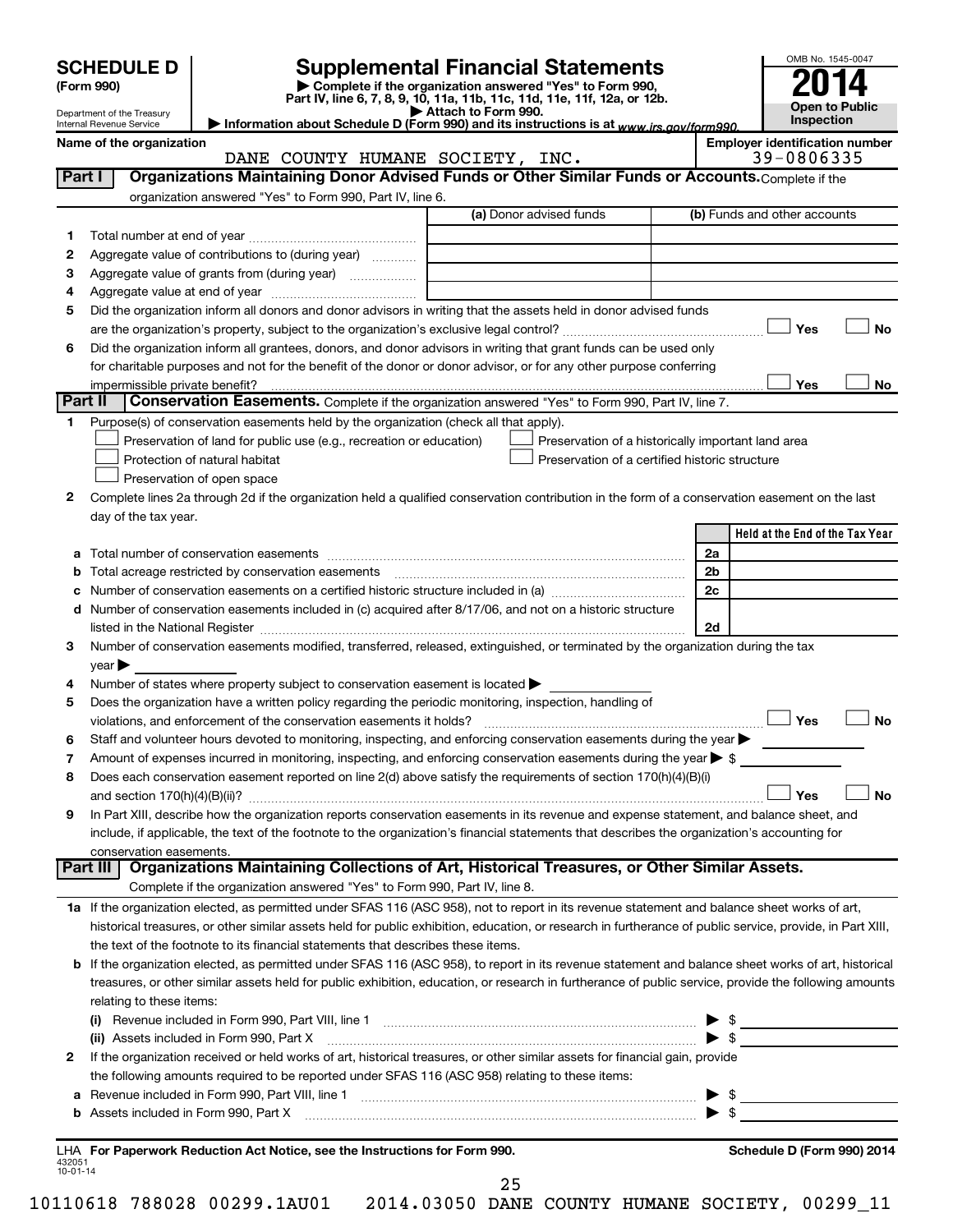# SCHEDULE D (Form 990)

Department of the Treasury
Internal Revenue Service

## Supplemental Financial Statements

▶ Complete if the organization answered "Yes" to Form 990, Part IV, line 6, 7, 8, 9, 10, 11a, 11b, 11c, 11d, 11e, 11f, 12a, or 12b.
▶ Attach to Form 990.
▶ Information about Schedule D (Form 990) and its instructions is at www.irs.gov/form990.

OMB No. 1545-0047

**2014**

**Open to Public Inspection**

**Name of the organization**: DANE COUNTY HUMANE SOCIETY, INC.

**Employer identification number**: 39-0806335

### Part I — Organizations Maintaining Donor Advised Funds or Other Similar Funds or Accounts. Complete if the organization answered "Yes" to Form 990, Part IV, line 6.

| | | (a) Donor advised funds | (b) Funds and other accounts |
|---|---|---|---|
| 1 | Total number at end of year | | |
| 2 | Aggregate value of contributions to (during year) | | |
| 3 | Aggregate value of grants from (during year) | | |
| 4 | Aggregate value at end of year | | |

5 Did the organization inform all donors and donor advisors in writing that the assets held in donor advised funds are the organization's property, subject to the organization's exclusive legal control? ☐ Yes ☐ No

6 Did the organization inform all grantees, donors, and donor advisors in writing that grant funds can be used only for charitable purposes and not for the benefit of the donor or donor advisor, or for any other purpose conferring impermissible private benefit? ☐ Yes ☐ No

### Part II — Conservation Easements. Complete if the organization answered "Yes" to Form 990, Part IV, line 7.

1 Purpose(s) of conservation easements held by the organization (check all that apply).

- ☐ Preservation of land for public use (e.g., recreation or education)
- ☐ Protection of natural habitat
- ☐ Preservation of open space
- ☐ Preservation of a historically important land area
- ☐ Preservation of a certified historic structure

2 Complete lines 2a through 2d if the organization held a qualified conservation contribution in the form of a conservation easement on the last day of the tax year.

| | | | Held at the End of the Tax Year |
|---|---|---|---|
| a | Total number of conservation easements | 2a | |
| b | Total acreage restricted by conservation easements | 2b | |
| c | Number of conservation easements on a certified historic structure included in (a) | 2c | |
| d | Number of conservation easements included in (c) acquired after 8/17/06, and not on a historic structure listed in the National Register | 2d | |

3 Number of conservation easements modified, transferred, released, extinguished, or terminated by the organization during the tax year ▶

4 Number of states where property subject to conservation easement is located ▶

5 Does the organization have a written policy regarding the periodic monitoring, inspection, handling of violations, and enforcement of the conservation easements it holds? ☐ Yes ☐ No

6 Staff and volunteer hours devoted to monitoring, inspecting, and enforcing conservation easements during the year ▶

7 Amount of expenses incurred in monitoring, inspecting, and enforcing conservation easements during the year ▶ $

8 Does each conservation easement reported on line 2(d) above satisfy the requirements of section 170(h)(4)(B)(i) and section 170(h)(4)(B)(ii)? ☐ Yes ☐ No

9 In Part XIII, describe how the organization reports conservation easements in its revenue and expense statement, and balance sheet, and include, if applicable, the text of the footnote to the organization's financial statements that describes the organization's accounting for conservation easements.

### Part III — Organizations Maintaining Collections of Art, Historical Treasures, or Other Similar Assets. Complete if the organization answered "Yes" to Form 990, Part IV, line 8.

1a If the organization elected, as permitted under SFAS 116 (ASC 958), not to report in its revenue statement and balance sheet works of art, historical treasures, or other similar assets held for public exhibition, education, or research in furtherance of public service, provide, in Part XIII, the text of the footnote to its financial statements that describes these items.

b If the organization elected, as permitted under SFAS 116 (ASC 958), to report in its revenue statement and balance sheet works of art, historical treasures, or other similar assets held for public exhibition, education, or research in furtherance of public service, provide the following amounts relating to these items:

(i) Revenue included in Form 990, Part VIII, line 1 ▶ $

(ii) Assets included in Form 990, Part X ▶ $

2 If the organization received or held works of art, historical treasures, or other similar assets for financial gain, provide the following amounts required to be reported under SFAS 116 (ASC 958) relating to these items:

a Revenue included in Form 990, Part VIII, line 1 ▶ $

b Assets included in Form 990, Part X ▶ $

LHA **For Paperwork Reduction Act Notice, see the Instructions for Form 990.**

432051 10-01-14

**Schedule D (Form 990) 2014**

10110618 788028 00299.1AU01 2014.03050 DANE COUNTY HUMANE SOCIETY, 00299_11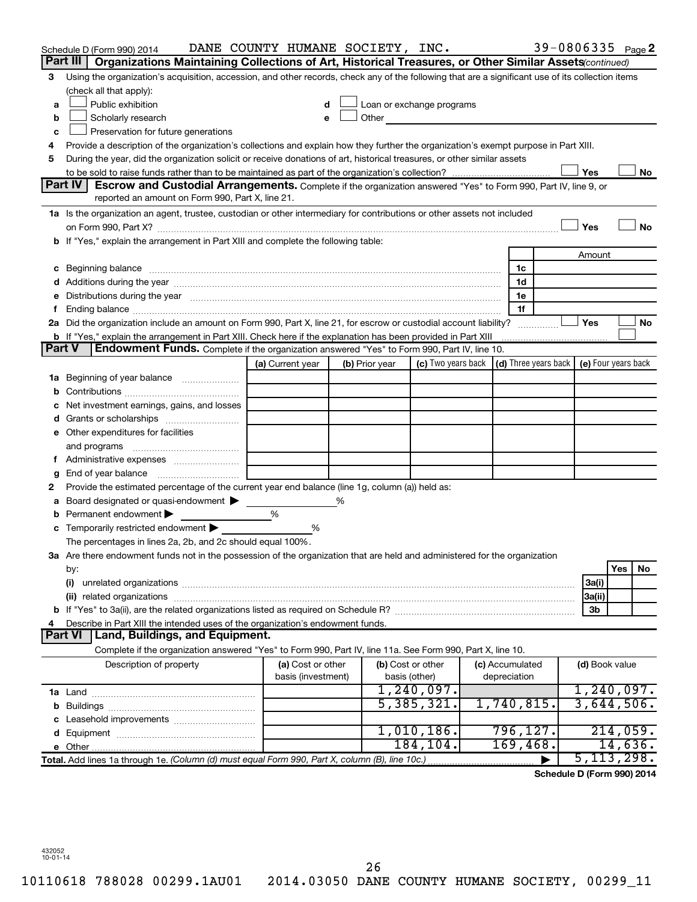Schedule D (Form 990) 2014 DANE COUNTY HUMANE SOCIETY, INC. 39-0806335 Page 2

## Part III | Organizations Maintaining Collections of Art, Historical Treasures, or Other Similar Assets *(continued)*

3 Using the organization's acquisition, accession, and other records, check any of the following that are a significant use of its collection items (check all that apply):

- a ☐ Public exhibition
- b ☐ Scholarly research
- c ☐ Preservation for future generations
- d ☐ Loan or exchange programs
- e ☐ Other

4 Provide a description of the organization's collections and explain how they further the organization's exempt purpose in Part XIII.

5 During the year, did the organization solicit or receive donations of art, historical treasures, or other similar assets to be sold to raise funds rather than to be maintained as part of the organization's collection? ☐ Yes ☐ No

## Part IV | Escrow and Custodial Arrangements.

Complete if the organization answered "Yes" to Form 990, Part IV, line 9, or reported an amount on Form 990, Part X, line 21.

1a Is the organization an agent, trustee, custodian or other intermediary for contributions or other assets not included on Form 990, Part X? ☐ Yes ☐ No

b If "Yes," explain the arrangement in Part XIII and complete the following table:

| | | Amount |
|---|---|---|
| c Beginning balance | 1c | |
| d Additions during the year | 1d | |
| e Distributions during the year | 1e | |
| f Ending balance | 1f | |

2a Did the organization include an amount on Form 990, Part X, line 21, for escrow or custodial account liability? ☐ Yes ☐ No

b If "Yes," explain the arrangement in Part XIII. Check here if the explanation has been provided in Part XIII ☐

## Part V | Endowment Funds.

Complete if the organization answered "Yes" to Form 990, Part IV, line 10.

| | (a) Current year | (b) Prior year | (c) Two years back | (d) Three years back | (e) Four years back |
|---|---|---|---|---|---|
| 1a Beginning of year balance | | | | | |
| b Contributions | | | | | |
| c Net investment earnings, gains, and losses | | | | | |
| d Grants or scholarships | | | | | |
| e Other expenditures for facilities and programs | | | | | |
| f Administrative expenses | | | | | |
| g End of year balance | | | | | |

2 Provide the estimated percentage of the current year end balance (line 1g, column (a)) held as:

- a Board designated or quasi-endowment ▶ ______ %
- b Permanent endowment ▶ ______ %
- c Temporarily restricted endowment ▶ ______ %

The percentages in lines 2a, 2b, and 2c should equal 100%.

3a Are there endowment funds not in the possession of the organization that are held and administered for the organization by:

| | | Yes | No |
|---|---|---|---|
| (i) unrelated organizations | 3a(i) | | |
| (ii) related organizations | 3a(ii) | | |
| b If "Yes" to 3a(ii), are the related organizations listed as required on Schedule R? | 3b | | |

4 Describe in Part XIII the intended uses of the organization's endowment funds.

## Part VI | Land, Buildings, and Equipment.

Complete if the organization answered "Yes" to Form 990, Part IV, line 11a. See Form 990, Part X, line 10.

| Description of property | (a) Cost or other basis (investment) | (b) Cost or other basis (other) | (c) Accumulated depreciation | (d) Book value |
|---|---|---|---|---|
| 1a Land | | 1,240,097. | | 1,240,097. |
| b Buildings | | 5,385,321. | 1,740,815. | 3,644,506. |
| c Leasehold improvements | | | | |
| d Equipment | | 1,010,186. | 796,127. | 214,059. |
| e Other | | 184,104. | 169,468. | 14,636. |
| **Total.** Add lines 1a through 1e. *(Column (d) must equal Form 990, Part X, column (B), line 10c.)* | | | ▶ | 5,113,298. |

**Schedule D (Form 990) 2014**

432052 10-01-14

10110618 788028 00299.1AU01 2014.03050 DANE COUNTY HUMANE SOCIETY, 00299_11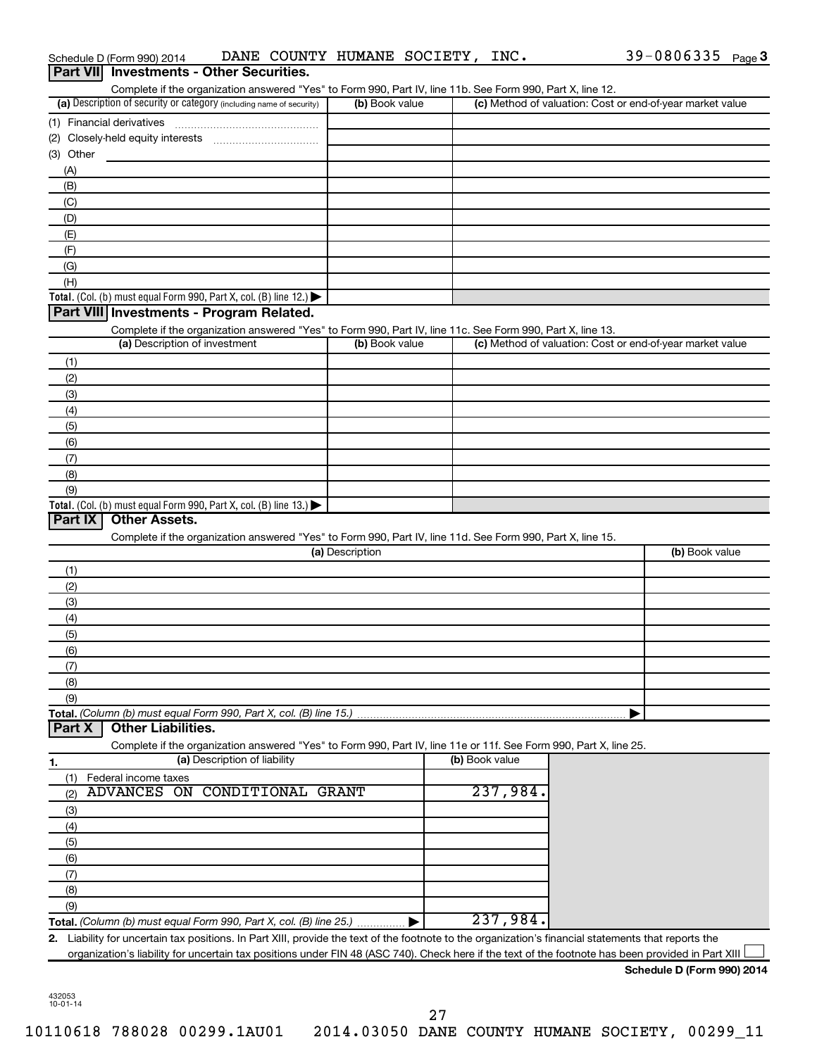Schedule D (Form 990) 2014 DANE COUNTY HUMANE SOCIETY, INC. 39-0806335 Page 3

## Part VII Investments - Other Securities.

Complete if the organization answered "Yes" to Form 990, Part IV, line 11b. See Form 990, Part X, line 12.

| (a) Description of security or category (including name of security) | (b) Book value | (c) Method of valuation: Cost or end-of-year market value |
|---|---|---|
| (1) Financial derivatives | | |
| (2) Closely-held equity interests | | |
| (3) Other | | |
| (A) | | |
| (B) | | |
| (C) | | |
| (D) | | |
| (E) | | |
| (F) | | |
| (G) | | |
| (H) | | |
| **Total.** (Col. (b) must equal Form 990, Part X, col. (B) line 12.) ▶ | | |

## Part VIII Investments - Program Related.

Complete if the organization answered "Yes" to Form 990, Part IV, line 11c. See Form 990, Part X, line 13.

| (a) Description of investment | (b) Book value | (c) Method of valuation: Cost or end-of-year market value |
|---|---|---|
| (1) | | |
| (2) | | |
| (3) | | |
| (4) | | |
| (5) | | |
| (6) | | |
| (7) | | |
| (8) | | |
| (9) | | |
| **Total.** (Col. (b) must equal Form 990, Part X, col. (B) line 13.) ▶ | | |

## Part IX Other Assets.

Complete if the organization answered "Yes" to Form 990, Part IV, line 11d. See Form 990, Part X, line 15.

| (a) Description | (b) Book value |
|---|---|
| (1) | |
| (2) | |
| (3) | |
| (4) | |
| (5) | |
| (6) | |
| (7) | |
| (8) | |
| (9) | |
| **Total.** *(Column (b) must equal Form 990, Part X, col. (B) line 15.)* ▶ | |

## Part X Other Liabilities.

Complete if the organization answered "Yes" to Form 990, Part IV, line 11e or 11f. See Form 990, Part X, line 25.

| 1. (a) Description of liability | (b) Book value |
|---|---|
| (1) Federal income taxes | |
| (2) ADVANCES ON CONDITIONAL GRANT | 237,984. |
| (3) | |
| (4) | |
| (5) | |
| (6) | |
| (7) | |
| (8) | |
| (9) | |
| **Total.** *(Column (b) must equal Form 990, Part X, col. (B) line 25.)* ▶ | 237,984. |

**2.** Liability for uncertain tax positions. In Part XIII, provide the text of the footnote to the organization's financial statements that reports the organization's liability for uncertain tax positions under FIN 48 (ASC 740). Check here if the text of the footnote has been provided in Part XIII ☐

**Schedule D (Form 990) 2014**

432053 10-01-14

10110618 788028 00299.1AU01 2014.03050 DANE COUNTY HUMANE SOCIETY, 00299_11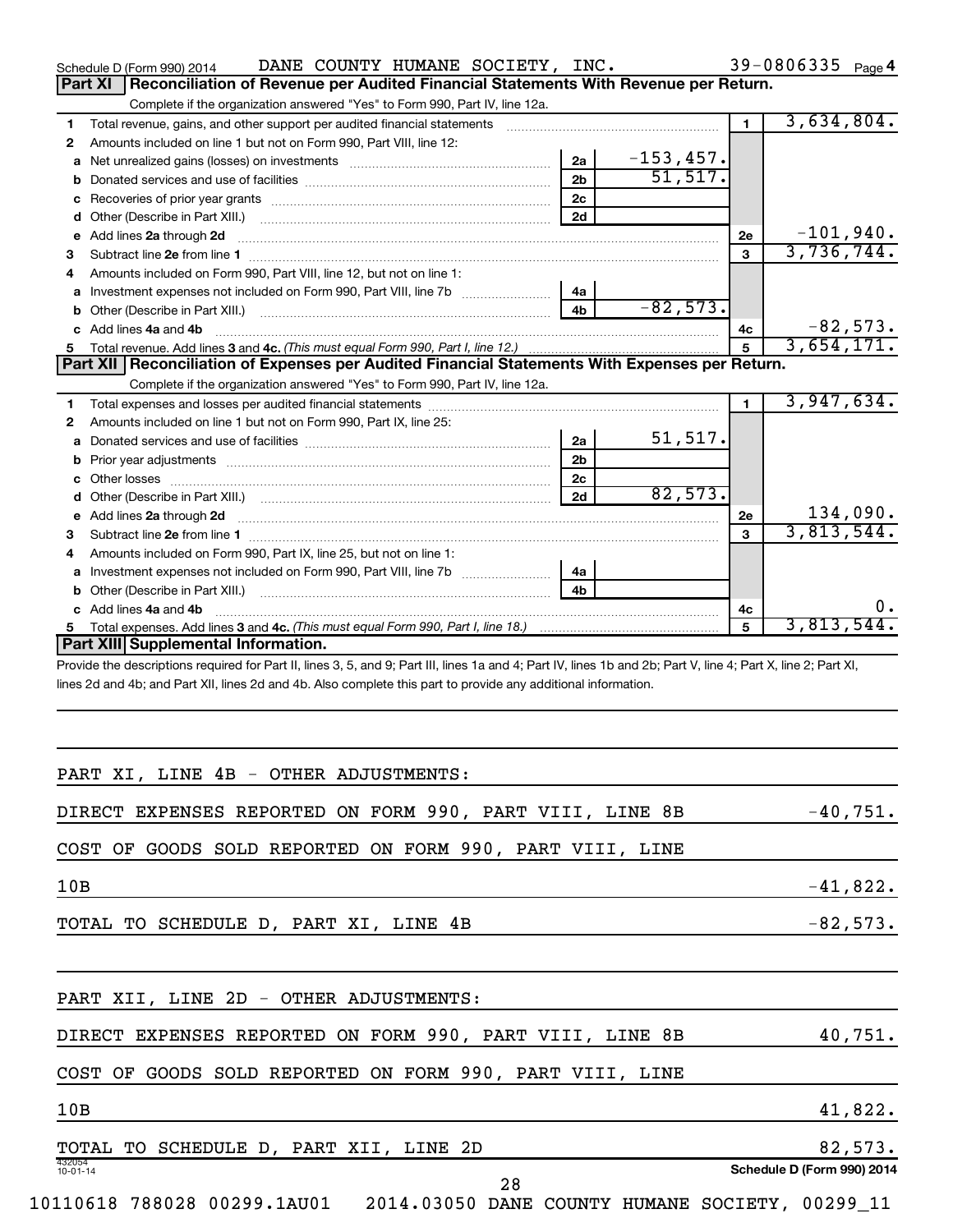Schedule D (Form 990) 2014 DANE COUNTY HUMANE SOCIETY, INC. 39-0806335 Page **4**

## Part XI Reconciliation of Revenue per Audited Financial Statements With Revenue per Return.

Complete if the organization answered "Yes" to Form 990, Part IV, line 12a.

| | | | | | |
|---|---|---|---|---|---|
| **1** | Total revenue, gains, and other support per audited financial statements | | | 1 | 3,634,804. |
| **2** | Amounts included on line 1 but not on Form 990, Part VIII, line 12: | | | | |
| **a** | Net unrealized gains (losses) on investments | 2a | -153,457. | | |
| **b** | Donated services and use of facilities | 2b | 51,517. | | |
| **c** | Recoveries of prior year grants | 2c | | | |
| **d** | Other (Describe in Part XIII.) | 2d | | | |
| **e** | Add lines **2a** through **2d** | | | 2e | -101,940. |
| **3** | Subtract line **2e** from line **1** | | | 3 | 3,736,744. |
| **4** | Amounts included on Form 990, Part VIII, line 12, but not on line 1: | | | | |
| **a** | Investment expenses not included on Form 990, Part VIII, line 7b | 4a | | | |
| **b** | Other (Describe in Part XIII.) | 4b | -82,573. | | |
| **c** | Add lines **4a** and **4b** | | | 4c | -82,573. |
| **5** | Total revenue. Add lines **3** and **4c.** *(This must equal Form 990, Part I, line 12.)* | | | 5 | 3,654,171. |

## Part XII Reconciliation of Expenses per Audited Financial Statements With Expenses per Return.

Complete if the organization answered "Yes" to Form 990, Part IV, line 12a.

| | | | | | |
|---|---|---|---|---|---|
| **1** | Total expenses and losses per audited financial statements | | | 1 | 3,947,634. |
| **2** | Amounts included on line 1 but not on Form 990, Part IX, line 25: | | | | |
| **a** | Donated services and use of facilities | 2a | 51,517. | | |
| **b** | Prior year adjustments | 2b | | | |
| **c** | Other losses | 2c | | | |
| **d** | Other (Describe in Part XIII.) | 2d | 82,573. | | |
| **e** | Add lines **2a** through **2d** | | | 2e | 134,090. |
| **3** | Subtract line **2e** from line **1** | | | 3 | 3,813,544. |
| **4** | Amounts included on Form 990, Part IX, line 25, but not on line 1: | | | | |
| **a** | Investment expenses not included on Form 990, Part VIII, line 7b | 4a | | | |
| **b** | Other (Describe in Part XIII.) | 4b | | | |
| **c** | Add lines **4a** and **4b** | | | 4c | 0. |
| **5** | Total expenses. Add lines **3** and **4c.** *(This must equal Form 990, Part I, line 18.)* | | | 5 | 3,813,544. |

## Part XIII Supplemental Information.

Provide the descriptions required for Part II, lines 3, 5, and 9; Part III, lines 1a and 4; Part IV, lines 1b and 2b; Part V, line 4; Part X, line 2; Part XI, lines 2d and 4b; and Part XII, lines 2d and 4b. Also complete this part to provide any additional information.

PART XI, LINE 4B - OTHER ADJUSTMENTS:

| | |
|---|---|
| DIRECT EXPENSES REPORTED ON FORM 990, PART VIII, LINE 8B | -40,751. |
| COST OF GOODS SOLD REPORTED ON FORM 990, PART VIII, LINE 10B | -41,822. |
| TOTAL TO SCHEDULE D, PART XI, LINE 4B | -82,573. |

PART XII, LINE 2D - OTHER ADJUSTMENTS:

| | |
|---|---|
| DIRECT EXPENSES REPORTED ON FORM 990, PART VIII, LINE 8B | 40,751. |
| COST OF GOODS SOLD REPORTED ON FORM 990, PART VIII, LINE 10B | 41,822. |
| TOTAL TO SCHEDULE D, PART XII, LINE 2D | 82,573. |

432054 10-01-14

**Schedule D (Form 990) 2014**

10110618 788028 00299.1AU01 2014.03050 DANE COUNTY HUMANE SOCIETY, 00299_11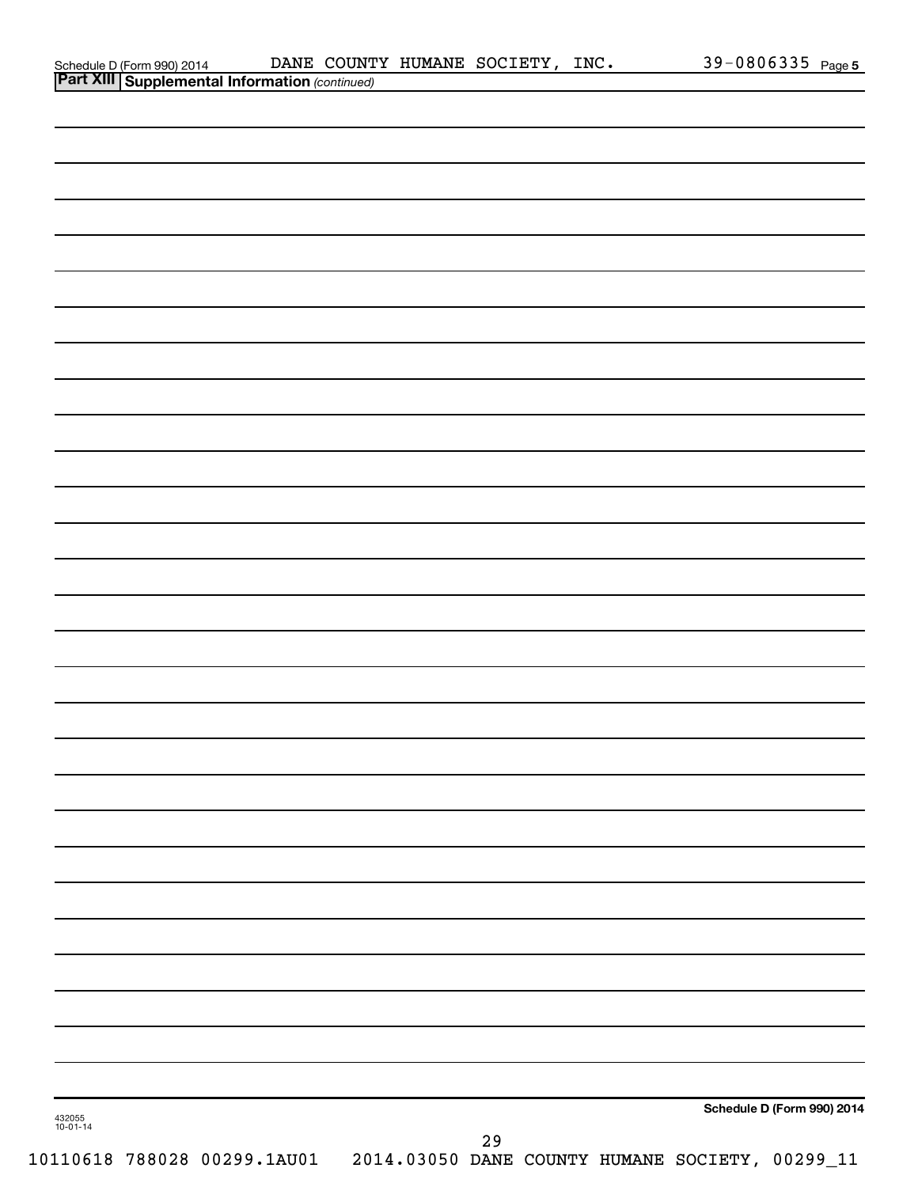Schedule D (Form 990) 2014 DANE COUNTY HUMANE SOCIETY, INC. 39-0806335 Page 5

**Part XIII Supplemental Information** *(continued)*

432055
10-01-14

**Schedule D (Form 990) 2014**

10110618 788028 00299.1AU01 2014.03050 DANE COUNTY HUMANE SOCIETY, 00299_11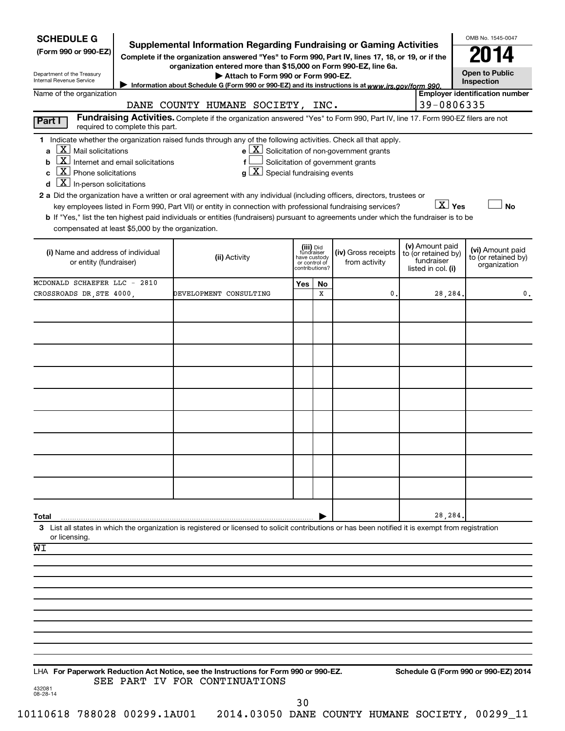**SCHEDULE G**
**(Form 990 or 990-EZ)**

Department of the Treasury
Internal Revenue Service

# Supplemental Information Regarding Fundraising or Gaming Activities

**Complete if the organization answered "Yes" to Form 990, Part IV, lines 17, 18, or 19, or if the organization entered more than $15,000 on Form 990-EZ, line 6a.**

**▶ Attach to Form 990 or Form 990-EZ.**

▶ Information about Schedule G (Form 990 or 990-EZ) and its instructions is at *www.irs.gov/form 990.*

OMB No. 1545-0047

**2014**

**Open to Public Inspection**

Name of the organization: DANE COUNTY HUMANE SOCIETY, INC.

**Employer identification number:** 39-0806335

**Part I** **Fundraising Activities.** Complete if the organization answered "Yes" to Form 990, Part IV, line 17. Form 990-EZ filers are not required to complete this part.

1 Indicate whether the organization raised funds through any of the following activities. Check all that apply.

- a [X] Mail solicitations
- b [X] Internet and email solicitations
- c [X] Phone solicitations
- d [X] In-person solicitations
- e [X] Solicitation of non-government grants
- f [ ] Solicitation of government grants
- g [X] Special fundraising events

**2 a** Did the organization have a written or oral agreement with any individual (including officers, directors, trustees or key employees listed in Form 990, Part VII) or entity in connection with professional fundraising services? [X] Yes [ ] No

**b** If "Yes," list the ten highest paid individuals or entities (fundraisers) pursuant to agreements under which the fundraiser is to be compensated at least $5,000 by the organization.

| (i) Name and address of individual or entity (fundraiser) | (ii) Activity | (iii) Did fundraiser have custody or control of contributions? Yes | No | (iv) Gross receipts from activity | (v) Amount paid to (or retained by) fundraiser listed in col. (i) | (vi) Amount paid to (or retained by) organization |
|---|---|---|---|---|---|---|
| MCDONALD SCHAEFER LLC - 2810 CROSSROADS DR,STE 4000, | DEVELOPMENT CONSULTING | | X | 0. | 28,284. | 0. |
| | | | | | | |
| | | | | | | |
| | | | | | | |
| | | | | | | |
| | | | | | | |
| | | | | | | |
| | | | | | | |
| | | | | | | |
| | | | | | | |
| **Total** | | | ▶ | | 28,284. | |

3 List all states in which the organization is registered or licensed to solicit contributions or has been notified it is exempt from registration or licensing.

WI

LHA **For Paperwork Reduction Act Notice, see the Instructions for Form 990 or 990-EZ.** **Schedule G (Form 990 or 990-EZ) 2014**

SEE PART IV FOR CONTINUATIONS

432081
08-28-14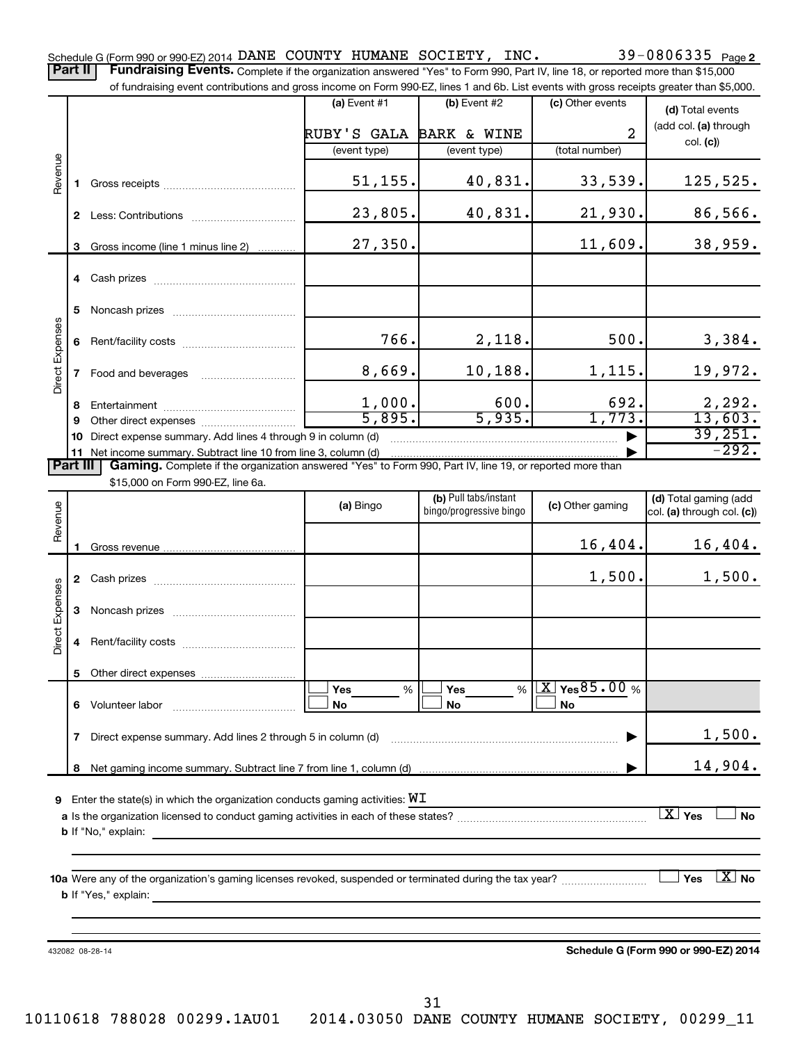Schedule G (Form 990 or 990-EZ) 2014 DANE COUNTY HUMANE SOCIETY, INC. 39-0806335 Page 2

## Part II Fundraising Events.

Complete if the organization answered "Yes" to Form 990, Part IV, line 18, or reported more than $15,000 of fundraising event contributions and gross income on Form 990-EZ, lines 1 and 6b. List events with gross receipts greater than $5,000.

| | | (a) Event #1 | (b) Event #2 | (c) Other events | (d) Total events (add col. (a) through col. (c)) |
|---|---|---|---|---|---|
| | | RUBY'S GALA | BARK & WINE | 2 | |
| | | (event type) | (event type) | (total number) | |
| Revenue | 1 Gross receipts | 51,155. | 40,831. | 33,539. | 125,525. |
| | 2 Less: Contributions | 23,805. | 40,831. | 21,930. | 86,566. |
| | 3 Gross income (line 1 minus line 2) | 27,350. | | 11,609. | 38,959. |
| Direct Expenses | 4 Cash prizes | | | | |
| | 5 Noncash prizes | | | | |
| | 6 Rent/facility costs | 766. | 2,118. | 500. | 3,384. |
| | 7 Food and beverages | 8,669. | 10,188. | 1,115. | 19,972. |
| | 8 Entertainment | 1,000. | 600. | 692. | 2,292. |
| | 9 Other direct expenses | 5,895. | 5,935. | 1,773. | 13,603. |
| | 10 Direct expense summary. Add lines 4 through 9 in column (d) | | | | 39,251. |
| | 11 Net income summary. Subtract line 10 from line 3, column (d) | | | | -292. |

## Part III Gaming.

Complete if the organization answered "Yes" to Form 990, Part IV, line 19, or reported more than $15,000 on Form 990-EZ, line 6a.

| | | (a) Bingo | (b) Pull tabs/instant bingo/progressive bingo | (c) Other gaming | (d) Total gaming (add col. (a) through col. (c)) |
|---|---|---|---|---|---|
| Revenue | 1 Gross revenue | | | 16,404. | 16,404. |
| Direct Expenses | 2 Cash prizes | | | 1,500. | 1,500. |
| | 3 Noncash prizes | | | | |
| | 4 Rent/facility costs | | | | |
| | 5 Other direct expenses | | | | |
| | 6 Volunteer labor | ☐ Yes ___ % ☐ No | ☐ Yes ___ % ☐ No | [X] Yes 85.00 % ☐ No | |
| | 7 Direct expense summary. Add lines 2 through 5 in column (d) | | | | 1,500. |
| | 8 Net gaming income summary. Subtract line 7 from line 1, column (d) | | | | 14,904. |

**9** Enter the state(s) in which the organization conducts gaming activities: WI

**a** Is the organization licensed to conduct gaming activities in each of these states? [X] Yes ☐ No

**b** If "No," explain:

**10a** Were any of the organization's gaming licenses revoked, suspended or terminated during the tax year? ☐ Yes [X] No

**b** If "Yes," explain:

432082 08-28-14

**Schedule G (Form 990 or 990-EZ) 2014**

10110618 788028 00299.1AU01 2014.03050 DANE COUNTY HUMANE SOCIETY, 00299_11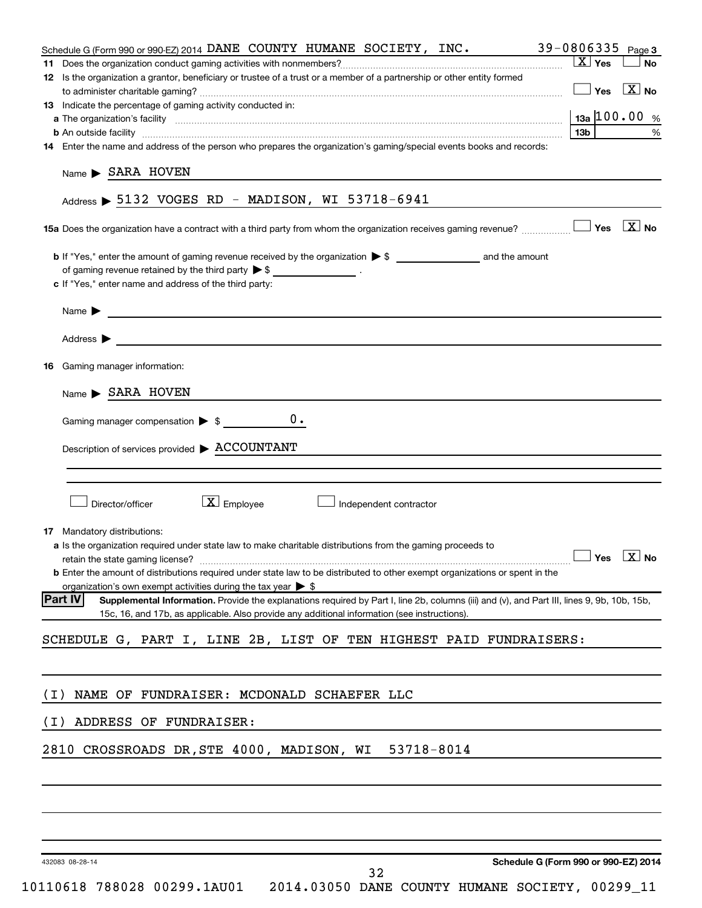Schedule G (Form 990 or 990-EZ) 2014 DANE COUNTY HUMANE SOCIETY, INC. 39-0806335 Page 3

**11** Does the organization conduct gaming activities with nonmembers? [X] Yes [ ] No

**12** Is the organization a grantor, beneficiary or trustee of a trust or a member of a partnership or other entity formed to administer charitable gaming? [ ] Yes [X] No

**13** Indicate the percentage of gaming activity conducted in:

**a** The organization's facility — 13a 100.00 %

**b** An outside facility — 13b %

**14** Enter the name and address of the person who prepares the organization's gaming/special events books and records:

Name ▶ SARA HOVEN

Address ▶ 5132 VOGES RD - MADISON, WI 53718-6941

**15a** Does the organization have a contract with a third party from whom the organization receives gaming revenue? [ ] Yes [X] No

**b** If "Yes," enter the amount of gaming revenue received by the organization ▶ $ ______ and the amount of gaming revenue retained by the third party ▶ $ ______ .

**c** If "Yes," enter name and address of the third party:

Name ▶

Address ▶

**16** Gaming manager information:

Name ▶ SARA HOVEN

Gaming manager compensation ▶ $ 0.

Description of services provided ▶ ACCOUNTANT

[ ] Director/officer [X] Employee [ ] Independent contractor

**17** Mandatory distributions:

**a** Is the organization required under state law to make charitable distributions from the gaming proceeds to retain the state gaming license? [ ] Yes [X] No

**b** Enter the amount of distributions required under state law to be distributed to other exempt organizations or spent in the organization's own exempt activities during the tax year ▶ $

**Part IV** **Supplemental Information.** Provide the explanations required by Part I, line 2b, columns (iii) and (v), and Part III, lines 9, 9b, 10b, 15b, 15c, 16, and 17b, as applicable. Also provide any additional information (see instructions).

SCHEDULE G, PART I, LINE 2B, LIST OF TEN HIGHEST PAID FUNDRAISERS:

(I) NAME OF FUNDRAISER: MCDONALD SCHAEFER LLC

(I) ADDRESS OF FUNDRAISER:

2810 CROSSROADS DR,STE 4000, MADISON, WI 53718-8014

432083 08-28-14 Schedule G (Form 990 or 990-EZ) 2014

10110618 788028 00299.1AU01 2014.03050 DANE COUNTY HUMANE SOCIETY, 00299_11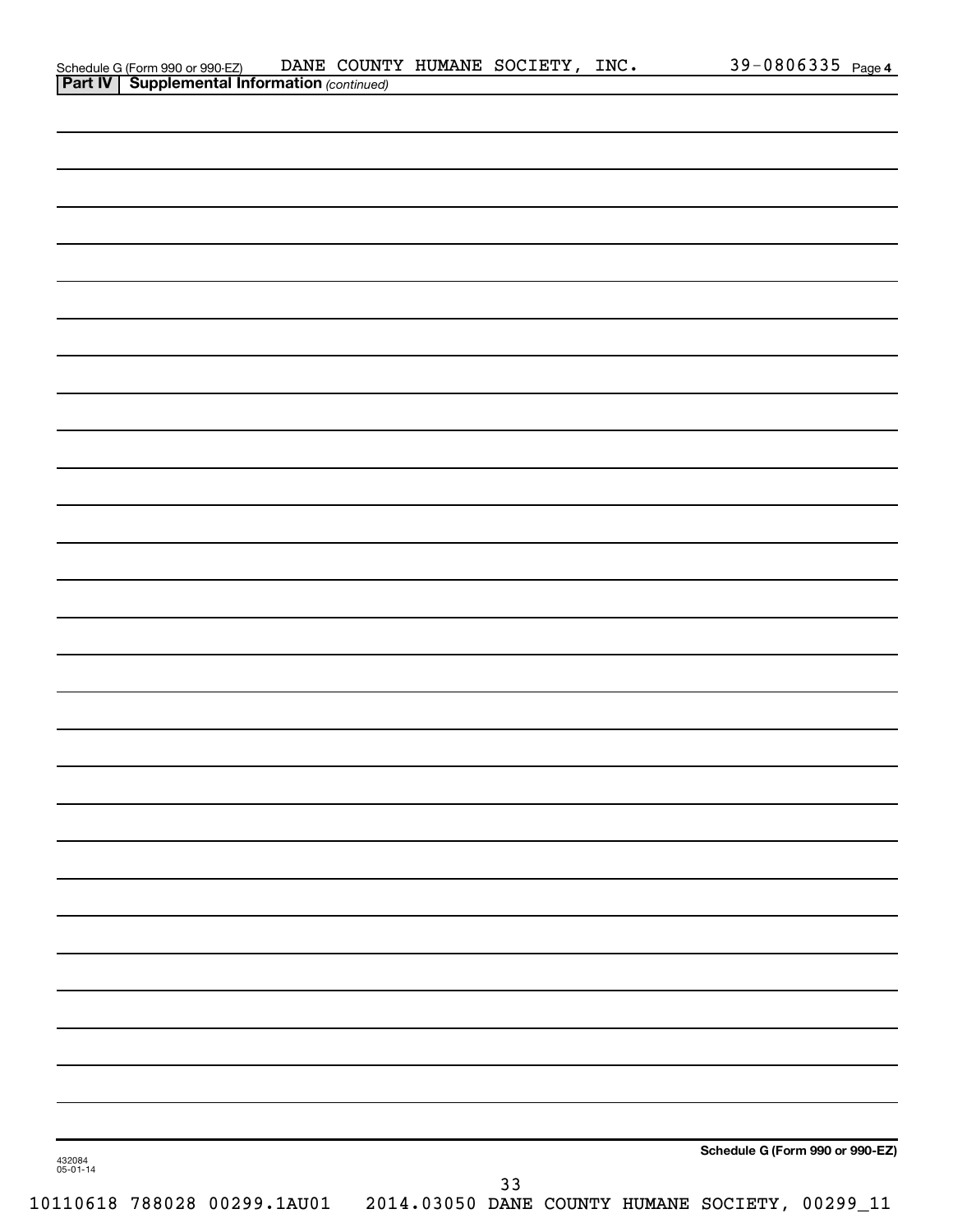Schedule G (Form 990 or 990-EZ) DANE COUNTY HUMANE SOCIETY, INC. 39-0806335 Page 4

**Part IV | Supplemental Information** *(continued)*

**Schedule G (Form 990 or 990-EZ)**

432084
05-01-14

10110618 788028 00299.1AU01 2014.03050 DANE COUNTY HUMANE SOCIETY, 00299_11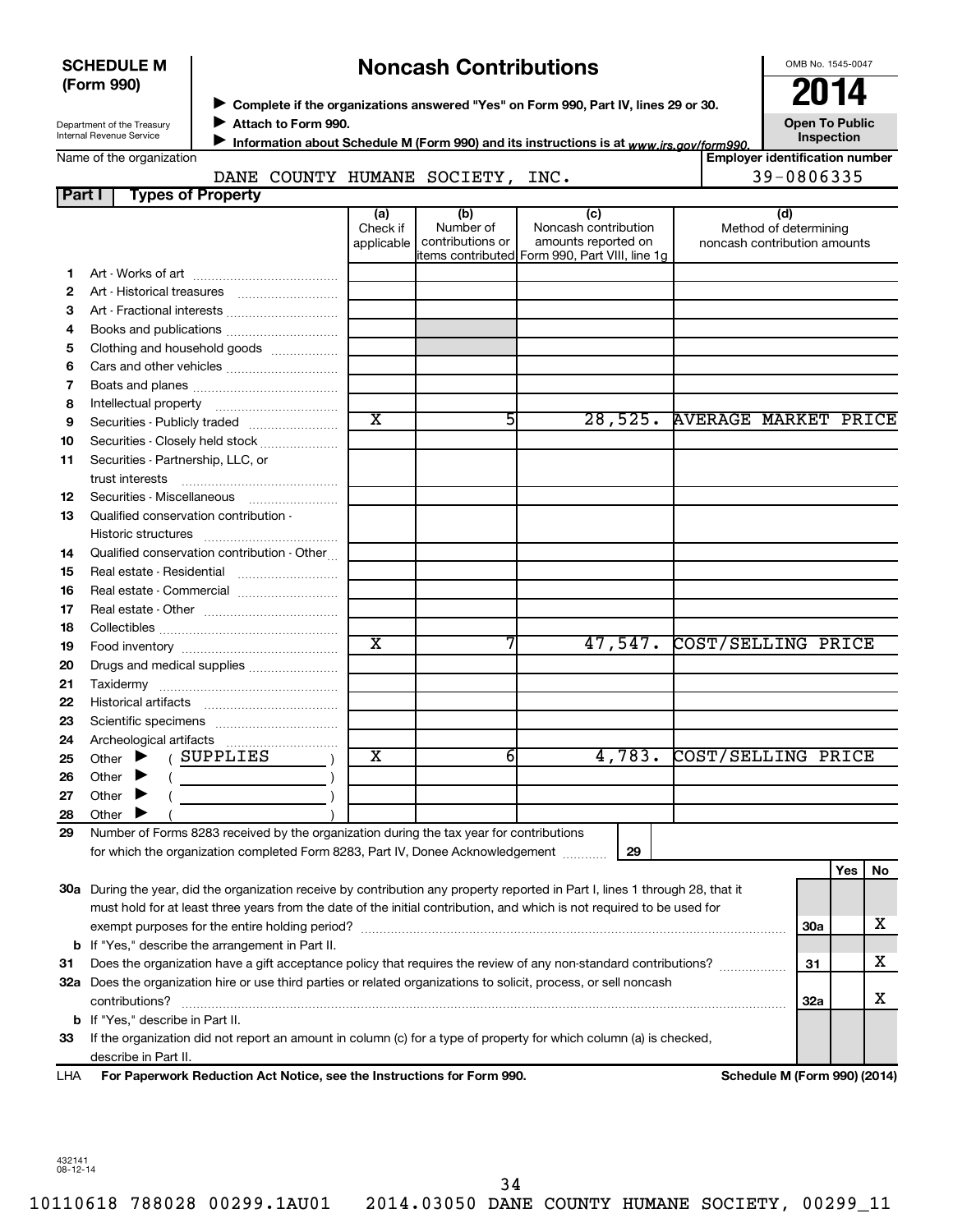**SCHEDULE M (Form 990)**

Department of the Treasury
Internal Revenue Service

# Noncash Contributions

▶ Complete if the organizations answered "Yes" on Form 990, Part IV, lines 29 or 30.
▶ Attach to Form 990.
▶ Information about Schedule M (Form 990) and its instructions is at www.irs.gov/form990.

OMB No. 1545-0047

**2014**

**Open To Public Inspection**

Name of the organization: DANE COUNTY HUMANE SOCIETY, INC.

Employer identification number: 39-0806335

## Part I Types of Property

| | | (a) Check if applicable | (b) Number of contributions or items contributed | (c) Noncash contribution amounts reported on Form 990, Part VIII, line 1g | (d) Method of determining noncash contribution amounts |
|---|---|---|---|---|---|
| 1 | Art - Works of art | | | | |
| 2 | Art - Historical treasures | | | | |
| 3 | Art - Fractional interests | | | | |
| 4 | Books and publications | | | | |
| 5 | Clothing and household goods | | | | |
| 6 | Cars and other vehicles | | | | |
| 7 | Boats and planes | | | | |
| 8 | Intellectual property | | | | |
| 9 | Securities - Publicly traded | X | 5 | 28,525. | AVERAGE MARKET PRICE |
| 10 | Securities - Closely held stock | | | | |
| 11 | Securities - Partnership, LLC, or trust interests | | | | |
| 12 | Securities - Miscellaneous | | | | |
| 13 | Qualified conservation contribution - Historic structures | | | | |
| 14 | Qualified conservation contribution - Other | | | | |
| 15 | Real estate - Residential | | | | |
| 16 | Real estate - Commercial | | | | |
| 17 | Real estate - Other | | | | |
| 18 | Collectibles | | | | |
| 19 | Food inventory | X | 7 | 47,547. | COST/SELLING PRICE |
| 20 | Drugs and medical supplies | | | | |
| 21 | Taxidermy | | | | |
| 22 | Historical artifacts | | | | |
| 23 | Scientific specimens | | | | |
| 24 | Archeological artifacts | | | | |
| 25 | Other ▶ ( SUPPLIES ) | X | 6 | 4,783. | COST/SELLING PRICE |
| 26 | Other ▶ ( ) | | | | |
| 27 | Other ▶ ( ) | | | | |
| 28 | Other ▶ ( ) | | | | |

29 Number of Forms 8283 received by the organization during the tax year for contributions for which the organization completed Form 8283, Part IV, Donee Acknowledgement ..... **29**

| | | | Yes | No |
|---|---|---|---|---|
| 30a | During the year, did the organization receive by contribution any property reported in Part I, lines 1 through 28, that it must hold for at least three years from the date of the initial contribution, and which is not required to be used for exempt purposes for the entire holding period? | 30a | | X |
| b | If "Yes," describe the arrangement in Part II. | | | |
| 31 | Does the organization have a gift acceptance policy that requires the review of any non-standard contributions? | 31 | | X |
| 32a | Does the organization hire or use third parties or related organizations to solicit, process, or sell noncash contributions? | 32a | | X |
| b | If "Yes," describe in Part II. | | | |
| 33 | If the organization did not report an amount in column (c) for a type of property for which column (a) is checked, describe in Part II. | | | |

LHA **For Paperwork Reduction Act Notice, see the Instructions for Form 990.** **Schedule M (Form 990) (2014)**

432141
08-12-14

10110618 788028 00299.1AU01 2014.03050 DANE COUNTY HUMANE SOCIETY, 00299_11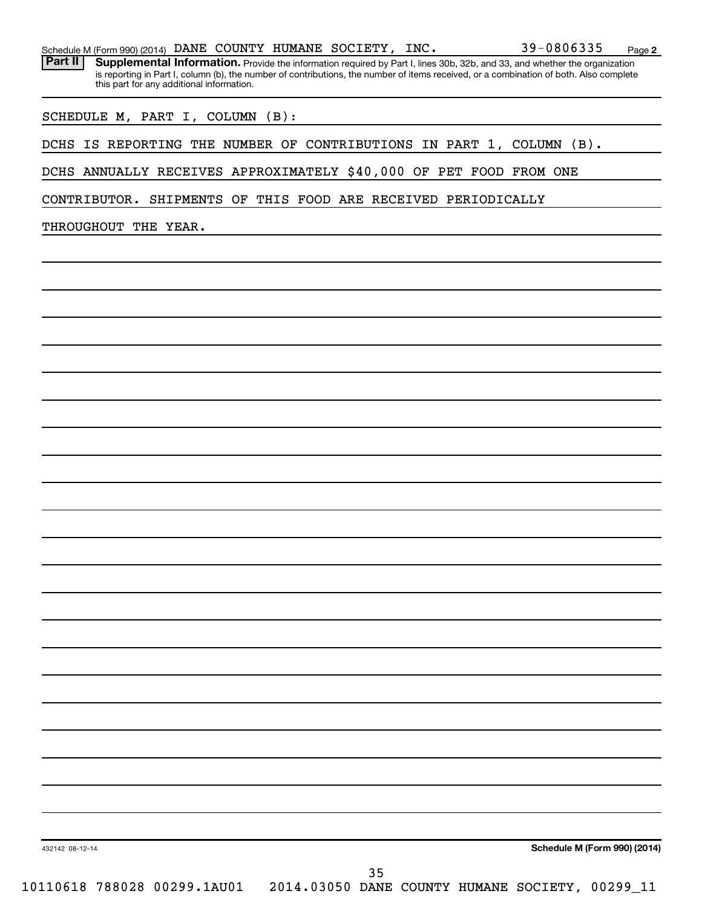Schedule M (Form 990) (2014) DANE COUNTY HUMANE SOCIETY, INC. 39-0806335 Page 2

**Part II** **Supplemental Information.** Provide the information required by Part I, lines 30b, 32b, and 33, and whether the organization is reporting in Part I, column (b), the number of contributions, the number of items received, or a combination of both. Also complete this part for any additional information.

SCHEDULE M, PART I, COLUMN (B):

DCHS IS REPORTING THE NUMBER OF CONTRIBUTIONS IN PART 1, COLUMN (B).

DCHS ANNUALLY RECEIVES APPROXIMATELY $40,000 OF PET FOOD FROM ONE CONTRIBUTOR. SHIPMENTS OF THIS FOOD ARE RECEIVED PERIODICALLY THROUGHOUT THE YEAR.

432142 08-12-14 **Schedule M (Form 990) (2014)**

10110618 788028 00299.1AU01 2014.03050 DANE COUNTY HUMANE SOCIETY, 00299_11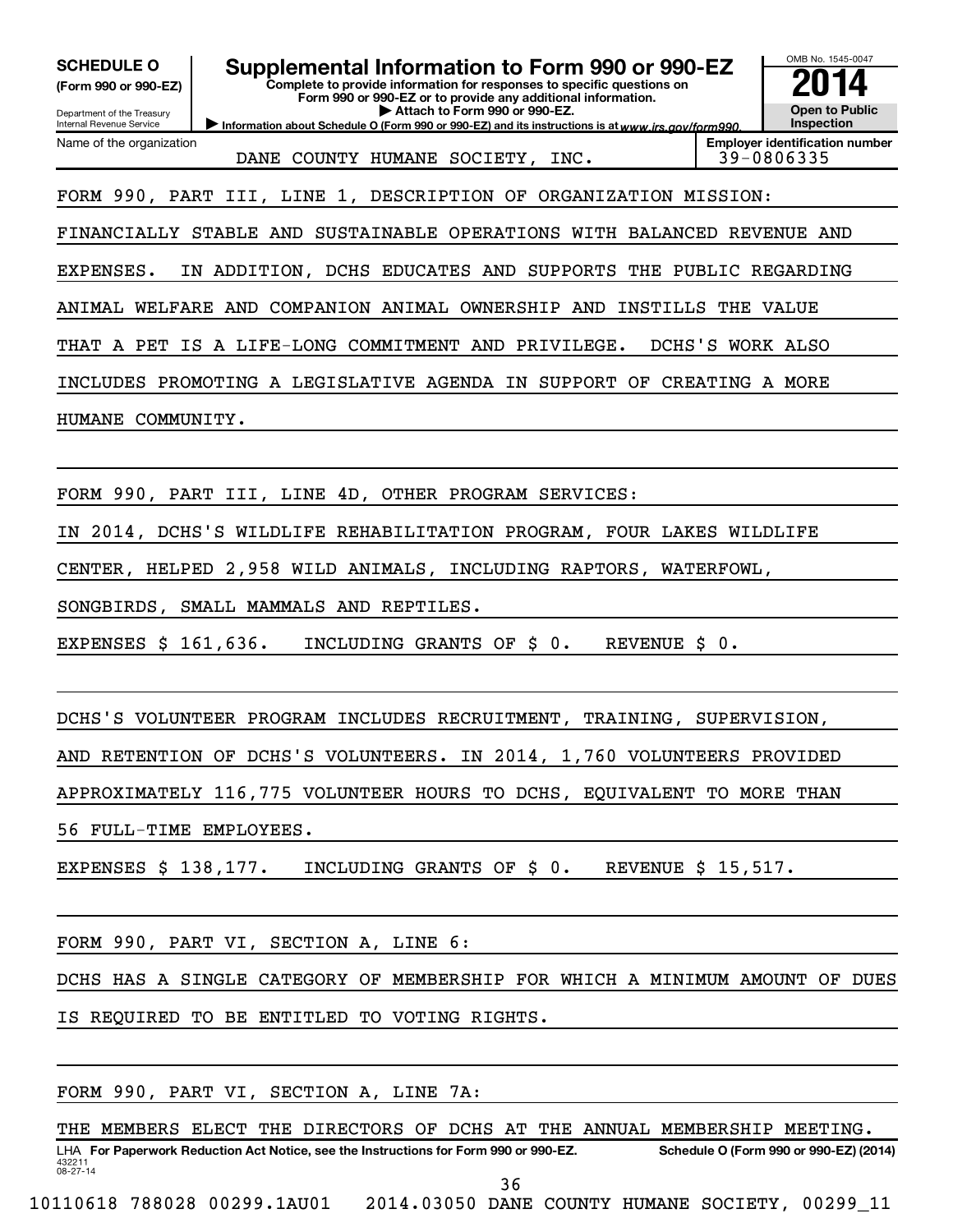**SCHEDULE O**
**(Form 990 or 990-EZ)**

Department of the Treasury
Internal Revenue Service

# Supplemental Information to Form 990 or 990-EZ

**Complete to provide information for responses to specific questions on Form 990 or 990-EZ or to provide any additional information.**
**▶ Attach to Form 990 or 990-EZ.**
**▶ Information about Schedule O (Form 990 or 990-EZ) and its instructions is at www.irs.gov/form990.**

OMB No. 1545-0047
**2014**
**Open to Public Inspection**

| Name of the organization | Employer identification number |
|---|---|
| DANE COUNTY HUMANE SOCIETY, INC. | 39-0806335 |

FORM 990, PART III, LINE 1, DESCRIPTION OF ORGANIZATION MISSION:

FINANCIALLY STABLE AND SUSTAINABLE OPERATIONS WITH BALANCED REVENUE AND EXPENSES. IN ADDITION, DCHS EDUCATES AND SUPPORTS THE PUBLIC REGARDING ANIMAL WELFARE AND COMPANION ANIMAL OWNERSHIP AND INSTILLS THE VALUE THAT A PET IS A LIFE-LONG COMMITMENT AND PRIVILEGE. DCHS'S WORK ALSO INCLUDES PROMOTING A LEGISLATIVE AGENDA IN SUPPORT OF CREATING A MORE HUMANE COMMUNITY.

FORM 990, PART III, LINE 4D, OTHER PROGRAM SERVICES:

IN 2014, DCHS'S WILDLIFE REHABILITATION PROGRAM, FOUR LAKES WILDLIFE CENTER, HELPED 2,958 WILD ANIMALS, INCLUDING RAPTORS, WATERFOWL, SONGBIRDS, SMALL MAMMALS AND REPTILES.

EXPENSES $ 161,636. INCLUDING GRANTS OF $ 0. REVENUE $ 0.

DCHS'S VOLUNTEER PROGRAM INCLUDES RECRUITMENT, TRAINING, SUPERVISION, AND RETENTION OF DCHS'S VOLUNTEERS. IN 2014, 1,760 VOLUNTEERS PROVIDED APPROXIMATELY 116,775 VOLUNTEER HOURS TO DCHS, EQUIVALENT TO MORE THAN 56 FULL-TIME EMPLOYEES.

EXPENSES $ 138,177. INCLUDING GRANTS OF $ 0. REVENUE $ 15,517.

FORM 990, PART VI, SECTION A, LINE 6:

DCHS HAS A SINGLE CATEGORY OF MEMBERSHIP FOR WHICH A MINIMUM AMOUNT OF DUES IS REQUIRED TO BE ENTITLED TO VOTING RIGHTS.

FORM 990, PART VI, SECTION A, LINE 7A:

THE MEMBERS ELECT THE DIRECTORS OF DCHS AT THE ANNUAL MEMBERSHIP MEETING.

LHA **For Paperwork Reduction Act Notice, see the Instructions for Form 990 or 990-EZ.** **Schedule O (Form 990 or 990-EZ) (2014)**

432211
08-27-14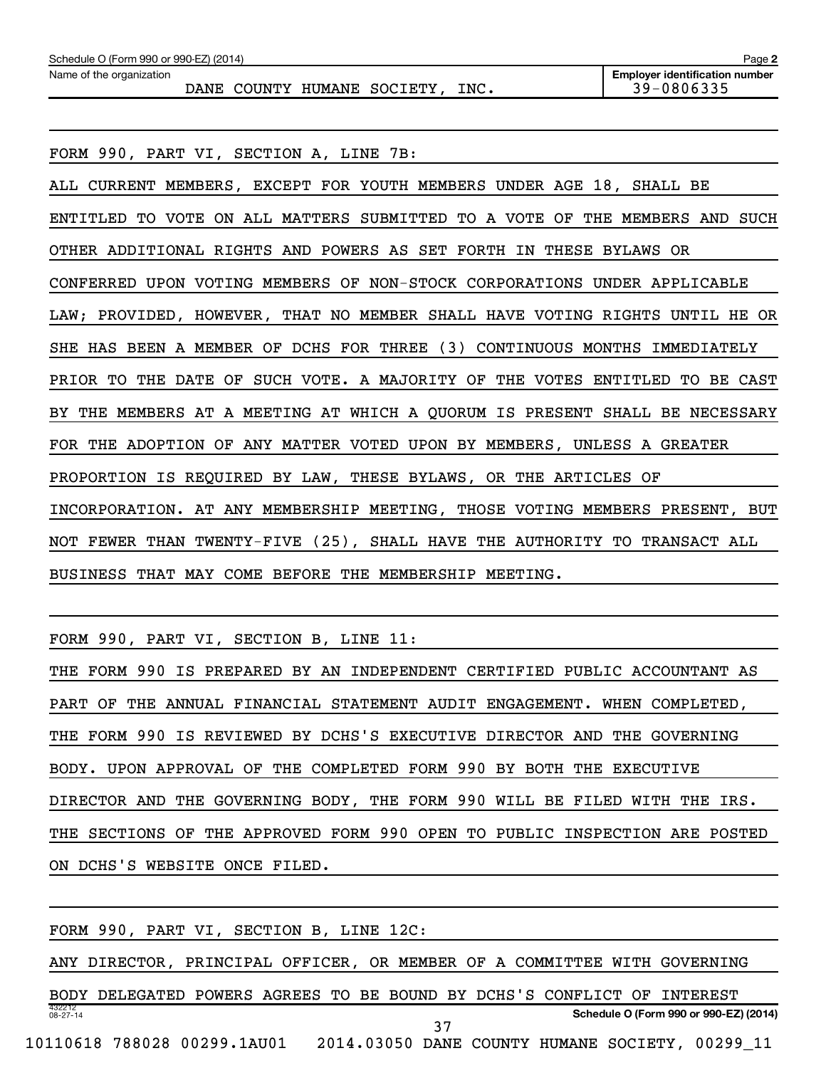Name of the organization: DANE COUNTY HUMANE SOCIETY, INC.

Employer identification number: 39-0806335

FORM 990, PART VI, SECTION A, LINE 7B:

ALL CURRENT MEMBERS, EXCEPT FOR YOUTH MEMBERS UNDER AGE 18, SHALL BE ENTITLED TO VOTE ON ALL MATTERS SUBMITTED TO A VOTE OF THE MEMBERS AND SUCH OTHER ADDITIONAL RIGHTS AND POWERS AS SET FORTH IN THESE BYLAWS OR CONFERRED UPON VOTING MEMBERS OF NON-STOCK CORPORATIONS UNDER APPLICABLE LAW; PROVIDED, HOWEVER, THAT NO MEMBER SHALL HAVE VOTING RIGHTS UNTIL HE OR SHE HAS BEEN A MEMBER OF DCHS FOR THREE (3) CONTINUOUS MONTHS IMMEDIATELY PRIOR TO THE DATE OF SUCH VOTE. A MAJORITY OF THE VOTES ENTITLED TO BE CAST BY THE MEMBERS AT A MEETING AT WHICH A QUORUM IS PRESENT SHALL BE NECESSARY FOR THE ADOPTION OF ANY MATTER VOTED UPON BY MEMBERS, UNLESS A GREATER PROPORTION IS REQUIRED BY LAW, THESE BYLAWS, OR THE ARTICLES OF INCORPORATION. AT ANY MEMBERSHIP MEETING, THOSE VOTING MEMBERS PRESENT, BUT NOT FEWER THAN TWENTY-FIVE (25), SHALL HAVE THE AUTHORITY TO TRANSACT ALL BUSINESS THAT MAY COME BEFORE THE MEMBERSHIP MEETING.

FORM 990, PART VI, SECTION B, LINE 11:

THE FORM 990 IS PREPARED BY AN INDEPENDENT CERTIFIED PUBLIC ACCOUNTANT AS PART OF THE ANNUAL FINANCIAL STATEMENT AUDIT ENGAGEMENT. WHEN COMPLETED, THE FORM 990 IS REVIEWED BY DCHS'S EXECUTIVE DIRECTOR AND THE GOVERNING BODY. UPON APPROVAL OF THE COMPLETED FORM 990 BY BOTH THE EXECUTIVE DIRECTOR AND THE GOVERNING BODY, THE FORM 990 WILL BE FILED WITH THE IRS. THE SECTIONS OF THE APPROVED FORM 990 OPEN TO PUBLIC INSPECTION ARE POSTED ON DCHS'S WEBSITE ONCE FILED.

FORM 990, PART VI, SECTION B, LINE 12C:

ANY DIRECTOR, PRINCIPAL OFFICER, OR MEMBER OF A COMMITTEE WITH GOVERNING BODY DELEGATED POWERS AGREES TO BE BOUND BY DCHS'S CONFLICT OF INTEREST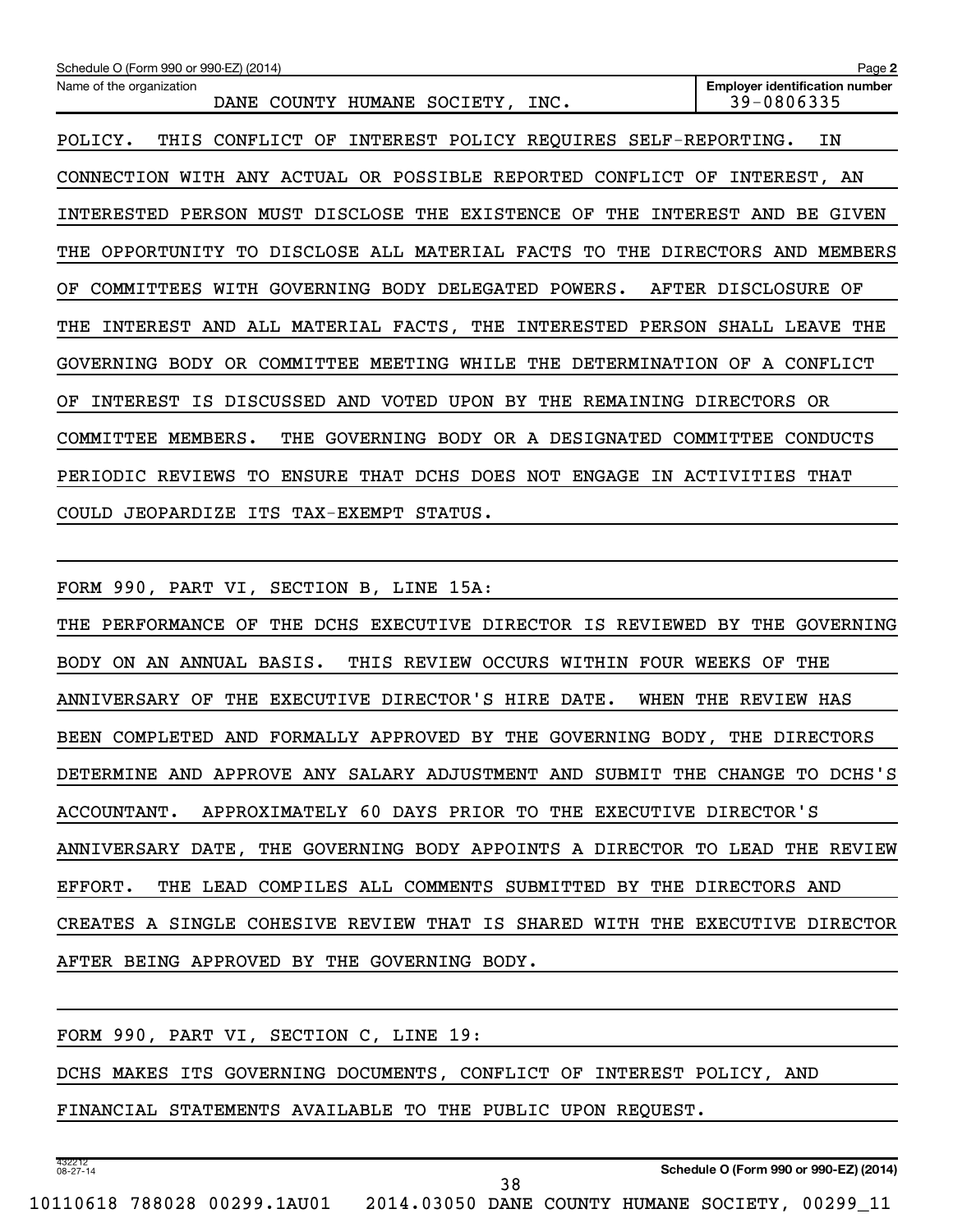Schedule O (Form 990 or 990-EZ) (2014)

Name of the organization: DANE COUNTY HUMANE SOCIETY, INC.

Employer identification number: 39-0806335

POLICY. THIS CONFLICT OF INTEREST POLICY REQUIRES SELF-REPORTING. IN CONNECTION WITH ANY ACTUAL OR POSSIBLE REPORTED CONFLICT OF INTEREST, AN INTERESTED PERSON MUST DISCLOSE THE EXISTENCE OF THE INTEREST AND BE GIVEN THE OPPORTUNITY TO DISCLOSE ALL MATERIAL FACTS TO THE DIRECTORS AND MEMBERS OF COMMITTEES WITH GOVERNING BODY DELEGATED POWERS. AFTER DISCLOSURE OF THE INTEREST AND ALL MATERIAL FACTS, THE INTERESTED PERSON SHALL LEAVE THE GOVERNING BODY OR COMMITTEE MEETING WHILE THE DETERMINATION OF A CONFLICT OF INTEREST IS DISCUSSED AND VOTED UPON BY THE REMAINING DIRECTORS OR COMMITTEE MEMBERS. THE GOVERNING BODY OR A DESIGNATED COMMITTEE CONDUCTS PERIODIC REVIEWS TO ENSURE THAT DCHS DOES NOT ENGAGE IN ACTIVITIES THAT COULD JEOPARDIZE ITS TAX-EXEMPT STATUS.

FORM 990, PART VI, SECTION B, LINE 15A:

THE PERFORMANCE OF THE DCHS EXECUTIVE DIRECTOR IS REVIEWED BY THE GOVERNING BODY ON AN ANNUAL BASIS. THIS REVIEW OCCURS WITHIN FOUR WEEKS OF THE ANNIVERSARY OF THE EXECUTIVE DIRECTOR'S HIRE DATE. WHEN THE REVIEW HAS BEEN COMPLETED AND FORMALLY APPROVED BY THE GOVERNING BODY, THE DIRECTORS DETERMINE AND APPROVE ANY SALARY ADJUSTMENT AND SUBMIT THE CHANGE TO DCHS'S ACCOUNTANT. APPROXIMATELY 60 DAYS PRIOR TO THE EXECUTIVE DIRECTOR'S ANNIVERSARY DATE, THE GOVERNING BODY APPOINTS A DIRECTOR TO LEAD THE REVIEW EFFORT. THE LEAD COMPILES ALL COMMENTS SUBMITTED BY THE DIRECTORS AND CREATES A SINGLE COHESIVE REVIEW THAT IS SHARED WITH THE EXECUTIVE DIRECTOR AFTER BEING APPROVED BY THE GOVERNING BODY.

FORM 990, PART VI, SECTION C, LINE 19:

DCHS MAKES ITS GOVERNING DOCUMENTS, CONFLICT OF INTEREST POLICY, AND FINANCIAL STATEMENTS AVAILABLE TO THE PUBLIC UPON REQUEST.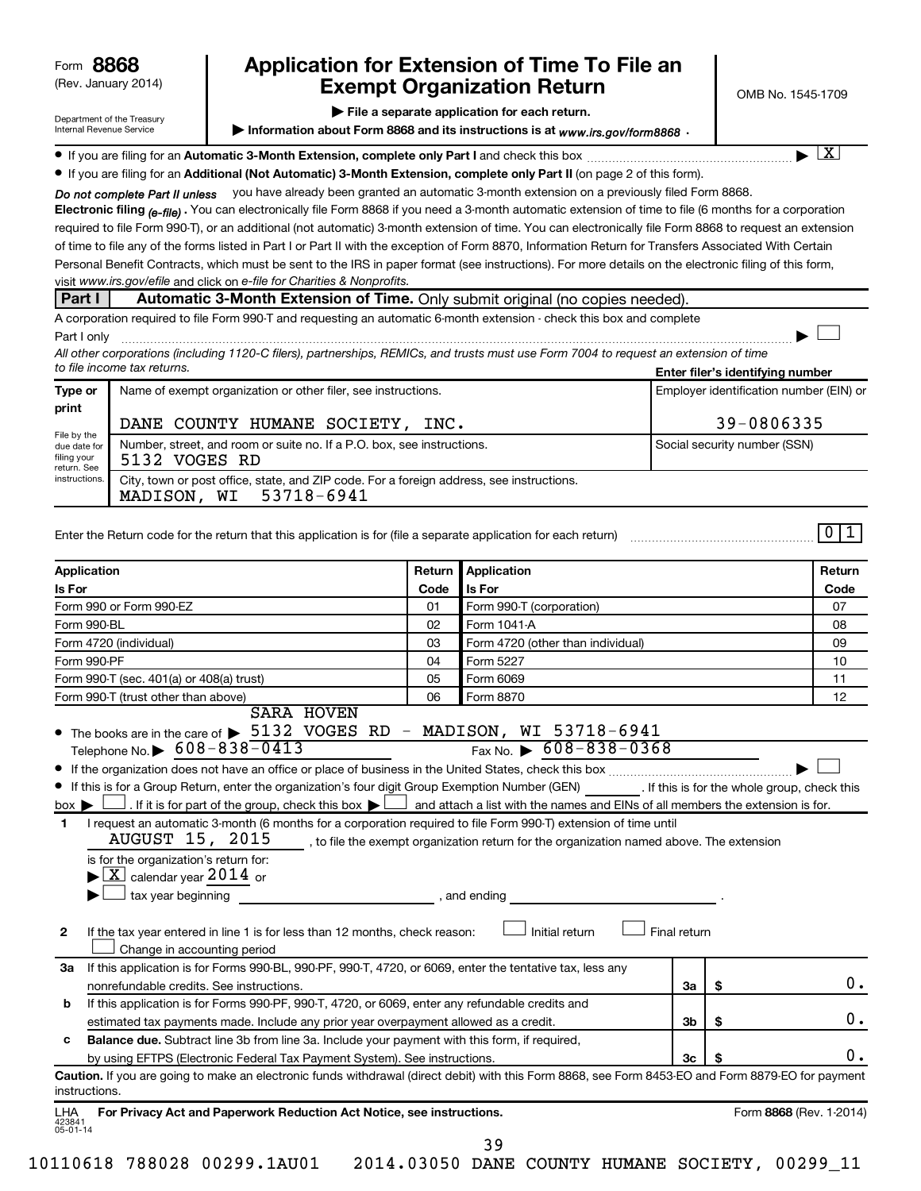Form **8868**
(Rev. January 2014)

Department of the Treasury
Internal Revenue Service

# Application for Extension of Time To File an Exempt Organization Return

▶ **File a separate application for each return.**

▶ **Information about Form 8868 and its instructions is at** *www.irs.gov/form8868* .

OMB No. 1545-1709

- If you are filing for an **Automatic 3-Month Extension, complete only Part I** and check this box ▶ [X]
- If you are filing for an **Additional (Not Automatic) 3-Month Extension, complete only Part II** (on page 2 of this form).

***Do not complete Part II unless*** you have already been granted an automatic 3-month extension on a previously filed Form 8868.

**Electronic filing** *(e-file)*. You can electronically file Form 8868 if you need a 3-month automatic extension of time to file (6 months for a corporation required to file Form 990-T), or an additional (not automatic) 3-month extension of time. You can electronically file Form 8868 to request an extension of time to file any of the forms listed in Part I or Part II with the exception of Form 8870, Information Return for Transfers Associated With Certain Personal Benefit Contracts, which must be sent to the IRS in paper format (see instructions). For more details on the electronic filing of this form, visit *www.irs.gov/efile* and click on *e-file for Charities & Nonprofits.*

**Part I** **Automatic 3-Month Extension of Time.** Only submit original (no copies needed).

A corporation required to file Form 990-T and requesting an automatic 6-month extension - check this box and complete Part I only ▶ [ ]

*All other corporations (including 1120-C filers), partnerships, REMICs, and trusts must use Form 7004 to request an extension of time to file income tax returns.*

**Enter filer's identifying number**

| Type or print | | |
|---|---|---|
| | Name of exempt organization or other filer, see instructions. DANE COUNTY HUMANE SOCIETY, INC. | Employer identification number (EIN) or 39-0806335 |
| File by the due date for filing your return. See instructions. | Number, street, and room or suite no. If a P.O. box, see instructions. 5132 VOGES RD | Social security number (SSN) |
| | City, town or post office, state, and ZIP code. For a foreign address, see instructions. MADISON, WI 53718-6941 | |

Enter the Return code for the return that this application is for (file a separate application for each return) 0 1

| Application Is For | Return Code | Application Is For | Return Code |
|---|---|---|---|
| Form 990 or Form 990-EZ | 01 | Form 990-T (corporation) | 07 |
| Form 990-BL | 02 | Form 1041-A | 08 |
| Form 4720 (individual) | 03 | Form 4720 (other than individual) | 09 |
| Form 990-PF | 04 | Form 5227 | 10 |
| Form 990-T (sec. 401(a) or 408(a) trust) | 05 | Form 6069 | 11 |
| Form 990-T (trust other than above) | 06 | Form 8870 | 12 |

- The books are in the care of ▶ SARA HOVEN 5132 VOGES RD - MADISON, WI 53718-6941
  Telephone No. ▶ 608-838-0413 Fax No. ▶ 608-838-0368
- If the organization does not have an office or place of business in the United States, check this box ▶ [ ]
- If this is for a Group Return, enter the organization's four digit Group Exemption Number (GEN) ______. If this is for the whole group, check this box ▶ [ ]. If it is for part of the group, check this box ▶ [ ] and attach a list with the names and EINs of all members the extension is for.

**1** I request an automatic 3-month (6 months for a corporation required to file Form 990-T) extension of time until AUGUST 15, 2015 , to file the exempt organization return for the organization named above. The extension is for the organization's return for:
▶ [X] calendar year 2014 or
▶ [ ] tax year beginning ______________, and ending ______________.

**2** If the tax year entered in line 1 is for less than 12 months, check reason: [ ] Initial return [ ] Final return [ ] Change in accounting period

| | | | |
|---|---|---|---|
| **3a** | If this application is for Forms 990-BL, 990-PF, 990-T, 4720, or 6069, enter the tentative tax, less any nonrefundable credits. See instructions. | 3a | $ 0. |
| **b** | If this application is for Forms 990-PF, 990-T, 4720, or 6069, enter any refundable credits and estimated tax payments made. Include any prior year overpayment allowed as a credit. | 3b | $ 0. |
| **c** | **Balance due.** Subtract line 3b from line 3a. Include your payment with this form, if required, by using EFTPS (Electronic Federal Tax Payment System). See instructions. | 3c | $ 0. |

**Caution.** If you are going to make an electronic funds withdrawal (direct debit) with this Form 8868, see Form 8453-EO and Form 8879-EO for payment instructions.

LHA **For Privacy Act and Paperwork Reduction Act Notice, see instructions.** Form **8868** (Rev. 1-2014)

423841 05-01-14

10110618 788028 00299.1AU01 2014.03050 DANE COUNTY HUMANE SOCIETY, 00299_11